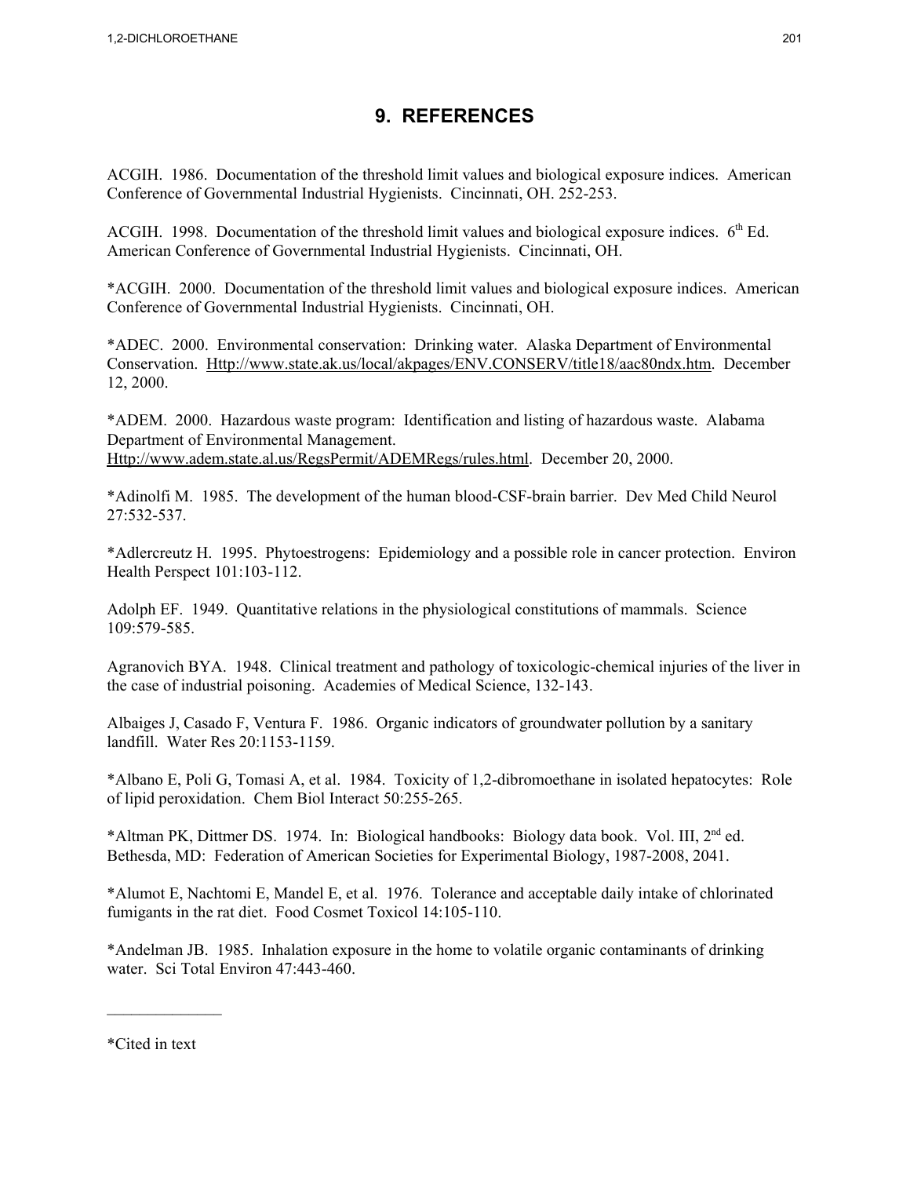# 9. REFERENCES

ACGIH. 1986. Documentation of the threshold limit values and biological exposure indices. American Conference of Governmental Industrial Hygienists. Cincinnati, OH. 252-253.

ACGIH. 1998. Documentation of the threshold limit values and biological exposure indices. 6th Ed. American Conference of Governmental Industrial Hygienists. Cincinnati, OH.

*ACGIH. 2000. Documentation of the threshold limit values and biological exposure indices. American Conference of Governmental Industrial Hygienists. Cincinnati, OH.

*ADEC. 2000. Environmental conservation: Drinking water. Alaska Department of Environmental Conservation. Http://www.state.ak.us/local/akpages/ENV.CONSERV/title18/aac80ndx.htm. December 12, 2000.

*ADEM. 2000. Hazardous waste program: Identification and listing of hazardous waste. Alabama Department of Environmental Management. Http://www.adem.state.al.us/RegsPermit/ADEMRegs/rules.html. December 20, 2000.

*Adinolfi M. 1985. The development of the human blood-CSF-brain barrier. Dev Med Child Neurol 27:532-537.

*Adlercreutz H. 1995. Phytoestrogens: Epidemiology and a possible role in cancer protection. Environ Health Perspect 101:103-112.

Adolph EF. 1949. Quantitative relations in the physiological constitutions of mammals. Science 109:579-585.

Agranovich BYA. 1948. Clinical treatment and pathology of toxicologic-chemical injuries of the liver in the case of industrial poisoning. Academies of Medical Science, 132-143.

Albaiges J, Casado F, Ventura F. 1986. Organic indicators of groundwater pollution by a sanitary landfill. Water Res 20:1153-1159.

*Albano E, Poli G, Tomasi A, et al. 1984. Toxicity of 1,2-dibromoethane in isolated hepatocytes: Role of lipid peroxidation. Chem Biol Interact 50:255-265.

*Altman PK, Dittmer DS. 1974. In: Biological handbooks: Biology data book. Vol. III, 2nd ed. Bethesda, MD: Federation of American Societies for Experimental Biology, 1987-2008, 2041.

*Alumot E, Nachtomi E, Mandel E, et al. 1976. Tolerance and acceptable daily intake of chlorinated fumigants in the rat diet. Food Cosmet Toxicol 14:105-110.

*Andelman JB. 1985. Inhalation exposure in the home to volatile organic contaminants of drinking water. Sci Total Environ 47:443-460.

---

*Cited in text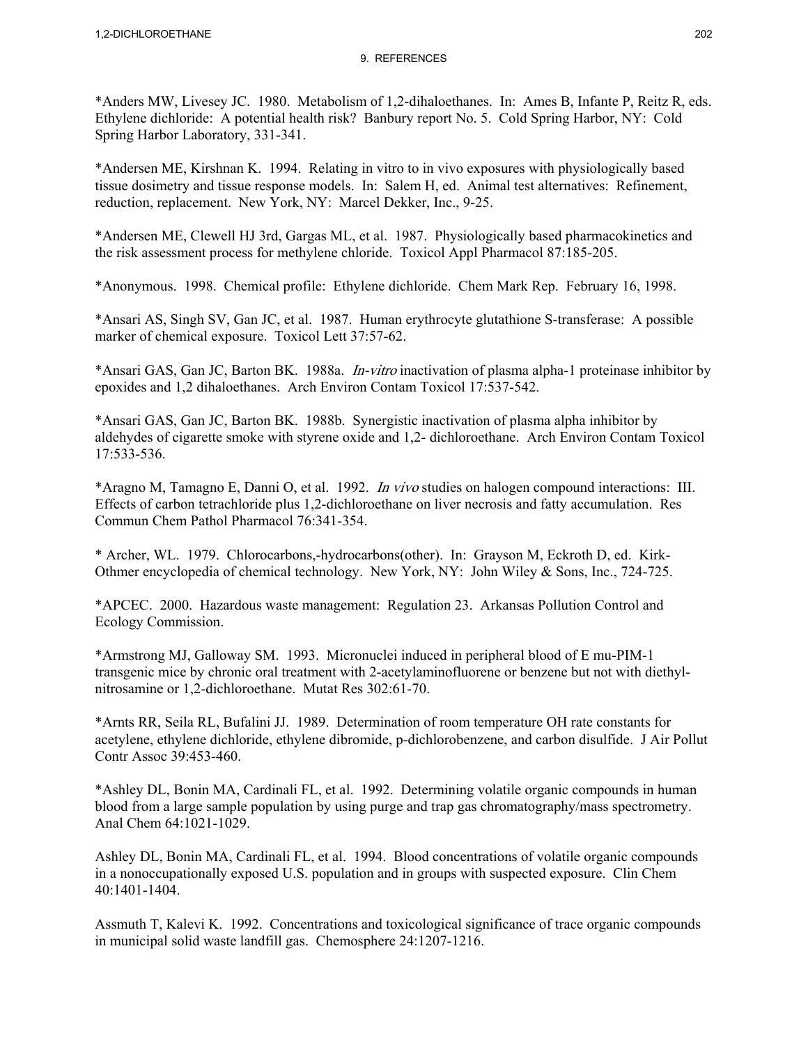*Anders MW, Livesey JC. 1980. Metabolism of 1,2-dihaloethanes. In: Ames B, Infante P, Reitz R, eds. Ethylene dichloride: A potential health risk? Banbury report No. 5. Cold Spring Harbor, NY: Cold Spring Harbor Laboratory, 331-341.

*Andersen ME, Kirshnan K. 1994. Relating in vitro to in vivo exposures with physiologically based tissue dosimetry and tissue response models. In: Salem H, ed. Animal test alternatives: Refinement, reduction, replacement. New York, NY: Marcel Dekker, Inc., 9-25.

*Andersen ME, Clewell HJ 3rd, Gargas ML, et al. 1987. Physiologically based pharmacokinetics and the risk assessment process for methylene chloride. Toxicol Appl Pharmacol 87:185-205.

*Anonymous. 1998. Chemical profile: Ethylene dichloride. Chem Mark Rep. February 16, 1998.

*Ansari AS, Singh SV, Gan JC, et al. 1987. Human erythrocyte glutathione S-transferase: A possible marker of chemical exposure. Toxicol Lett 37:57-62.

*Ansari GAS, Gan JC, Barton BK. 1988a. *In-vitro* inactivation of plasma alpha-1 proteinase inhibitor by epoxides and 1,2 dihaloethanes. Arch Environ Contam Toxicol 17:537-542.

*Ansari GAS, Gan JC, Barton BK. 1988b. Synergistic inactivation of plasma alpha inhibitor by aldehydes of cigarette smoke with styrene oxide and 1,2- dichloroethane. Arch Environ Contam Toxicol 17:533-536.

*Aragno M, Tamagno E, Danni O, et al. 1992. *In vivo* studies on halogen compound interactions: III. Effects of carbon tetrachloride plus 1,2-dichloroethane on liver necrosis and fatty accumulation. Res Commun Chem Pathol Pharmacol 76:341-354.

* Archer, WL. 1979. Chlorocarbons,-hydrocarbons(other). In: Grayson M, Eckroth D, ed. Kirk-Othmer encyclopedia of chemical technology. New York, NY: John Wiley & Sons, Inc., 724-725.

*APCEC. 2000. Hazardous waste management: Regulation 23. Arkansas Pollution Control and Ecology Commission.

*Armstrong MJ, Galloway SM. 1993. Micronuclei induced in peripheral blood of E mu-PIM-1 transgenic mice by chronic oral treatment with 2-acetylaminofluorene or benzene but not with diethyl-nitrosamine or 1,2-dichloroethane. Mutat Res 302:61-70.

*Arnts RR, Seila RL, Bufalini JJ. 1989. Determination of room temperature OH rate constants for acetylene, ethylene dichloride, ethylene dibromide, p-dichlorobenzene, and carbon disulfide. J Air Pollut Contr Assoc 39:453-460.

*Ashley DL, Bonin MA, Cardinali FL, et al. 1992. Determining volatile organic compounds in human blood from a large sample population by using purge and trap gas chromatography/mass spectrometry. Anal Chem 64:1021-1029.

Ashley DL, Bonin MA, Cardinali FL, et al. 1994. Blood concentrations of volatile organic compounds in a nonoccupationally exposed U.S. population and in groups with suspected exposure. Clin Chem 40:1401-1404.

Assmuth T, Kalevi K. 1992. Concentrations and toxicological significance of trace organic compounds in municipal solid waste landfill gas. Chemosphere 24:1207-1216.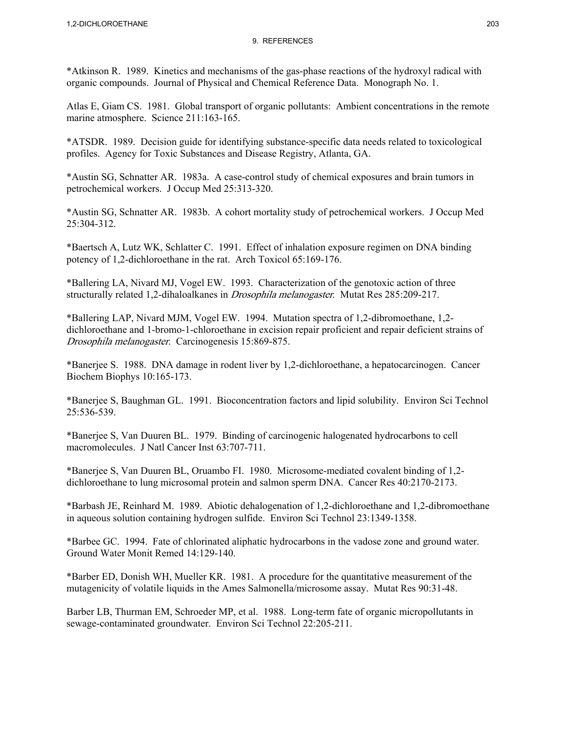*Atkinson R. 1989. Kinetics and mechanisms of the gas-phase reactions of the hydroxyl radical with organic compounds. Journal of Physical and Chemical Reference Data. Monograph No. 1.

Atlas E, Giam CS. 1981. Global transport of organic pollutants: Ambient concentrations in the remote marine atmosphere. Science 211:163-165.

*ATSDR. 1989. Decision guide for identifying substance-specific data needs related to toxicological profiles. Agency for Toxic Substances and Disease Registry, Atlanta, GA.

*Austin SG, Schnatter AR. 1983a. A case-control study of chemical exposures and brain tumors in petrochemical workers. J Occup Med 25:313-320.

*Austin SG, Schnatter AR. 1983b. A cohort mortality study of petrochemical workers. J Occup Med 25:304-312.

*Baertsch A, Lutz WK, Schlatter C. 1991. Effect of inhalation exposure regimen on DNA binding potency of 1,2-dichloroethane in the rat. Arch Toxicol 65:169-176.

*Ballering LA, Nivard MJ, Vogel EW. 1993. Characterization of the genotoxic action of three structurally related 1,2-dihaloalkanes in *Drosophila melanogaster*. Mutat Res 285:209-217.

*Ballering LAP, Nivard MJM, Vogel EW. 1994. Mutation spectra of 1,2-dibromoethane, 1,2-dichloroethane and 1-bromo-1-chloroethane in excision repair proficient and repair deficient strains of *Drosophila melanogaster*. Carcinogenesis 15:869-875.

*Banerjee S. 1988. DNA damage in rodent liver by 1,2-dichloroethane, a hepatocarcinogen. Cancer Biochem Biophys 10:165-173.

*Banerjee S, Baughman GL. 1991. Bioconcentration factors and lipid solubility. Environ Sci Technol 25:536-539.

*Banerjee S, Van Duuren BL. 1979. Binding of carcinogenic halogenated hydrocarbons to cell macromolecules. J Natl Cancer Inst 63:707-711.

*Banerjee S, Van Duuren BL, Oruambo FI. 1980. Microsome-mediated covalent binding of 1,2-dichloroethane to lung microsomal protein and salmon sperm DNA. Cancer Res 40:2170-2173.

*Barbash JE, Reinhard M. 1989. Abiotic dehalogenation of 1,2-dichloroethane and 1,2-dibromoethane in aqueous solution containing hydrogen sulfide. Environ Sci Technol 23:1349-1358.

*Barbee GC. 1994. Fate of chlorinated aliphatic hydrocarbons in the vadose zone and ground water. Ground Water Monit Remed 14:129-140.

*Barber ED, Donish WH, Mueller KR. 1981. A procedure for the quantitative measurement of the mutagenicity of volatile liquids in the Ames Salmonella/microsome assay. Mutat Res 90:31-48.

Barber LB, Thurman EM, Schroeder MP, et al. 1988. Long-term fate of organic micropollutants in sewage-contaminated groundwater. Environ Sci Technol 22:205-211.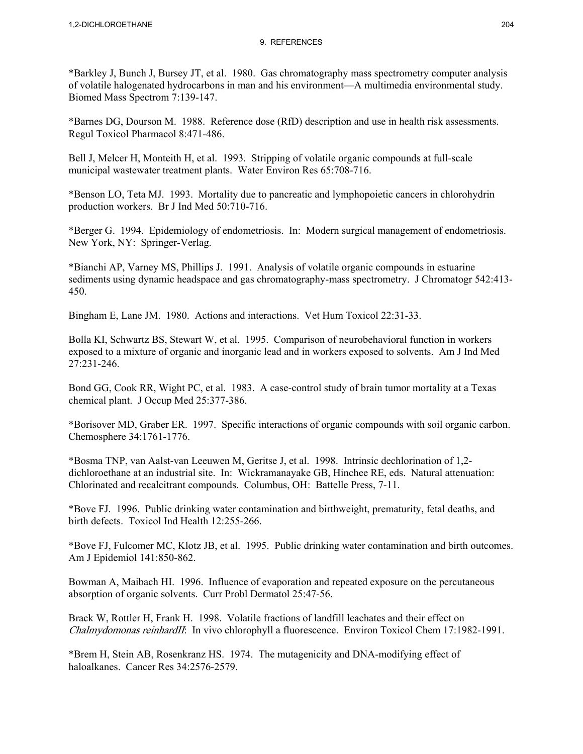## 9. REFERENCES

*Barkley J, Bunch J, Bursey JT, et al. 1980. Gas chromatography mass spectrometry computer analysis of volatile halogenated hydrocarbons in man and his environment—A multimedia environmental study. Biomed Mass Spectrom 7:139-147.

*Barnes DG, Dourson M. 1988. Reference dose (RfD) description and use in health risk assessments. Regul Toxicol Pharmacol 8:471-486.

Bell J, Melcer H, Monteith H, et al. 1993. Stripping of volatile organic compounds at full-scale municipal wastewater treatment plants. Water Environ Res 65:708-716.

*Benson LO, Teta MJ. 1993. Mortality due to pancreatic and lymphopoietic cancers in chlorohydrin production workers. Br J Ind Med 50:710-716.

*Berger G. 1994. Epidemiology of endometriosis. In: Modern surgical management of endometriosis. New York, NY: Springer-Verlag.

*Bianchi AP, Varney MS, Phillips J. 1991. Analysis of volatile organic compounds in estuarine sediments using dynamic headspace and gas chromatography-mass spectrometry. J Chromatogr 542:413-450.

Bingham E, Lane JM. 1980. Actions and interactions. Vet Hum Toxicol 22:31-33.

Bolla KI, Schwartz BS, Stewart W, et al. 1995. Comparison of neurobehavioral function in workers exposed to a mixture of organic and inorganic lead and in workers exposed to solvents. Am J Ind Med 27:231-246.

Bond GG, Cook RR, Wight PC, et al. 1983. A case-control study of brain tumor mortality at a Texas chemical plant. J Occup Med 25:377-386.

*Borisover MD, Graber ER. 1997. Specific interactions of organic compounds with soil organic carbon. Chemosphere 34:1761-1776.

*Bosma TNP, van Aalst-van Leeuwen M, Geritse J, et al. 1998. Intrinsic dechlorination of 1,2-dichloroethane at an industrial site. In: Wickramanayake GB, Hinchee RE, eds. Natural attenuation: Chlorinated and recalcitrant compounds. Columbus, OH: Battelle Press, 7-11.

*Bove FJ. 1996. Public drinking water contamination and birthweight, prematurity, fetal deaths, and birth defects. Toxicol Ind Health 12:255-266.

*Bove FJ, Fulcomer MC, Klotz JB, et al. 1995. Public drinking water contamination and birth outcomes. Am J Epidemiol 141:850-862.

Bowman A, Maibach HI. 1996. Influence of evaporation and repeated exposure on the percutaneous absorption of organic solvents. Curr Probl Dermatol 25:47-56.

Brack W, Rottler H, Frank H. 1998. Volatile fractions of landfill leachates and their effect on *Chalmydomonas reinhardII*: In vivo chlorophyll a fluorescence. Environ Toxicol Chem 17:1982-1991.

*Brem H, Stein AB, Rosenkranz HS. 1974. The mutagenicity and DNA-modifying effect of haloalkanes. Cancer Res 34:2576-2579.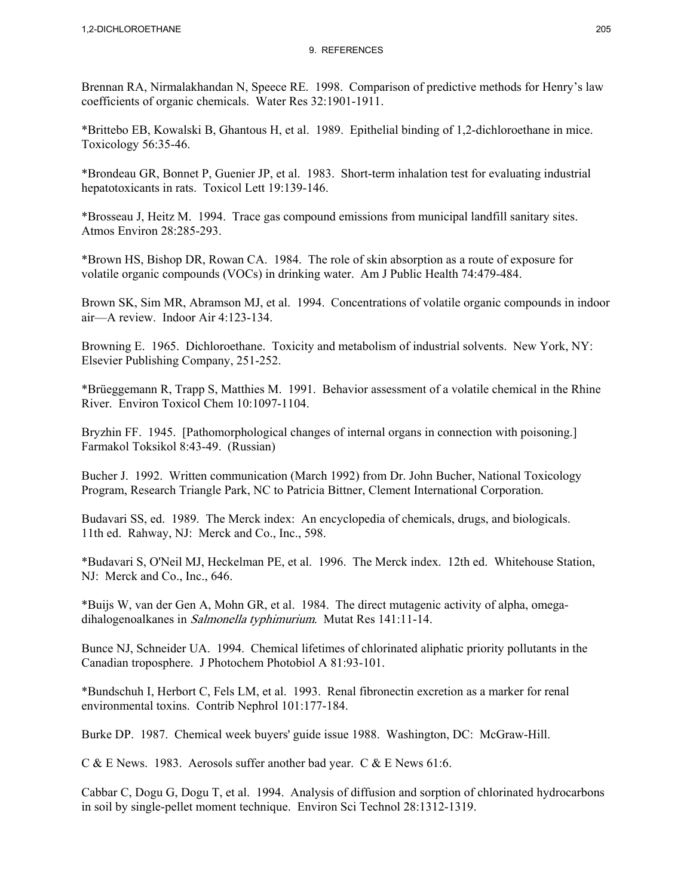Brennan RA, Nirmalakhandan N, Speece RE. 1998. Comparison of predictive methods for Henry's law coefficients of organic chemicals. Water Res 32:1901-1911.

*Brittebo EB, Kowalski B, Ghantous H, et al. 1989. Epithelial binding of 1,2-dichloroethane in mice. Toxicology 56:35-46.

*Brondeau GR, Bonnet P, Guenier JP, et al. 1983. Short-term inhalation test for evaluating industrial hepatotoxicants in rats. Toxicol Lett 19:139-146.

*Brosseau J, Heitz M. 1994. Trace gas compound emissions from municipal landfill sanitary sites. Atmos Environ 28:285-293.

*Brown HS, Bishop DR, Rowan CA. 1984. The role of skin absorption as a route of exposure for volatile organic compounds (VOCs) in drinking water. Am J Public Health 74:479-484.

Brown SK, Sim MR, Abramson MJ, et al. 1994. Concentrations of volatile organic compounds in indoor air—A review. Indoor Air 4:123-134.

Browning E. 1965. Dichloroethane. Toxicity and metabolism of industrial solvents. New York, NY: Elsevier Publishing Company, 251-252.

*Brüeggemann R, Trapp S, Matthies M. 1991. Behavior assessment of a volatile chemical in the Rhine River. Environ Toxicol Chem 10:1097-1104.

Bryzhin FF. 1945. [Pathomorphological changes of internal organs in connection with poisoning.] Farmakol Toksikol 8:43-49. (Russian)

Bucher J. 1992. Written communication (March 1992) from Dr. John Bucher, National Toxicology Program, Research Triangle Park, NC to Patricia Bittner, Clement International Corporation.

Budavari SS, ed. 1989. The Merck index: An encyclopedia of chemicals, drugs, and biologicals. 11th ed. Rahway, NJ: Merck and Co., Inc., 598.

*Budavari S, O'Neil MJ, Heckelman PE, et al. 1996. The Merck index. 12th ed. Whitehouse Station, NJ: Merck and Co., Inc., 646.

*Buijs W, van der Gen A, Mohn GR, et al. 1984. The direct mutagenic activity of alpha, omega-dihalogenoalkanes in *Salmonella typhimurium*. Mutat Res 141:11-14.

Bunce NJ, Schneider UA. 1994. Chemical lifetimes of chlorinated aliphatic priority pollutants in the Canadian troposphere. J Photochem Photobiol A 81:93-101.

*Bundschuh I, Herbort C, Fels LM, et al. 1993. Renal fibronectin excretion as a marker for renal environmental toxins. Contrib Nephrol 101:177-184.

Burke DP. 1987. Chemical week buyers' guide issue 1988. Washington, DC: McGraw-Hill.

C & E News. 1983. Aerosols suffer another bad year. C & E News 61:6.

Cabbar C, Dogu G, Dogu T, et al. 1994. Analysis of diffusion and sorption of chlorinated hydrocarbons in soil by single-pellet moment technique. Environ Sci Technol 28:1312-1319.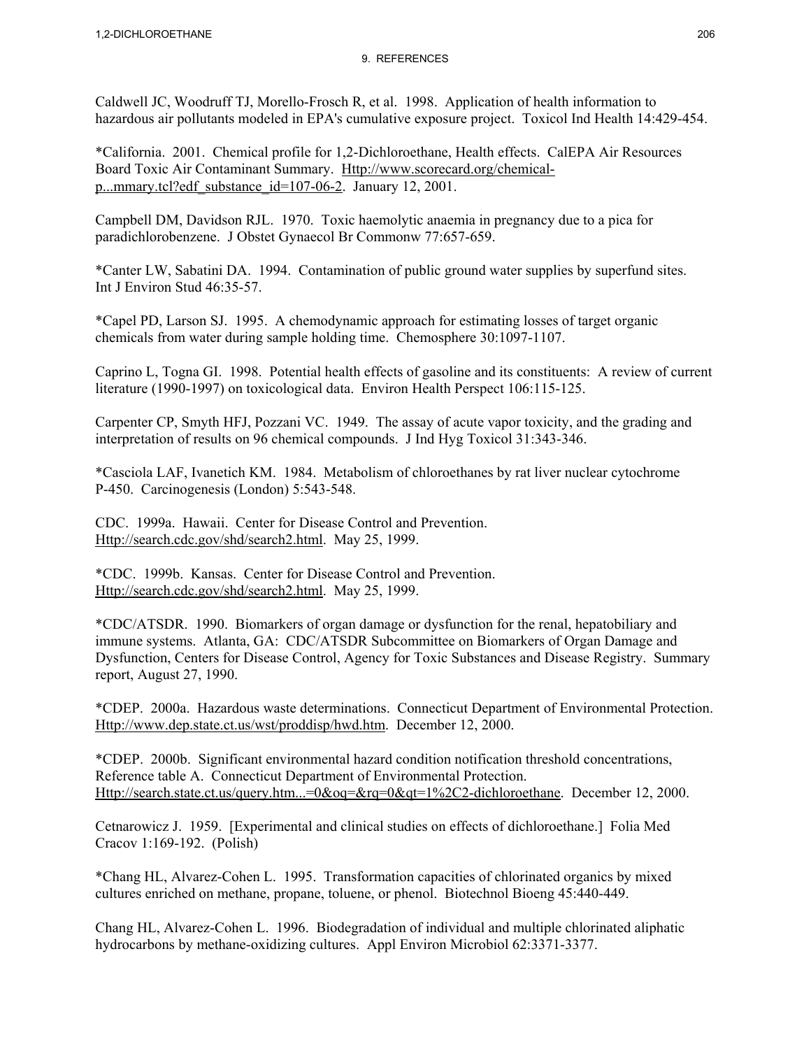## 9. REFERENCES

Caldwell JC, Woodruff TJ, Morello-Frosch R, et al. 1998. Application of health information to hazardous air pollutants modeled in EPA's cumulative exposure project. Toxicol Ind Health 14:429-454.

*California. 2001. Chemical profile for 1,2-Dichloroethane, Health effects. CalEPA Air Resources Board Toxic Air Contaminant Summary. Http://www.scorecard.org/chemical-p...mmary.tcl?edf_substance_id=107-06-2. January 12, 2001.

Campbell DM, Davidson RJL. 1970. Toxic haemolytic anaemia in pregnancy due to a pica for paradichlorobenzene. J Obstet Gynaecol Br Commonw 77:657-659.

*Canter LW, Sabatini DA. 1994. Contamination of public ground water supplies by superfund sites. Int J Environ Stud 46:35-57.

*Capel PD, Larson SJ. 1995. A chemodynamic approach for estimating losses of target organic chemicals from water during sample holding time. Chemosphere 30:1097-1107.

Caprino L, Togna GI. 1998. Potential health effects of gasoline and its constituents: A review of current literature (1990-1997) on toxicological data. Environ Health Perspect 106:115-125.

Carpenter CP, Smyth HFJ, Pozzani VC. 1949. The assay of acute vapor toxicity, and the grading and interpretation of results on 96 chemical compounds. J Ind Hyg Toxicol 31:343-346.

*Casciola LAF, Ivanetich KM. 1984. Metabolism of chloroethanes by rat liver nuclear cytochrome P-450. Carcinogenesis (London) 5:543-548.

CDC. 1999a. Hawaii. Center for Disease Control and Prevention. Http://search.cdc.gov/shd/search2.html. May 25, 1999.

*CDC. 1999b. Kansas. Center for Disease Control and Prevention. Http://search.cdc.gov/shd/search2.html. May 25, 1999.

*CDC/ATSDR. 1990. Biomarkers of organ damage or dysfunction for the renal, hepatobiliary and immune systems. Atlanta, GA: CDC/ATSDR Subcommittee on Biomarkers of Organ Damage and Dysfunction, Centers for Disease Control, Agency for Toxic Substances and Disease Registry. Summary report, August 27, 1990.

*CDEP. 2000a. Hazardous waste determinations. Connecticut Department of Environmental Protection. Http://www.dep.state.ct.us/wst/proddisp/hwd.htm. December 12, 2000.

*CDEP. 2000b. Significant environmental hazard condition notification threshold concentrations, Reference table A. Connecticut Department of Environmental Protection. Http://search.state.ct.us/query.htm...=0&oq=&rq=0&qt=1%2C2-dichloroethane. December 12, 2000.

Cetnarowicz J. 1959. [Experimental and clinical studies on effects of dichloroethane.] Folia Med Cracov 1:169-192. (Polish)

*Chang HL, Alvarez-Cohen L. 1995. Transformation capacities of chlorinated organics by mixed cultures enriched on methane, propane, toluene, or phenol. Biotechnol Bioeng 45:440-449.

Chang HL, Alvarez-Cohen L. 1996. Biodegradation of individual and multiple chlorinated aliphatic hydrocarbons by methane-oxidizing cultures. Appl Environ Microbiol 62:3371-3377.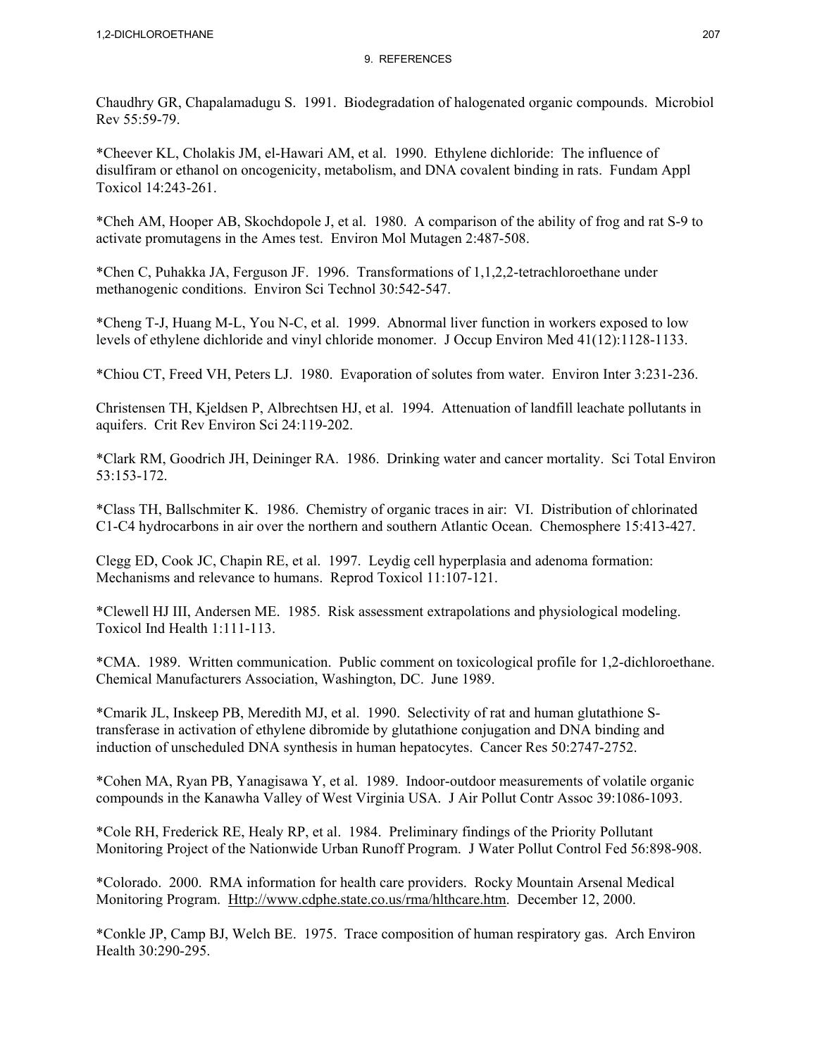Chaudhry GR, Chapalamadugu S. 1991. Biodegradation of halogenated organic compounds. Microbiol Rev 55:59-79.

*Cheever KL, Cholakis JM, el-Hawari AM, et al. 1990. Ethylene dichloride: The influence of disulfiram or ethanol on oncogenicity, metabolism, and DNA covalent binding in rats. Fundam Appl Toxicol 14:243-261.

*Cheh AM, Hooper AB, Skochdopole J, et al. 1980. A comparison of the ability of frog and rat S-9 to activate promutagens in the Ames test. Environ Mol Mutagen 2:487-508.

*Chen C, Puhakka JA, Ferguson JF. 1996. Transformations of 1,1,2,2-tetrachloroethane under methanogenic conditions. Environ Sci Technol 30:542-547.

*Cheng T-J, Huang M-L, You N-C, et al. 1999. Abnormal liver function in workers exposed to low levels of ethylene dichloride and vinyl chloride monomer. J Occup Environ Med 41(12):1128-1133.

*Chiou CT, Freed VH, Peters LJ. 1980. Evaporation of solutes from water. Environ Inter 3:231-236.

Christensen TH, Kjeldsen P, Albrechtsen HJ, et al. 1994. Attenuation of landfill leachate pollutants in aquifers. Crit Rev Environ Sci 24:119-202.

*Clark RM, Goodrich JH, Deininger RA. 1986. Drinking water and cancer mortality. Sci Total Environ 53:153-172.

*Class TH, Ballschmiter K. 1986. Chemistry of organic traces in air: VI. Distribution of chlorinated C1-C4 hydrocarbons in air over the northern and southern Atlantic Ocean. Chemosphere 15:413-427.

Clegg ED, Cook JC, Chapin RE, et al. 1997. Leydig cell hyperplasia and adenoma formation: Mechanisms and relevance to humans. Reprod Toxicol 11:107-121.

*Clewell HJ III, Andersen ME. 1985. Risk assessment extrapolations and physiological modeling. Toxicol Ind Health 1:111-113.

*CMA. 1989. Written communication. Public comment on toxicological profile for 1,2-dichloroethane. Chemical Manufacturers Association, Washington, DC. June 1989.

*Cmarik JL, Inskeep PB, Meredith MJ, et al. 1990. Selectivity of rat and human glutathione S-transferase in activation of ethylene dibromide by glutathione conjugation and DNA binding and induction of unscheduled DNA synthesis in human hepatocytes. Cancer Res 50:2747-2752.

*Cohen MA, Ryan PB, Yanagisawa Y, et al. 1989. Indoor-outdoor measurements of volatile organic compounds in the Kanawha Valley of West Virginia USA. J Air Pollut Contr Assoc 39:1086-1093.

*Cole RH, Frederick RE, Healy RP, et al. 1984. Preliminary findings of the Priority Pollutant Monitoring Project of the Nationwide Urban Runoff Program. J Water Pollut Control Fed 56:898-908.

*Colorado. 2000. RMA information for health care providers. Rocky Mountain Arsenal Medical Monitoring Program. Http://www.cdphe.state.co.us/rma/hlthcare.htm. December 12, 2000.

*Conkle JP, Camp BJ, Welch BE. 1975. Trace composition of human respiratory gas. Arch Environ Health 30:290-295.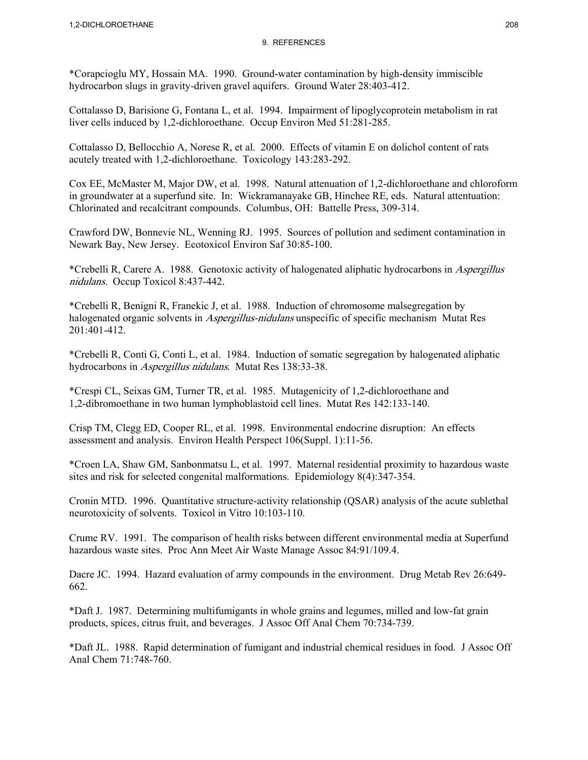*Corapcioglu MY, Hossain MA. 1990. Ground-water contamination by high-density immiscible hydrocarbon slugs in gravity-driven gravel aquifers. Ground Water 28:403-412.

Cottalasso D, Barisione G, Fontana L, et al. 1994. Impairment of lipoglycoprotein metabolism in rat liver cells induced by 1,2-dichloroethane. Occup Environ Med 51:281-285.

Cottalasso D, Bellocchio A, Norese R, et al. 2000. Effects of vitamin E on dolichol content of rats acutely treated with 1,2-dichloroethane. Toxicology 143:283-292.

Cox EE, McMaster M, Major DW, et al. 1998. Natural attenuation of 1,2-dichloroethane and chloroform in groundwater at a superfund site. In: Wickramanayake GB, Hinchee RE, eds. Natural attentuation: Chlorinated and recalcitrant compounds. Columbus, OH: Battelle Press, 309-314.

Crawford DW, Bonnevie NL, Wenning RJ. 1995. Sources of pollution and sediment contamination in Newark Bay, New Jersey. Ecotoxicol Environ Saf 30:85-100.

*Crebelli R, Carere A. 1988. Genotoxic activity of halogenated aliphatic hydrocarbons in *Aspergillus nidulans*. Occup Toxicol 8:437-442.

*Crebelli R, Benigni R, Franekic J, et al. 1988. Induction of chromosome malsegregation by halogenated organic solvents in *Aspergillus-nidulans* unspecific of specific mechanism Mutat Res 201:401-412.

*Crebelli R, Conti G, Conti L, et al. 1984. Induction of somatic segregation by halogenated aliphatic hydrocarbons in *Aspergillus nidulans*. Mutat Res 138:33-38.

*Crespi CL, Seixas GM, Turner TR, et al. 1985. Mutagenicity of 1,2-dichloroethane and 1,2-dibromoethane in two human lymphoblastoid cell lines. Mutat Res 142:133-140.

Crisp TM, Clegg ED, Cooper RL, et al. 1998. Environmental endocrine disruption: An effects assessment and analysis. Environ Health Perspect 106(Suppl. 1):11-56.

*Croen LA, Shaw GM, Sanbonmatsu L, et al. 1997. Maternal residential proximity to hazardous waste sites and risk for selected congenital malformations. Epidemiology 8(4):347-354.

Cronin MTD. 1996. Quantitative structure-activity relationship (QSAR) analysis of the acute sublethal neurotoxicity of solvents. Toxicol in Vitro 10:103-110.

Crume RV. 1991. The comparison of health risks between different environmental media at Superfund hazardous waste sites. Proc Ann Meet Air Waste Manage Assoc 84:91/109.4.

Dacre JC. 1994. Hazard evaluation of army compounds in the environment. Drug Metab Rev 26:649-662.

*Daft J. 1987. Determining multifumigants in whole grains and legumes, milled and low-fat grain products, spices, citrus fruit, and beverages. J Assoc Off Anal Chem 70:734-739.

*Daft JL. 1988. Rapid determination of fumigant and industrial chemical residues in food. J Assoc Off Anal Chem 71:748-760.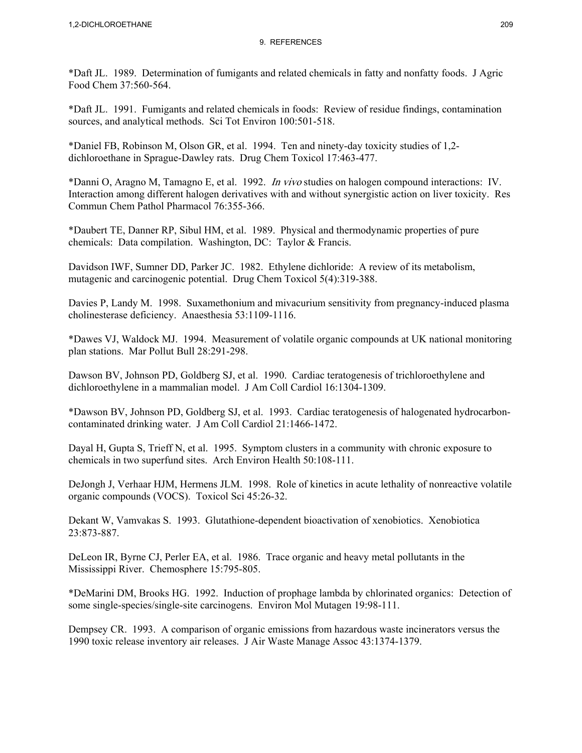# 9. REFERENCES

*Daft JL. 1989. Determination of fumigants and related chemicals in fatty and nonfatty foods. J Agric Food Chem 37:560-564.

*Daft JL. 1991. Fumigants and related chemicals in foods: Review of residue findings, contamination sources, and analytical methods. Sci Tot Environ 100:501-518.

*Daniel FB, Robinson M, Olson GR, et al. 1994. Ten and ninety-day toxicity studies of 1,2-dichloroethane in Sprague-Dawley rats. Drug Chem Toxicol 17:463-477.

*Danni O, Aragno M, Tamagno E, et al. 1992. *In vivo* studies on halogen compound interactions: IV. Interaction among different halogen derivatives with and without synergistic action on liver toxicity. Res Commun Chem Pathol Pharmacol 76:355-366.

*Daubert TE, Danner RP, Sibul HM, et al. 1989. Physical and thermodynamic properties of pure chemicals: Data compilation. Washington, DC: Taylor & Francis.

Davidson IWF, Sumner DD, Parker JC. 1982. Ethylene dichloride: A review of its metabolism, mutagenic and carcinogenic potential. Drug Chem Toxicol 5(4):319-388.

Davies P, Landy M. 1998. Suxamethonium and mivacurium sensitivity from pregnancy-induced plasma cholinesterase deficiency. Anaesthesia 53:1109-1116.

*Dawes VJ, Waldock MJ. 1994. Measurement of volatile organic compounds at UK national monitoring plan stations. Mar Pollut Bull 28:291-298.

Dawson BV, Johnson PD, Goldberg SJ, et al. 1990. Cardiac teratogenesis of trichloroethylene and dichloroethylene in a mammalian model. J Am Coll Cardiol 16:1304-1309.

*Dawson BV, Johnson PD, Goldberg SJ, et al. 1993. Cardiac teratogenesis of halogenated hydrocarbon-contaminated drinking water. J Am Coll Cardiol 21:1466-1472.

Dayal H, Gupta S, Trieff N, et al. 1995. Symptom clusters in a community with chronic exposure to chemicals in two superfund sites. Arch Environ Health 50:108-111.

DeJongh J, Verhaar HJM, Hermens JLM. 1998. Role of kinetics in acute lethality of nonreactive volatile organic compounds (VOCS). Toxicol Sci 45:26-32.

Dekant W, Vamvakas S. 1993. Glutathione-dependent bioactivation of xenobiotics. Xenobiotica 23:873-887.

DeLeon IR, Byrne CJ, Perler EA, et al. 1986. Trace organic and heavy metal pollutants in the Mississippi River. Chemosphere 15:795-805.

*DeMarini DM, Brooks HG. 1992. Induction of prophage lambda by chlorinated organics: Detection of some single-species/single-site carcinogens. Environ Mol Mutagen 19:98-111.

Dempsey CR. 1993. A comparison of organic emissions from hazardous waste incinerators versus the 1990 toxic release inventory air releases. J Air Waste Manage Assoc 43:1374-1379.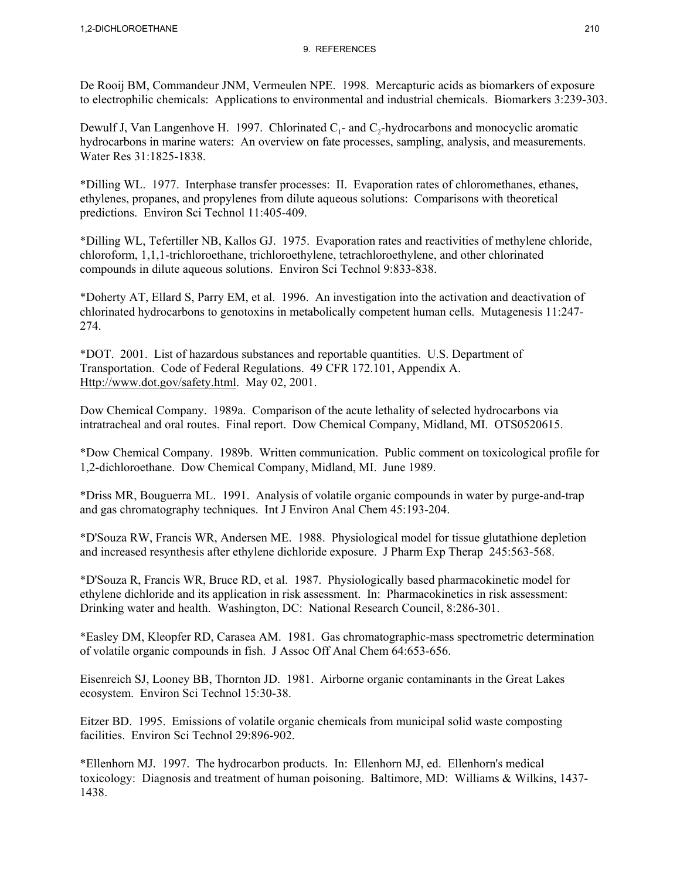De Rooij BM, Commandeur JNM, Vermeulen NPE. 1998. Mercapturic acids as biomarkers of exposure to electrophilic chemicals: Applications to environmental and industrial chemicals. Biomarkers 3:239-303.

Dewulf J, Van Langenhove H. 1997. Chlorinated $C_1$- and $C_2$-hydrocarbons and monocyclic aromatic hydrocarbons in marine waters: An overview on fate processes, sampling, analysis, and measurements. Water Res 31:1825-1838.

*Dilling WL. 1977. Interphase transfer processes: II. Evaporation rates of chloromethanes, ethanes, ethylenes, propanes, and propylenes from dilute aqueous solutions: Comparisons with theoretical predictions. Environ Sci Technol 11:405-409.

*Dilling WL, Tefertiller NB, Kallos GJ. 1975. Evaporation rates and reactivities of methylene chloride, chloroform, 1,1,1-trichloroethane, trichloroethylene, tetrachloroethylene, and other chlorinated compounds in dilute aqueous solutions. Environ Sci Technol 9:833-838.

*Doherty AT, Ellard S, Parry EM, et al. 1996. An investigation into the activation and deactivation of chlorinated hydrocarbons to genotoxins in metabolically competent human cells. Mutagenesis 11:247-274.

*DOT. 2001. List of hazardous substances and reportable quantities. U.S. Department of Transportation. Code of Federal Regulations. 49 CFR 172.101, Appendix A. Http://www.dot.gov/safety.html. May 02, 2001.

Dow Chemical Company. 1989a. Comparison of the acute lethality of selected hydrocarbons via intratracheal and oral routes. Final report. Dow Chemical Company, Midland, MI. OTS0520615.

*Dow Chemical Company. 1989b. Written communication. Public comment on toxicological profile for 1,2-dichloroethane. Dow Chemical Company, Midland, MI. June 1989.

*Driss MR, Bouguerra ML. 1991. Analysis of volatile organic compounds in water by purge-and-trap and gas chromatography techniques. Int J Environ Anal Chem 45:193-204.

*D'Souza RW, Francis WR, Andersen ME. 1988. Physiological model for tissue glutathione depletion and increased resynthesis after ethylene dichloride exposure. J Pharm Exp Therap 245:563-568.

*D'Souza R, Francis WR, Bruce RD, et al. 1987. Physiologically based pharmacokinetic model for ethylene dichloride and its application in risk assessment. In: Pharmacokinetics in risk assessment: Drinking water and health. Washington, DC: National Research Council, 8:286-301.

*Easley DM, Kleopfer RD, Carasea AM. 1981. Gas chromatographic-mass spectrometric determination of volatile organic compounds in fish. J Assoc Off Anal Chem 64:653-656.

Eisenreich SJ, Looney BB, Thornton JD. 1981. Airborne organic contaminants in the Great Lakes ecosystem. Environ Sci Technol 15:30-38.

Eitzer BD. 1995. Emissions of volatile organic chemicals from municipal solid waste composting facilities. Environ Sci Technol 29:896-902.

*Ellenhorn MJ. 1997. The hydrocarbon products. In: Ellenhorn MJ, ed. Ellenhorn's medical toxicology: Diagnosis and treatment of human poisoning. Baltimore, MD: Williams & Wilkins, 1437-1438.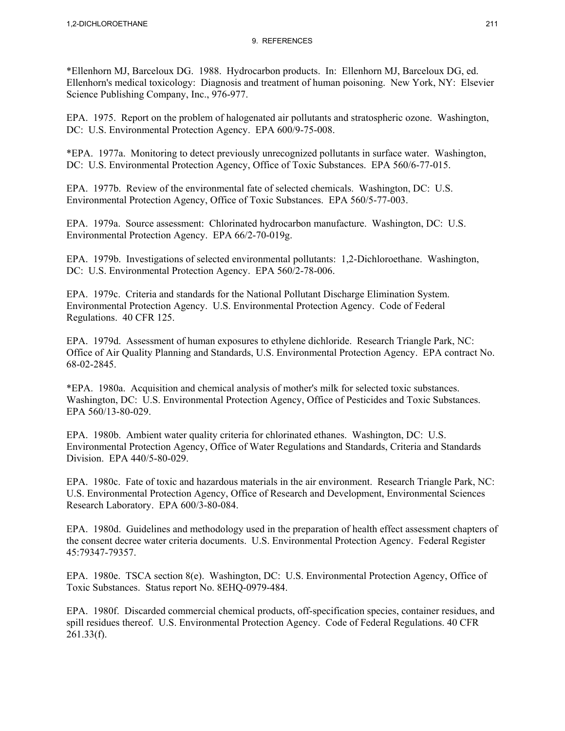*Ellenhorn MJ, Barceloux DG. 1988. Hydrocarbon products. In: Ellenhorn MJ, Barceloux DG, ed. Ellenhorn's medical toxicology: Diagnosis and treatment of human poisoning. New York, NY: Elsevier Science Publishing Company, Inc., 976-977.

EPA. 1975. Report on the problem of halogenated air pollutants and stratospheric ozone. Washington, DC: U.S. Environmental Protection Agency. EPA 600/9-75-008.

*EPA. 1977a. Monitoring to detect previously unrecognized pollutants in surface water. Washington, DC: U.S. Environmental Protection Agency, Office of Toxic Substances. EPA 560/6-77-015.

EPA. 1977b. Review of the environmental fate of selected chemicals. Washington, DC: U.S. Environmental Protection Agency, Office of Toxic Substances. EPA 560/5-77-003.

EPA. 1979a. Source assessment: Chlorinated hydrocarbon manufacture. Washington, DC: U.S. Environmental Protection Agency. EPA 66/2-70-019g.

EPA. 1979b. Investigations of selected environmental pollutants: 1,2-Dichloroethane. Washington, DC: U.S. Environmental Protection Agency. EPA 560/2-78-006.

EPA. 1979c. Criteria and standards for the National Pollutant Discharge Elimination System. Environmental Protection Agency. U.S. Environmental Protection Agency. Code of Federal Regulations. 40 CFR 125.

EPA. 1979d. Assessment of human exposures to ethylene dichloride. Research Triangle Park, NC: Office of Air Quality Planning and Standards, U.S. Environmental Protection Agency. EPA contract No. 68-02-2845.

*EPA. 1980a. Acquisition and chemical analysis of mother's milk for selected toxic substances. Washington, DC: U.S. Environmental Protection Agency, Office of Pesticides and Toxic Substances. EPA 560/13-80-029.

EPA. 1980b. Ambient water quality criteria for chlorinated ethanes. Washington, DC: U.S. Environmental Protection Agency, Office of Water Regulations and Standards, Criteria and Standards Division. EPA 440/5-80-029.

EPA. 1980c. Fate of toxic and hazardous materials in the air environment. Research Triangle Park, NC: U.S. Environmental Protection Agency, Office of Research and Development, Environmental Sciences Research Laboratory. EPA 600/3-80-084.

EPA. 1980d. Guidelines and methodology used in the preparation of health effect assessment chapters of the consent decree water criteria documents. U.S. Environmental Protection Agency. Federal Register 45:79347-79357.

EPA. 1980e. TSCA section 8(e). Washington, DC: U.S. Environmental Protection Agency, Office of Toxic Substances. Status report No. 8EHQ-0979-484.

EPA. 1980f. Discarded commercial chemical products, off-specification species, container residues, and spill residues thereof. U.S. Environmental Protection Agency. Code of Federal Regulations. 40 CFR 261.33(f).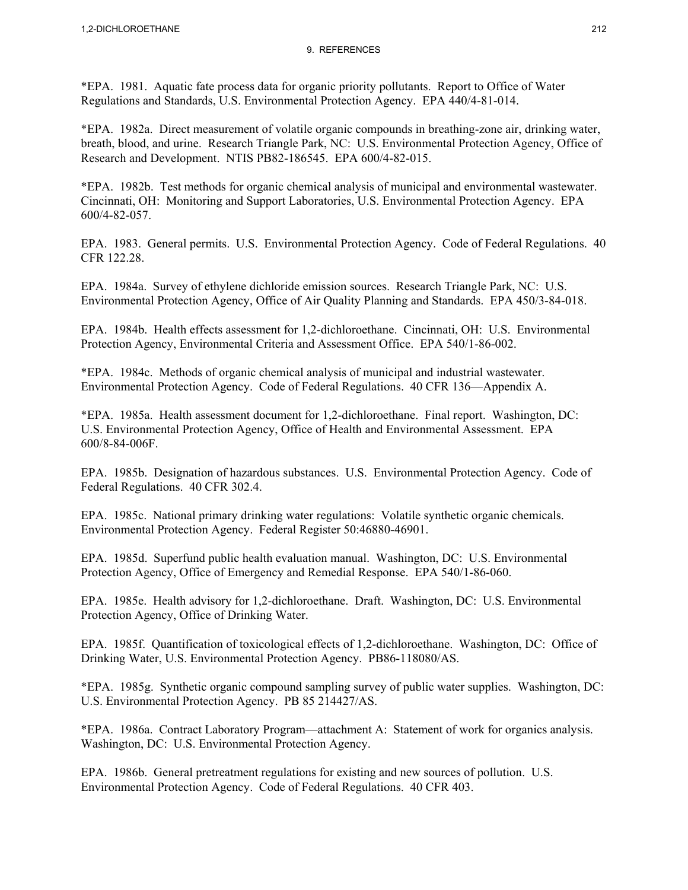*EPA. 1981. Aquatic fate process data for organic priority pollutants. Report to Office of Water Regulations and Standards, U.S. Environmental Protection Agency. EPA 440/4-81-014.

*EPA. 1982a. Direct measurement of volatile organic compounds in breathing-zone air, drinking water, breath, blood, and urine. Research Triangle Park, NC: U.S. Environmental Protection Agency, Office of Research and Development. NTIS PB82-186545. EPA 600/4-82-015.

*EPA. 1982b. Test methods for organic chemical analysis of municipal and environmental wastewater. Cincinnati, OH: Monitoring and Support Laboratories, U.S. Environmental Protection Agency. EPA 600/4-82-057.

EPA. 1983. General permits. U.S. Environmental Protection Agency. Code of Federal Regulations. 40 CFR 122.28.

EPA. 1984a. Survey of ethylene dichloride emission sources. Research Triangle Park, NC: U.S. Environmental Protection Agency, Office of Air Quality Planning and Standards. EPA 450/3-84-018.

EPA. 1984b. Health effects assessment for 1,2-dichloroethane. Cincinnati, OH: U.S. Environmental Protection Agency, Environmental Criteria and Assessment Office. EPA 540/1-86-002.

*EPA. 1984c. Methods of organic chemical analysis of municipal and industrial wastewater. Environmental Protection Agency. Code of Federal Regulations. 40 CFR 136—Appendix A.

*EPA. 1985a. Health assessment document for 1,2-dichloroethane. Final report. Washington, DC: U.S. Environmental Protection Agency, Office of Health and Environmental Assessment. EPA 600/8-84-006F.

EPA. 1985b. Designation of hazardous substances. U.S. Environmental Protection Agency. Code of Federal Regulations. 40 CFR 302.4.

EPA. 1985c. National primary drinking water regulations: Volatile synthetic organic chemicals. Environmental Protection Agency. Federal Register 50:46880-46901.

EPA. 1985d. Superfund public health evaluation manual. Washington, DC: U.S. Environmental Protection Agency, Office of Emergency and Remedial Response. EPA 540/1-86-060.

EPA. 1985e. Health advisory for 1,2-dichloroethane. Draft. Washington, DC: U.S. Environmental Protection Agency, Office of Drinking Water.

EPA. 1985f. Quantification of toxicological effects of 1,2-dichloroethane. Washington, DC: Office of Drinking Water, U.S. Environmental Protection Agency. PB86-118080/AS.

*EPA. 1985g. Synthetic organic compound sampling survey of public water supplies. Washington, DC: U.S. Environmental Protection Agency. PB 85 214427/AS.

*EPA. 1986a. Contract Laboratory Program—attachment A: Statement of work for organics analysis. Washington, DC: U.S. Environmental Protection Agency.

EPA. 1986b. General pretreatment regulations for existing and new sources of pollution. U.S. Environmental Protection Agency. Code of Federal Regulations. 40 CFR 403.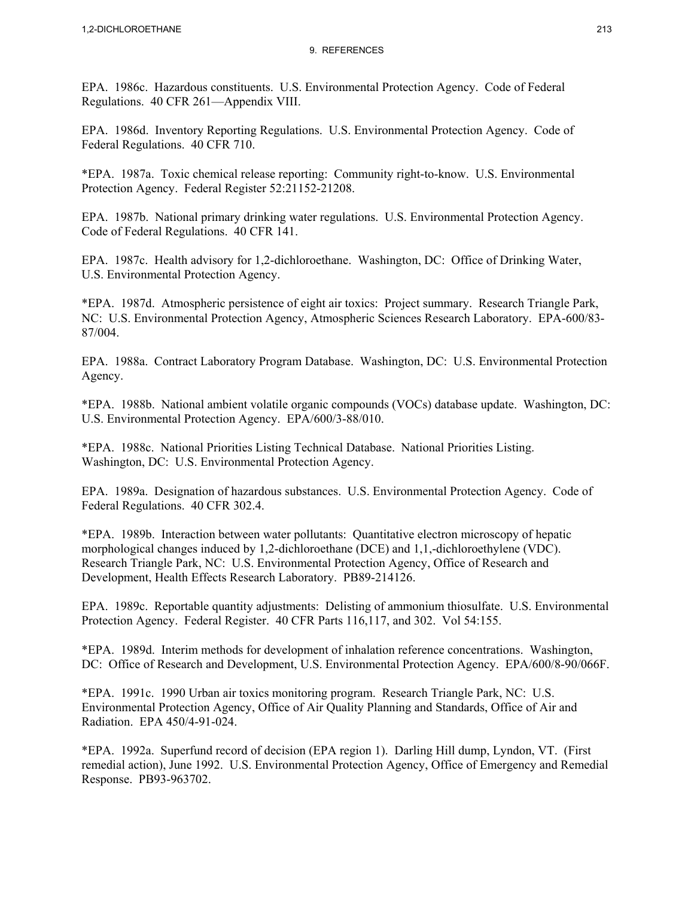EPA. 1986c. Hazardous constituents. U.S. Environmental Protection Agency. Code of Federal Regulations. 40 CFR 261—Appendix VIII.

EPA. 1986d. Inventory Reporting Regulations. U.S. Environmental Protection Agency. Code of Federal Regulations. 40 CFR 710.

*EPA. 1987a. Toxic chemical release reporting: Community right-to-know. U.S. Environmental Protection Agency. Federal Register 52:21152-21208.

EPA. 1987b. National primary drinking water regulations. U.S. Environmental Protection Agency. Code of Federal Regulations. 40 CFR 141.

EPA. 1987c. Health advisory for 1,2-dichloroethane. Washington, DC: Office of Drinking Water, U.S. Environmental Protection Agency.

*EPA. 1987d. Atmospheric persistence of eight air toxics: Project summary. Research Triangle Park, NC: U.S. Environmental Protection Agency, Atmospheric Sciences Research Laboratory. EPA-600/83-87/004.

EPA. 1988a. Contract Laboratory Program Database. Washington, DC: U.S. Environmental Protection Agency.

*EPA. 1988b. National ambient volatile organic compounds (VOCs) database update. Washington, DC: U.S. Environmental Protection Agency. EPA/600/3-88/010.

*EPA. 1988c. National Priorities Listing Technical Database. National Priorities Listing. Washington, DC: U.S. Environmental Protection Agency.

EPA. 1989a. Designation of hazardous substances. U.S. Environmental Protection Agency. Code of Federal Regulations. 40 CFR 302.4.

*EPA. 1989b. Interaction between water pollutants: Quantitative electron microscopy of hepatic morphological changes induced by 1,2-dichloroethane (DCE) and 1,1,-dichloroethylene (VDC). Research Triangle Park, NC: U.S. Environmental Protection Agency, Office of Research and Development, Health Effects Research Laboratory. PB89-214126.

EPA. 1989c. Reportable quantity adjustments: Delisting of ammonium thiosulfate. U.S. Environmental Protection Agency. Federal Register. 40 CFR Parts 116,117, and 302. Vol 54:155.

*EPA. 1989d. Interim methods for development of inhalation reference concentrations. Washington, DC: Office of Research and Development, U.S. Environmental Protection Agency. EPA/600/8-90/066F.

*EPA. 1991c. 1990 Urban air toxics monitoring program. Research Triangle Park, NC: U.S. Environmental Protection Agency, Office of Air Quality Planning and Standards, Office of Air and Radiation. EPA 450/4-91-024.

*EPA. 1992a. Superfund record of decision (EPA region 1). Darling Hill dump, Lyndon, VT. (First remedial action), June 1992. U.S. Environmental Protection Agency, Office of Emergency and Remedial Response. PB93-963702.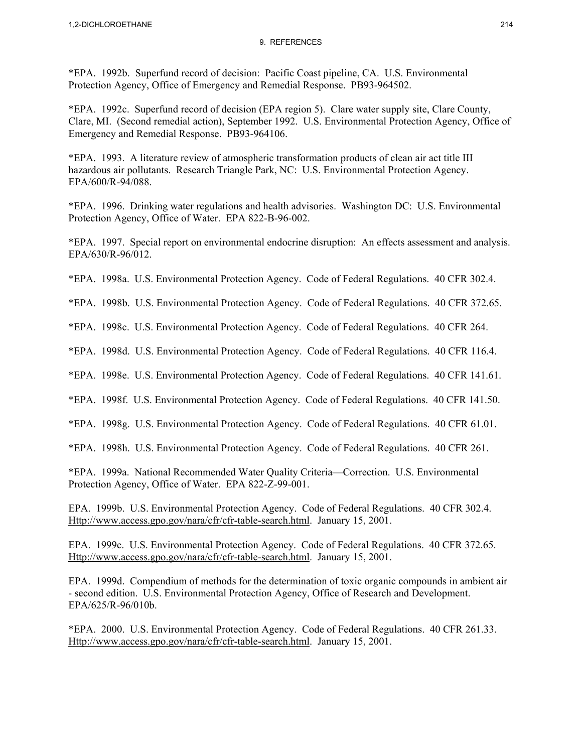9. REFERENCES

*EPA. 1992b. Superfund record of decision: Pacific Coast pipeline, CA. U.S. Environmental Protection Agency, Office of Emergency and Remedial Response. PB93-964502.

*EPA. 1992c. Superfund record of decision (EPA region 5). Clare water supply site, Clare County, Clare, MI. (Second remedial action), September 1992. U.S. Environmental Protection Agency, Office of Emergency and Remedial Response. PB93-964106.

*EPA. 1993. A literature review of atmospheric transformation products of clean air act title III hazardous air pollutants. Research Triangle Park, NC: U.S. Environmental Protection Agency. EPA/600/R-94/088.

*EPA. 1996. Drinking water regulations and health advisories. Washington DC: U.S. Environmental Protection Agency, Office of Water. EPA 822-B-96-002.

*EPA. 1997. Special report on environmental endocrine disruption: An effects assessment and analysis. EPA/630/R-96/012.

*EPA. 1998a. U.S. Environmental Protection Agency. Code of Federal Regulations. 40 CFR 302.4.

*EPA. 1998b. U.S. Environmental Protection Agency. Code of Federal Regulations. 40 CFR 372.65.

*EPA. 1998c. U.S. Environmental Protection Agency. Code of Federal Regulations. 40 CFR 264.

*EPA. 1998d. U.S. Environmental Protection Agency. Code of Federal Regulations. 40 CFR 116.4.

*EPA. 1998e. U.S. Environmental Protection Agency. Code of Federal Regulations. 40 CFR 141.61.

*EPA. 1998f. U.S. Environmental Protection Agency. Code of Federal Regulations. 40 CFR 141.50.

*EPA. 1998g. U.S. Environmental Protection Agency. Code of Federal Regulations. 40 CFR 61.01.

*EPA. 1998h. U.S. Environmental Protection Agency. Code of Federal Regulations. 40 CFR 261.

*EPA. 1999a. National Recommended Water Quality Criteria—Correction. U.S. Environmental Protection Agency, Office of Water. EPA 822-Z-99-001.

EPA. 1999b. U.S. Environmental Protection Agency. Code of Federal Regulations. 40 CFR 302.4. Http://www.access.gpo.gov/nara/cfr/cfr-table-search.html. January 15, 2001.

EPA. 1999c. U.S. Environmental Protection Agency. Code of Federal Regulations. 40 CFR 372.65. Http://www.access.gpo.gov/nara/cfr/cfr-table-search.html. January 15, 2001.

EPA. 1999d. Compendium of methods for the determination of toxic organic compounds in ambient air - second edition. U.S. Environmental Protection Agency, Office of Research and Development. EPA/625/R-96/010b.

*EPA. 2000. U.S. Environmental Protection Agency. Code of Federal Regulations. 40 CFR 261.33. Http://www.access.gpo.gov/nara/cfr/cfr-table-search.html. January 15, 2001.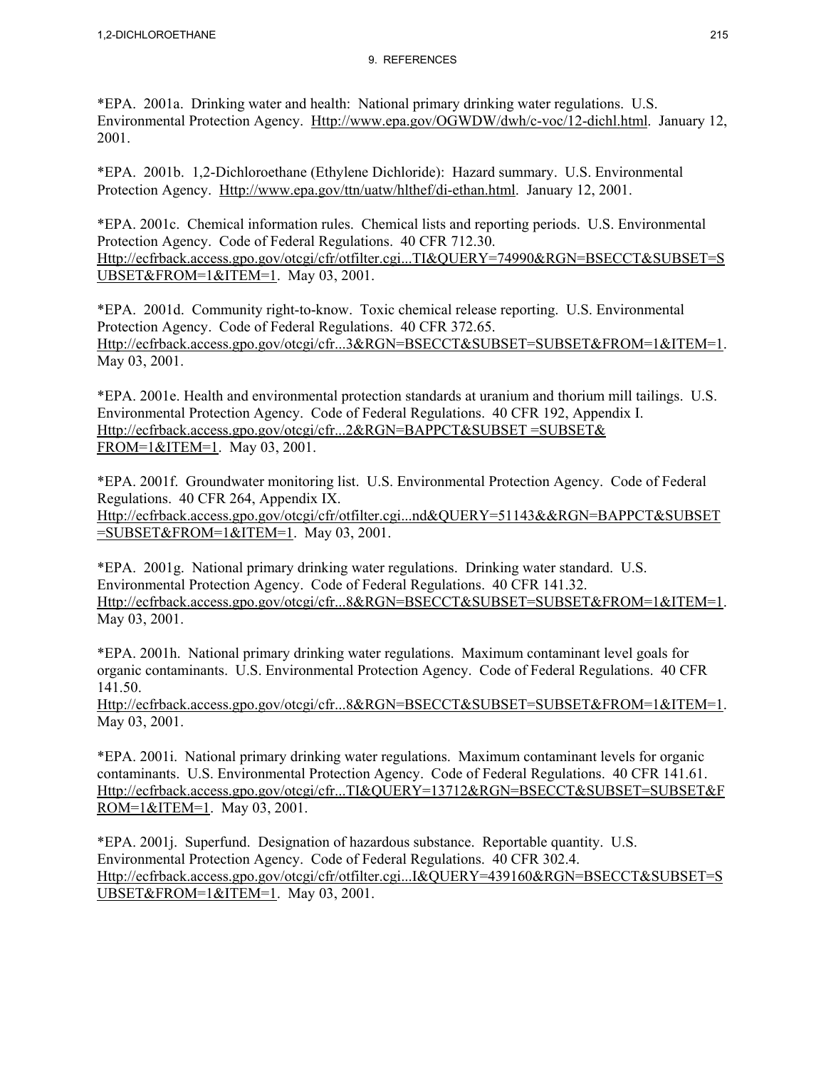## 9. REFERENCES

*EPA. 2001a. Drinking water and health: National primary drinking water regulations. U.S. Environmental Protection Agency. Http://www.epa.gov/OGWDW/dwh/c-voc/12-dichl.html. January 12, 2001.

*EPA. 2001b. 1,2-Dichloroethane (Ethylene Dichloride): Hazard summary. U.S. Environmental Protection Agency. Http://www.epa.gov/ttn/uatw/hlthef/di-ethan.html. January 12, 2001.

*EPA. 2001c. Chemical information rules. Chemical lists and reporting periods. U.S. Environmental Protection Agency. Code of Federal Regulations. 40 CFR 712.30. Http://ecfrback.access.gpo.gov/otcgi/cfr/otfilter.cgi...TI&QUERY=74990&RGN=BSECCT&SUBSET=SUBSET&FROM=1&ITEM=1. May 03, 2001.

*EPA. 2001d. Community right-to-know. Toxic chemical release reporting. U.S. Environmental Protection Agency. Code of Federal Regulations. 40 CFR 372.65. Http://ecfrback.access.gpo.gov/otcgi/cfr...3&RGN=BSECCT&SUBSET=SUBSET&FROM=1&ITEM=1. May 03, 2001.

*EPA. 2001e. Health and environmental protection standards at uranium and thorium mill tailings. U.S. Environmental Protection Agency. Code of Federal Regulations. 40 CFR 192, Appendix I. Http://ecfrback.access.gpo.gov/otcgi/cfr...2&RGN=BAPPCT&SUBSET =SUBSET& FROM=1&ITEM=1. May 03, 2001.

*EPA. 2001f. Groundwater monitoring list. U.S. Environmental Protection Agency. Code of Federal Regulations. 40 CFR 264, Appendix IX. Http://ecfrback.access.gpo.gov/otcgi/cfr/otfilter.cgi...nd&QUERY=51143&&RGN=BAPPCT&SUBSET=SUBSET&FROM=1&ITEM=1. May 03, 2001.

*EPA. 2001g. National primary drinking water regulations. Drinking water standard. U.S. Environmental Protection Agency. Code of Federal Regulations. 40 CFR 141.32. Http://ecfrback.access.gpo.gov/otcgi/cfr...8&RGN=BSECCT&SUBSET=SUBSET&FROM=1&ITEM=1. May 03, 2001.

*EPA. 2001h. National primary drinking water regulations. Maximum contaminant level goals for organic contaminants. U.S. Environmental Protection Agency. Code of Federal Regulations. 40 CFR 141.50. Http://ecfrback.access.gpo.gov/otcgi/cfr...8&RGN=BSECCT&SUBSET=SUBSET&FROM=1&ITEM=1. May 03, 2001.

*EPA. 2001i. National primary drinking water regulations. Maximum contaminant levels for organic contaminants. U.S. Environmental Protection Agency. Code of Federal Regulations. 40 CFR 141.61. Http://ecfrback.access.gpo.gov/otcgi/cfr...TI&QUERY=13712&RGN=BSECCT&SUBSET=SUBSET&FROM=1&ITEM=1. May 03, 2001.

*EPA. 2001j. Superfund. Designation of hazardous substance. Reportable quantity. U.S. Environmental Protection Agency. Code of Federal Regulations. 40 CFR 302.4. Http://ecfrback.access.gpo.gov/otcgi/cfr/otfilter.cgi...I&QUERY=439160&RGN=BSECCT&SUBSET=SUBSET&FROM=1&ITEM=1. May 03, 2001.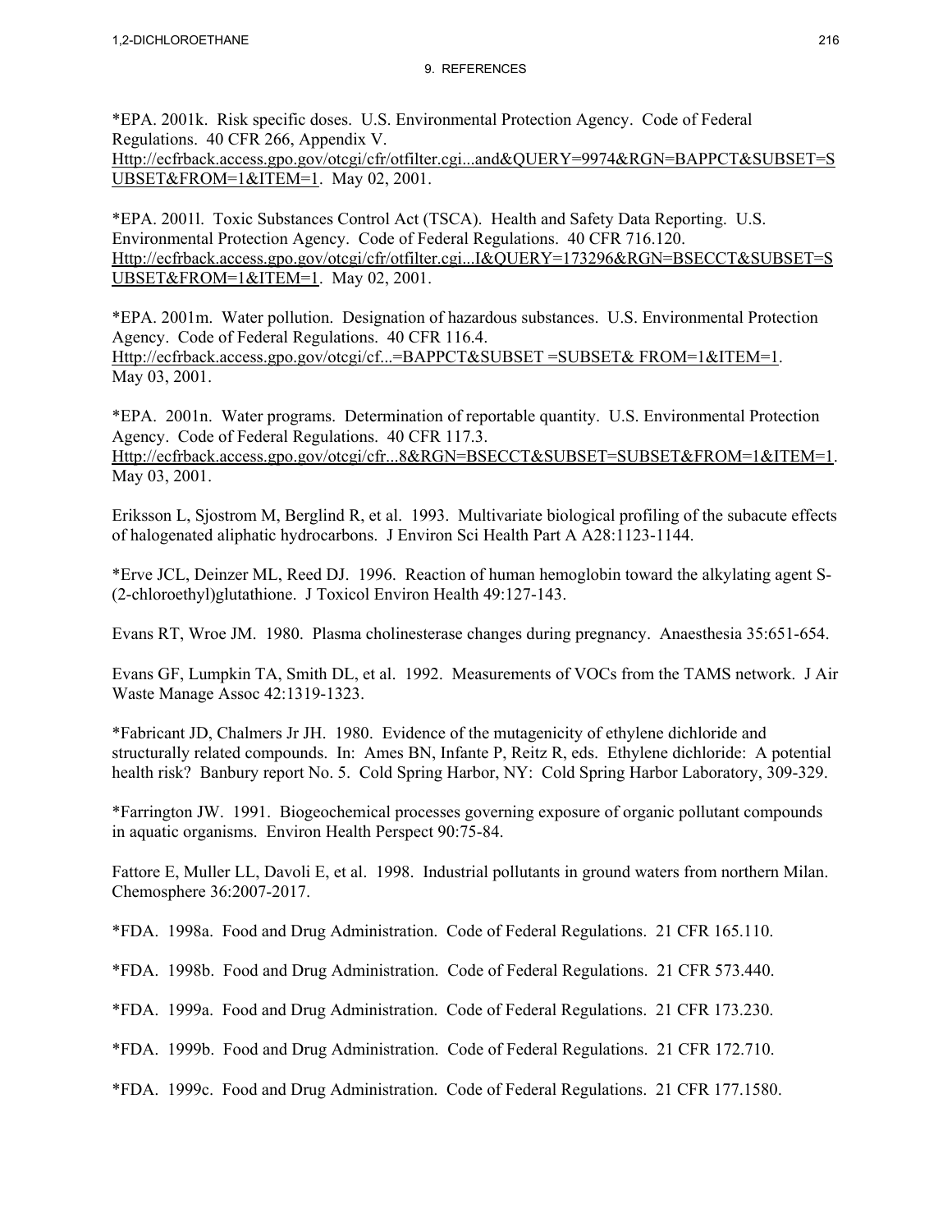*EPA. 2001k. Risk specific doses. U.S. Environmental Protection Agency. Code of Federal Regulations. 40 CFR 266, Appendix V. Http://ecfrback.access.gpo.gov/otcgi/cfr/otfilter.cgi...and&QUERY=9974&RGN=BAPPCT&SUBSET=SUBSET&FROM=1&ITEM=1. May 02, 2001.

*EPA. 2001l. Toxic Substances Control Act (TSCA). Health and Safety Data Reporting. U.S. Environmental Protection Agency. Code of Federal Regulations. 40 CFR 716.120. Http://ecfrback.access.gpo.gov/otcgi/cfr/otfilter.cgi...I&QUERY=173296&RGN=BSECCT&SUBSET=SUBSET&FROM=1&ITEM=1. May 02, 2001.

*EPA. 2001m. Water pollution. Designation of hazardous substances. U.S. Environmental Protection Agency. Code of Federal Regulations. 40 CFR 116.4. Http://ecfrback.access.gpo.gov/otcgi/cf...=BAPPCT&SUBSET =SUBSET& FROM=1&ITEM=1. May 03, 2001.

*EPA. 2001n. Water programs. Determination of reportable quantity. U.S. Environmental Protection Agency. Code of Federal Regulations. 40 CFR 117.3. Http://ecfrback.access.gpo.gov/otcgi/cfr...8&RGN=BSECCT&SUBSET=SUBSET&FROM=1&ITEM=1. May 03, 2001.

Eriksson L, Sjostrom M, Berglind R, et al. 1993. Multivariate biological profiling of the subacute effects of halogenated aliphatic hydrocarbons. J Environ Sci Health Part A A28:1123-1144.

*Erve JCL, Deinzer ML, Reed DJ. 1996. Reaction of human hemoglobin toward the alkylating agent S-(2-chloroethyl)glutathione. J Toxicol Environ Health 49:127-143.

Evans RT, Wroe JM. 1980. Plasma cholinesterase changes during pregnancy. Anaesthesia 35:651-654.

Evans GF, Lumpkin TA, Smith DL, et al. 1992. Measurements of VOCs from the TAMS network. J Air Waste Manage Assoc 42:1319-1323.

*Fabricant JD, Chalmers Jr JH. 1980. Evidence of the mutagenicity of ethylene dichloride and structurally related compounds. In: Ames BN, Infante P, Reitz R, eds. Ethylene dichloride: A potential health risk? Banbury report No. 5. Cold Spring Harbor, NY: Cold Spring Harbor Laboratory, 309-329.

*Farrington JW. 1991. Biogeochemical processes governing exposure of organic pollutant compounds in aquatic organisms. Environ Health Perspect 90:75-84.

Fattore E, Muller LL, Davoli E, et al. 1998. Industrial pollutants in ground waters from northern Milan. Chemosphere 36:2007-2017.

*FDA. 1998a. Food and Drug Administration. Code of Federal Regulations. 21 CFR 165.110.

*FDA. 1998b. Food and Drug Administration. Code of Federal Regulations. 21 CFR 573.440.

*FDA. 1999a. Food and Drug Administration. Code of Federal Regulations. 21 CFR 173.230.

*FDA. 1999b. Food and Drug Administration. Code of Federal Regulations. 21 CFR 172.710.

*FDA. 1999c. Food and Drug Administration. Code of Federal Regulations. 21 CFR 177.1580.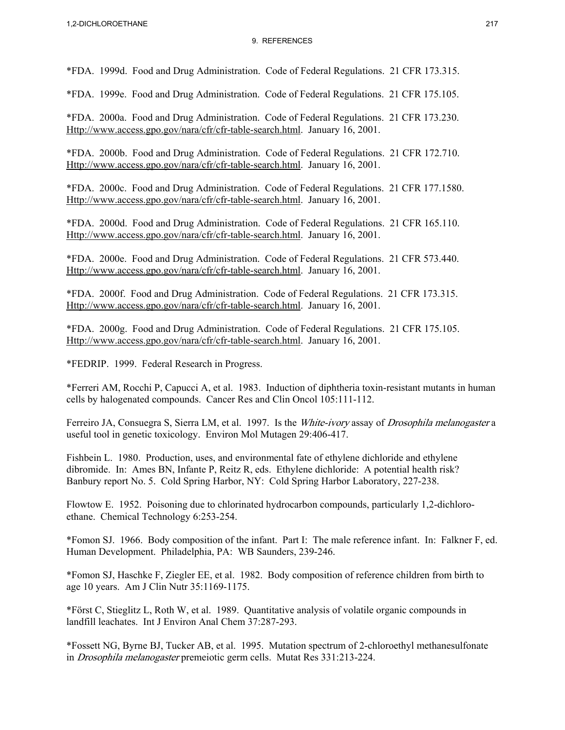*FDA. 1999d. Food and Drug Administration. Code of Federal Regulations. 21 CFR 173.315.

*FDA. 1999e. Food and Drug Administration. Code of Federal Regulations. 21 CFR 175.105.

*FDA. 2000a. Food and Drug Administration. Code of Federal Regulations. 21 CFR 173.230. Http://www.access.gpo.gov/nara/cfr/cfr-table-search.html. January 16, 2001.

*FDA. 2000b. Food and Drug Administration. Code of Federal Regulations. 21 CFR 172.710. Http://www.access.gpo.gov/nara/cfr/cfr-table-search.html. January 16, 2001.

*FDA. 2000c. Food and Drug Administration. Code of Federal Regulations. 21 CFR 177.1580. Http://www.access.gpo.gov/nara/cfr/cfr-table-search.html. January 16, 2001.

*FDA. 2000d. Food and Drug Administration. Code of Federal Regulations. 21 CFR 165.110. Http://www.access.gpo.gov/nara/cfr/cfr-table-search.html. January 16, 2001.

*FDA. 2000e. Food and Drug Administration. Code of Federal Regulations. 21 CFR 573.440. Http://www.access.gpo.gov/nara/cfr/cfr-table-search.html. January 16, 2001.

*FDA. 2000f. Food and Drug Administration. Code of Federal Regulations. 21 CFR 173.315. Http://www.access.gpo.gov/nara/cfr/cfr-table-search.html. January 16, 2001.

*FDA. 2000g. Food and Drug Administration. Code of Federal Regulations. 21 CFR 175.105. Http://www.access.gpo.gov/nara/cfr/cfr-table-search.html. January 16, 2001.

*FEDRIP. 1999. Federal Research in Progress.

*Ferreri AM, Rocchi P, Capucci A, et al. 1983. Induction of diphtheria toxin-resistant mutants in human cells by halogenated compounds. Cancer Res and Clin Oncol 105:111-112.

Ferreiro JA, Consuegra S, Sierra LM, et al. 1997. Is the *White-ivory* assay of *Drosophila melanogaster* a useful tool in genetic toxicology. Environ Mol Mutagen 29:406-417.

Fishbein L. 1980. Production, uses, and environmental fate of ethylene dichloride and ethylene dibromide. In: Ames BN, Infante P, Reitz R, eds. Ethylene dichloride: A potential health risk? Banbury report No. 5. Cold Spring Harbor, NY: Cold Spring Harbor Laboratory, 227-238.

Flowtow E. 1952. Poisoning due to chlorinated hydrocarbon compounds, particularly 1,2-dichloroethane. Chemical Technology 6:253-254.

*Fomon SJ. 1966. Body composition of the infant. Part I: The male reference infant. In: Falkner F, ed. Human Development. Philadelphia, PA: WB Saunders, 239-246.

*Fomon SJ, Haschke F, Ziegler EE, et al. 1982. Body composition of reference children from birth to age 10 years. Am J Clin Nutr 35:1169-1175.

*Först C, Stieglitz L, Roth W, et al. 1989. Quantitative analysis of volatile organic compounds in landfill leachates. Int J Environ Anal Chem 37:287-293.

*Fossett NG, Byrne BJ, Tucker AB, et al. 1995. Mutation spectrum of 2-chloroethyl methanesulfonate in *Drosophila melanogaster* premeiotic germ cells. Mutat Res 331:213-224.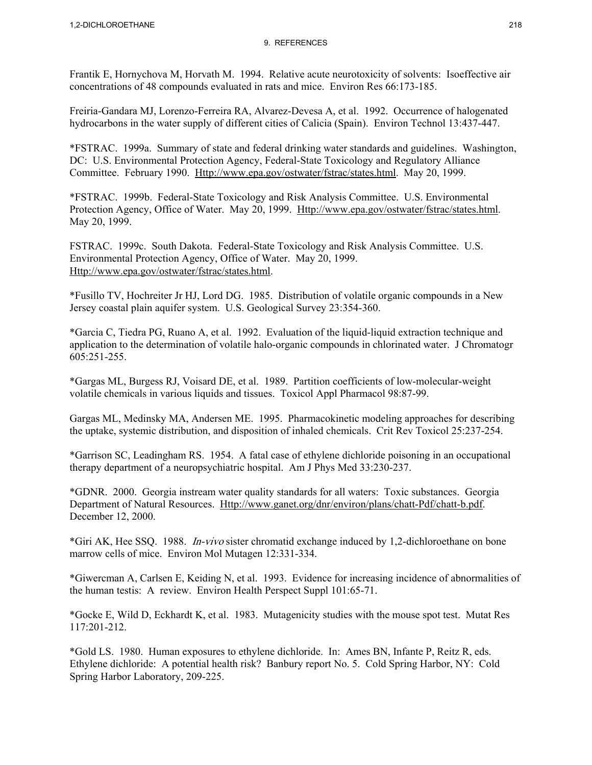Frantik E, Hornychova M, Horvath M. 1994. Relative acute neurotoxicity of solvents: Isoeffective air concentrations of 48 compounds evaluated in rats and mice. Environ Res 66:173-185.

Freiria-Gandara MJ, Lorenzo-Ferreira RA, Alvarez-Devesa A, et al. 1992. Occurrence of halogenated hydrocarbons in the water supply of different cities of Calicia (Spain). Environ Technol 13:437-447.

*FSTRAC. 1999a. Summary of state and federal drinking water standards and guidelines. Washington, DC: U.S. Environmental Protection Agency, Federal-State Toxicology and Regulatory Alliance Committee. February 1990. Http://www.epa.gov/ostwater/fstrac/states.html. May 20, 1999.

*FSTRAC. 1999b. Federal-State Toxicology and Risk Analysis Committee. U.S. Environmental Protection Agency, Office of Water. May 20, 1999. Http://www.epa.gov/ostwater/fstrac/states.html. May 20, 1999.

FSTRAC. 1999c. South Dakota. Federal-State Toxicology and Risk Analysis Committee. U.S. Environmental Protection Agency, Office of Water. May 20, 1999. Http://www.epa.gov/ostwater/fstrac/states.html.

*Fusillo TV, Hochreiter Jr HJ, Lord DG. 1985. Distribution of volatile organic compounds in a New Jersey coastal plain aquifer system. U.S. Geological Survey 23:354-360.

*Garcia C, Tiedra PG, Ruano A, et al. 1992. Evaluation of the liquid-liquid extraction technique and application to the determination of volatile halo-organic compounds in chlorinated water. J Chromatogr 605:251-255.

*Gargas ML, Burgess RJ, Voisard DE, et al. 1989. Partition coefficients of low-molecular-weight volatile chemicals in various liquids and tissues. Toxicol Appl Pharmacol 98:87-99.

Gargas ML, Medinsky MA, Andersen ME. 1995. Pharmacokinetic modeling approaches for describing the uptake, systemic distribution, and disposition of inhaled chemicals. Crit Rev Toxicol 25:237-254.

*Garrison SC, Leadingham RS. 1954. A fatal case of ethylene dichloride poisoning in an occupational therapy department of a neuropsychiatric hospital. Am J Phys Med 33:230-237.

*GDNR. 2000. Georgia instream water quality standards for all waters: Toxic substances. Georgia Department of Natural Resources. Http://www.ganet.org/dnr/environ/plans/chatt-Pdf/chatt-b.pdf. December 12, 2000.

*Giri AK, Hee SSQ. 1988. *In-vivo* sister chromatid exchange induced by 1,2-dichloroethane on bone marrow cells of mice. Environ Mol Mutagen 12:331-334.

*Giwercman A, Carlsen E, Keiding N, et al. 1993. Evidence for increasing incidence of abnormalities of the human testis: A review. Environ Health Perspect Suppl 101:65-71.

*Gocke E, Wild D, Eckhardt K, et al. 1983. Mutagenicity studies with the mouse spot test. Mutat Res 117:201-212.

*Gold LS. 1980. Human exposures to ethylene dichloride. In: Ames BN, Infante P, Reitz R, eds. Ethylene dichloride: A potential health risk? Banbury report No. 5. Cold Spring Harbor, NY: Cold Spring Harbor Laboratory, 209-225.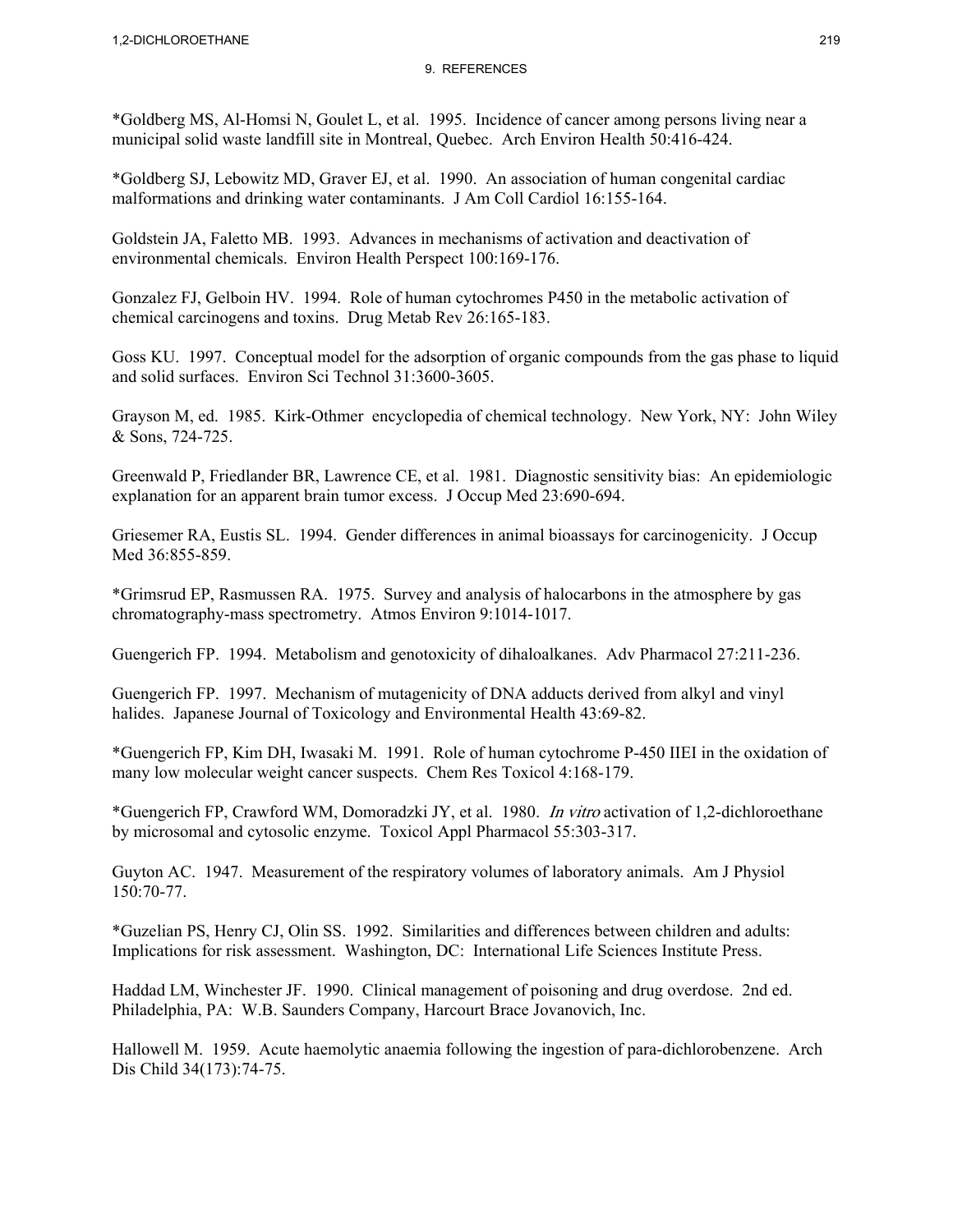*Goldberg MS, Al-Homsi N, Goulet L, et al. 1995. Incidence of cancer among persons living near a municipal solid waste landfill site in Montreal, Quebec. Arch Environ Health 50:416-424.

*Goldberg SJ, Lebowitz MD, Graver EJ, et al. 1990. An association of human congenital cardiac malformations and drinking water contaminants. J Am Coll Cardiol 16:155-164.

Goldstein JA, Faletto MB. 1993. Advances in mechanisms of activation and deactivation of environmental chemicals. Environ Health Perspect 100:169-176.

Gonzalez FJ, Gelboin HV. 1994. Role of human cytochromes P450 in the metabolic activation of chemical carcinogens and toxins. Drug Metab Rev 26:165-183.

Goss KU. 1997. Conceptual model for the adsorption of organic compounds from the gas phase to liquid and solid surfaces. Environ Sci Technol 31:3600-3605.

Grayson M, ed. 1985. Kirk-Othmer encyclopedia of chemical technology. New York, NY: John Wiley & Sons, 724-725.

Greenwald P, Friedlander BR, Lawrence CE, et al. 1981. Diagnostic sensitivity bias: An epidemiologic explanation for an apparent brain tumor excess. J Occup Med 23:690-694.

Griesemer RA, Eustis SL. 1994. Gender differences in animal bioassays for carcinogenicity. J Occup Med 36:855-859.

*Grimsrud EP, Rasmussen RA. 1975. Survey and analysis of halocarbons in the atmosphere by gas chromatography-mass spectrometry. Atmos Environ 9:1014-1017.

Guengerich FP. 1994. Metabolism and genotoxicity of dihaloalkanes. Adv Pharmacol 27:211-236.

Guengerich FP. 1997. Mechanism of mutagenicity of DNA adducts derived from alkyl and vinyl halides. Japanese Journal of Toxicology and Environmental Health 43:69-82.

*Guengerich FP, Kim DH, Iwasaki M. 1991. Role of human cytochrome P-450 IIEI in the oxidation of many low molecular weight cancer suspects. Chem Res Toxicol 4:168-179.

*Guengerich FP, Crawford WM, Domoradzki JY, et al. 1980. *In vitro* activation of 1,2-dichloroethane by microsomal and cytosolic enzyme. Toxicol Appl Pharmacol 55:303-317.

Guyton AC. 1947. Measurement of the respiratory volumes of laboratory animals. Am J Physiol 150:70-77.

*Guzelian PS, Henry CJ, Olin SS. 1992. Similarities and differences between children and adults: Implications for risk assessment. Washington, DC: International Life Sciences Institute Press.

Haddad LM, Winchester JF. 1990. Clinical management of poisoning and drug overdose. 2nd ed. Philadelphia, PA: W.B. Saunders Company, Harcourt Brace Jovanovich, Inc.

Hallowell M. 1959. Acute haemolytic anaemia following the ingestion of para-dichlorobenzene. Arch Dis Child 34(173):74-75.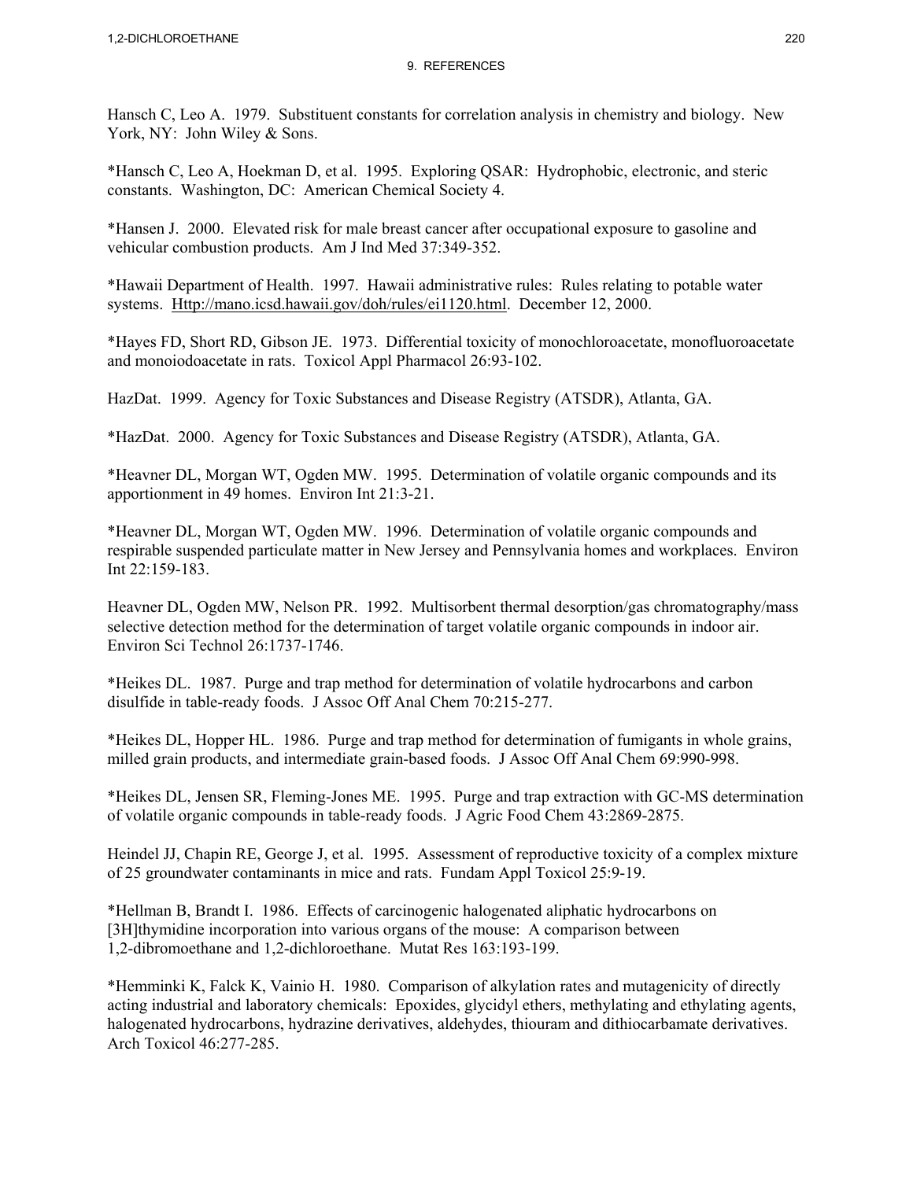## 9. REFERENCES

Hansch C, Leo A. 1979. Substituent constants for correlation analysis in chemistry and biology. New York, NY: John Wiley & Sons.

*Hansch C, Leo A, Hoekman D, et al. 1995. Exploring QSAR: Hydrophobic, electronic, and steric constants. Washington, DC: American Chemical Society 4.

*Hansen J. 2000. Elevated risk for male breast cancer after occupational exposure to gasoline and vehicular combustion products. Am J Ind Med 37:349-352.

*Hawaii Department of Health. 1997. Hawaii administrative rules: Rules relating to potable water systems. Http://mano.icsd.hawaii.gov/doh/rules/ei1120.html. December 12, 2000.

*Hayes FD, Short RD, Gibson JE. 1973. Differential toxicity of monochloroacetate, monofluoroacetate and monoiodoacetate in rats. Toxicol Appl Pharmacol 26:93-102.

HazDat. 1999. Agency for Toxic Substances and Disease Registry (ATSDR), Atlanta, GA.

*HazDat. 2000. Agency for Toxic Substances and Disease Registry (ATSDR), Atlanta, GA.

*Heavner DL, Morgan WT, Ogden MW. 1995. Determination of volatile organic compounds and its apportionment in 49 homes. Environ Int 21:3-21.

*Heavner DL, Morgan WT, Ogden MW. 1996. Determination of volatile organic compounds and respirable suspended particulate matter in New Jersey and Pennsylvania homes and workplaces. Environ Int 22:159-183.

Heavner DL, Ogden MW, Nelson PR. 1992. Multisorbent thermal desorption/gas chromatography/mass selective detection method for the determination of target volatile organic compounds in indoor air. Environ Sci Technol 26:1737-1746.

*Heikes DL. 1987. Purge and trap method for determination of volatile hydrocarbons and carbon disulfide in table-ready foods. J Assoc Off Anal Chem 70:215-277.

*Heikes DL, Hopper HL. 1986. Purge and trap method for determination of fumigants in whole grains, milled grain products, and intermediate grain-based foods. J Assoc Off Anal Chem 69:990-998.

*Heikes DL, Jensen SR, Fleming-Jones ME. 1995. Purge and trap extraction with GC-MS determination of volatile organic compounds in table-ready foods. J Agric Food Chem 43:2869-2875.

Heindel JJ, Chapin RE, George J, et al. 1995. Assessment of reproductive toxicity of a complex mixture of 25 groundwater contaminants in mice and rats. Fundam Appl Toxicol 25:9-19.

*Hellman B, Brandt I. 1986. Effects of carcinogenic halogenated aliphatic hydrocarbons on [3H]thymidine incorporation into various organs of the mouse: A comparison between 1,2-dibromoethane and 1,2-dichloroethane. Mutat Res 163:193-199.

*Hemminki K, Falck K, Vainio H. 1980. Comparison of alkylation rates and mutagenicity of directly acting industrial and laboratory chemicals: Epoxides, glycidyl ethers, methylating and ethylating agents, halogenated hydrocarbons, hydrazine derivatives, aldehydes, thiouram and dithiocarbamate derivatives. Arch Toxicol 46:277-285.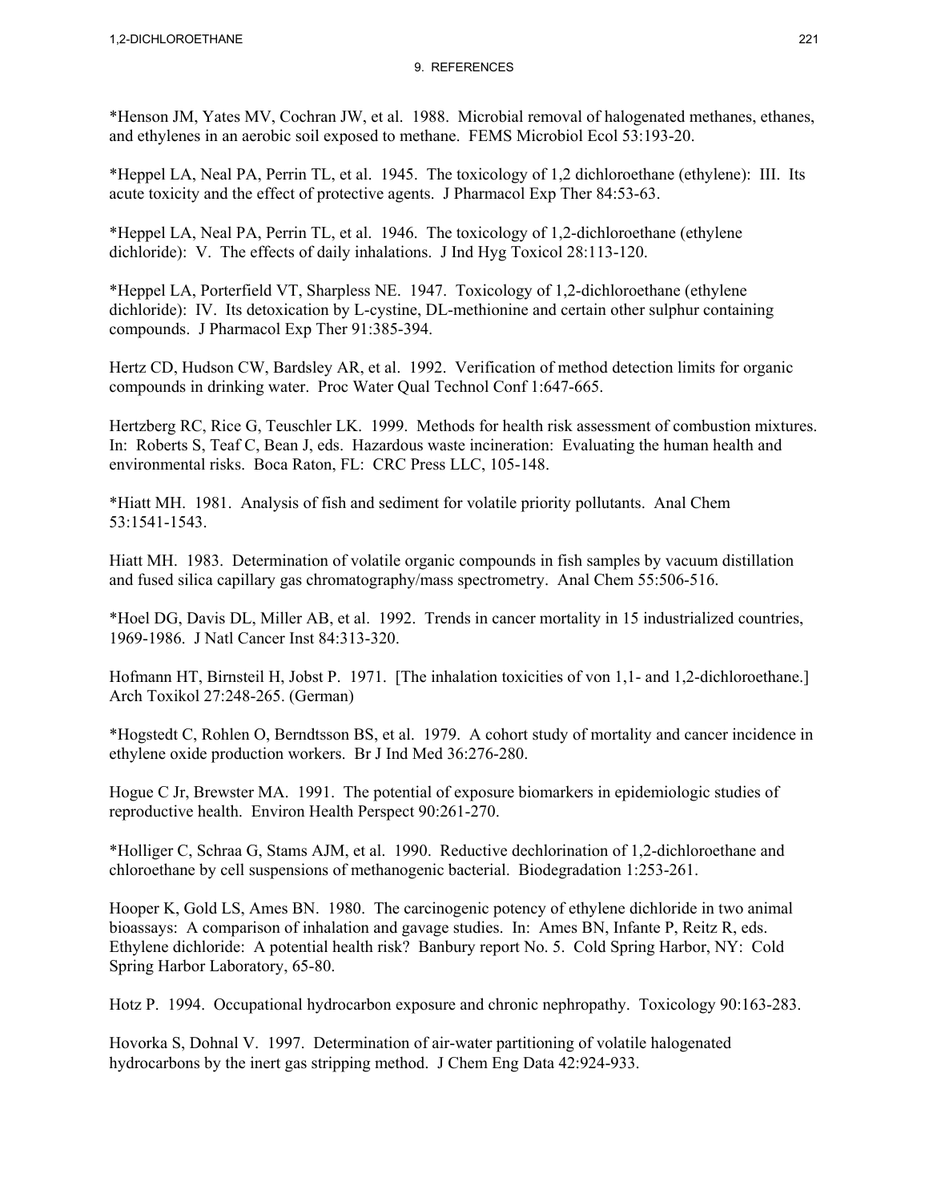*Henson JM, Yates MV, Cochran JW, et al. 1988. Microbial removal of halogenated methanes, ethanes, and ethylenes in an aerobic soil exposed to methane. FEMS Microbiol Ecol 53:193-20.

*Heppel LA, Neal PA, Perrin TL, et al. 1945. The toxicology of 1,2 dichloroethane (ethylene): III. Its acute toxicity and the effect of protective agents. J Pharmacol Exp Ther 84:53-63.

*Heppel LA, Neal PA, Perrin TL, et al. 1946. The toxicology of 1,2-dichloroethane (ethylene dichloride): V. The effects of daily inhalations. J Ind Hyg Toxicol 28:113-120.

*Heppel LA, Porterfield VT, Sharpless NE. 1947. Toxicology of 1,2-dichloroethane (ethylene dichloride): IV. Its detoxication by L-cystine, DL-methionine and certain other sulphur containing compounds. J Pharmacol Exp Ther 91:385-394.

Hertz CD, Hudson CW, Bardsley AR, et al. 1992. Verification of method detection limits for organic compounds in drinking water. Proc Water Qual Technol Conf 1:647-665.

Hertzberg RC, Rice G, Teuschler LK. 1999. Methods for health risk assessment of combustion mixtures. In: Roberts S, Teaf C, Bean J, eds. Hazardous waste incineration: Evaluating the human health and environmental risks. Boca Raton, FL: CRC Press LLC, 105-148.

*Hiatt MH. 1981. Analysis of fish and sediment for volatile priority pollutants. Anal Chem 53:1541-1543.

Hiatt MH. 1983. Determination of volatile organic compounds in fish samples by vacuum distillation and fused silica capillary gas chromatography/mass spectrometry. Anal Chem 55:506-516.

*Hoel DG, Davis DL, Miller AB, et al. 1992. Trends in cancer mortality in 15 industrialized countries, 1969-1986. J Natl Cancer Inst 84:313-320.

Hofmann HT, Birnsteil H, Jobst P. 1971. [The inhalation toxicities of von 1,1- and 1,2-dichloroethane.] Arch Toxikol 27:248-265. (German)

*Hogstedt C, Rohlen O, Berndtsson BS, et al. 1979. A cohort study of mortality and cancer incidence in ethylene oxide production workers. Br J Ind Med 36:276-280.

Hogue C Jr, Brewster MA. 1991. The potential of exposure biomarkers in epidemiologic studies of reproductive health. Environ Health Perspect 90:261-270.

*Holliger C, Schraa G, Stams AJM, et al. 1990. Reductive dechlorination of 1,2-dichloroethane and chloroethane by cell suspensions of methanogenic bacterial. Biodegradation 1:253-261.

Hooper K, Gold LS, Ames BN. 1980. The carcinogenic potency of ethylene dichloride in two animal bioassays: A comparison of inhalation and gavage studies. In: Ames BN, Infante P, Reitz R, eds. Ethylene dichloride: A potential health risk? Banbury report No. 5. Cold Spring Harbor, NY: Cold Spring Harbor Laboratory, 65-80.

Hotz P. 1994. Occupational hydrocarbon exposure and chronic nephropathy. Toxicology 90:163-283.

Hovorka S, Dohnal V. 1997. Determination of air-water partitioning of volatile halogenated hydrocarbons by the inert gas stripping method. J Chem Eng Data 42:924-933.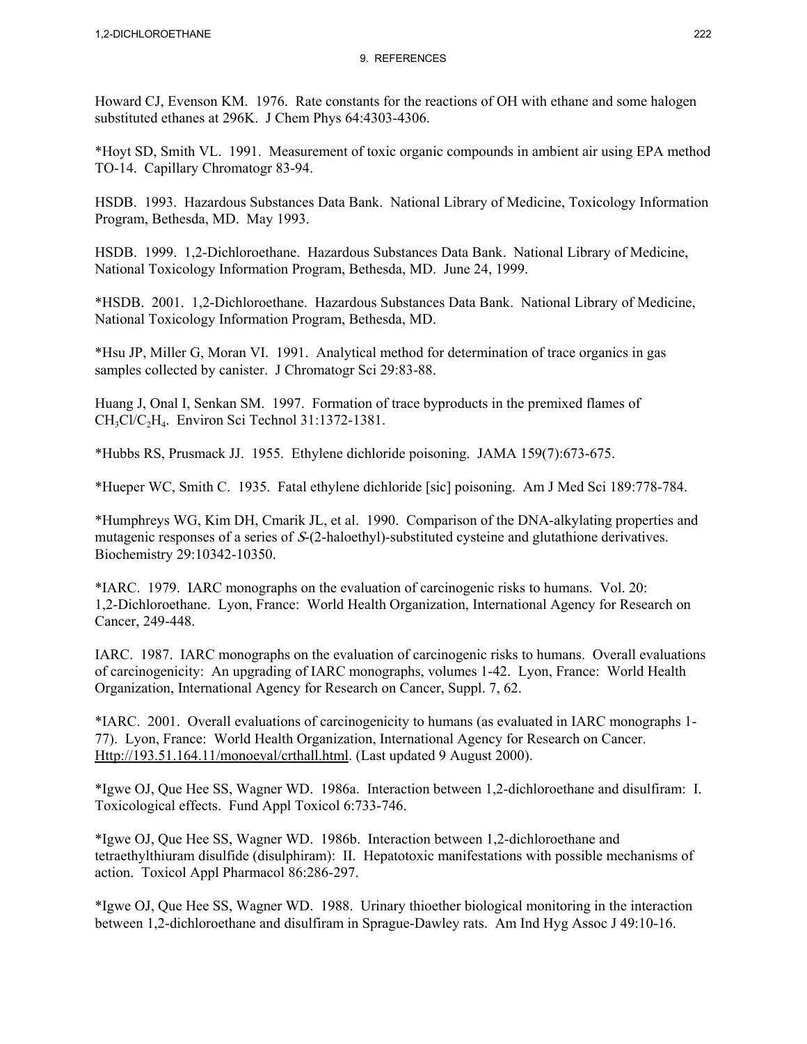## 9. REFERENCES

Howard CJ, Evenson KM. 1976. Rate constants for the reactions of OH with ethane and some halogen substituted ethanes at 296K. J Chem Phys 64:4303-4306.

*Hoyt SD, Smith VL. 1991. Measurement of toxic organic compounds in ambient air using EPA method TO-14. Capillary Chromatogr 83-94.

HSDB. 1993. Hazardous Substances Data Bank. National Library of Medicine, Toxicology Information Program, Bethesda, MD. May 1993.

HSDB. 1999. 1,2-Dichloroethane. Hazardous Substances Data Bank. National Library of Medicine, National Toxicology Information Program, Bethesda, MD. June 24, 1999.

*HSDB. 2001. 1,2-Dichloroethane. Hazardous Substances Data Bank. National Library of Medicine, National Toxicology Information Program, Bethesda, MD.

*Hsu JP, Miller G, Moran VI. 1991. Analytical method for determination of trace organics in gas samples collected by canister. J Chromatogr Sci 29:83-88.

Huang J, Onal I, Senkan SM. 1997. Formation of trace byproducts in the premixed flames of $CH_3Cl/C_2H_4$. Environ Sci Technol 31:1372-1381.

*Hubbs RS, Prusmack JJ. 1955. Ethylene dichloride poisoning. JAMA 159(7):673-675.

*Hueper WC, Smith C. 1935. Fatal ethylene dichloride [sic] poisoning. Am J Med Sci 189:778-784.

*Humphreys WG, Kim DH, Cmarik JL, et al. 1990. Comparison of the DNA-alkylating properties and mutagenic responses of a series of *S*-(2-haloethyl)-substituted cysteine and glutathione derivatives. Biochemistry 29:10342-10350.

*IARC. 1979. IARC monographs on the evaluation of carcinogenic risks to humans. Vol. 20: 1,2-Dichloroethane. Lyon, France: World Health Organization, International Agency for Research on Cancer, 249-448.

IARC. 1987. IARC monographs on the evaluation of carcinogenic risks to humans. Overall evaluations of carcinogenicity: An upgrading of IARC monographs, volumes 1-42. Lyon, France: World Health Organization, International Agency for Research on Cancer, Suppl. 7, 62.

*IARC. 2001. Overall evaluations of carcinogenicity to humans (as evaluated in IARC monographs 1-77). Lyon, France: World Health Organization, International Agency for Research on Cancer. Http://193.51.164.11/monoeval/crthall.html. (Last updated 9 August 2000).

*Igwe OJ, Que Hee SS, Wagner WD. 1986a. Interaction between 1,2-dichloroethane and disulfiram: I. Toxicological effects. Fund Appl Toxicol 6:733-746.

*Igwe OJ, Que Hee SS, Wagner WD. 1986b. Interaction between 1,2-dichloroethane and tetraethylthiuram disulfide (disulphiram): II. Hepatotoxic manifestations with possible mechanisms of action. Toxicol Appl Pharmacol 86:286-297.

*Igwe OJ, Que Hee SS, Wagner WD. 1988. Urinary thioether biological monitoring in the interaction between 1,2-dichloroethane and disulfiram in Sprague-Dawley rats. Am Ind Hyg Assoc J 49:10-16.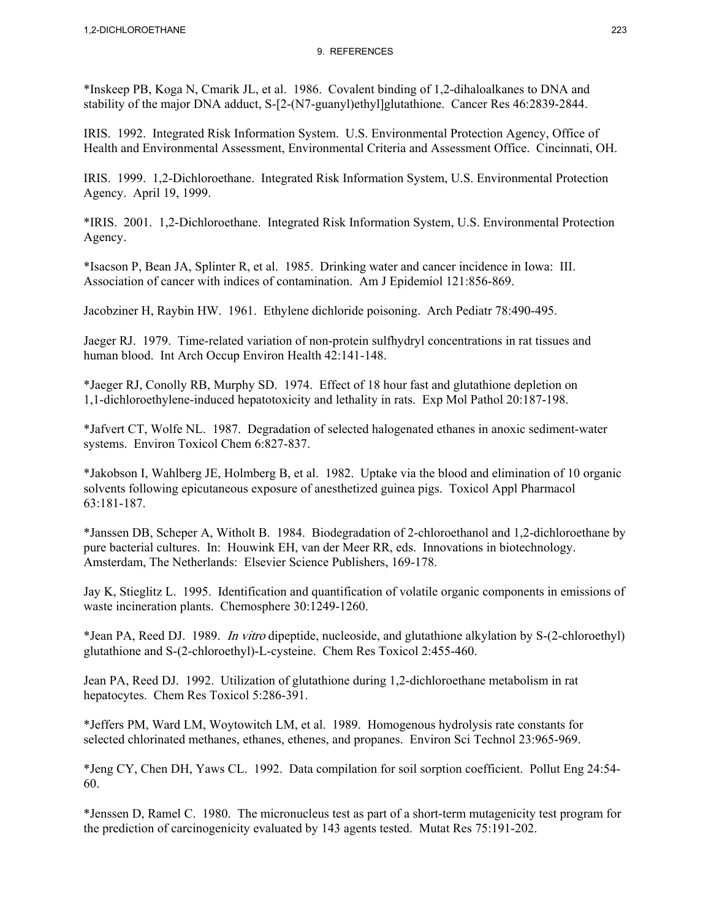# 9. REFERENCES

*Inskeep PB, Koga N, Cmarik JL, et al. 1986. Covalent binding of 1,2-dihaloalkanes to DNA and stability of the major DNA adduct, S-[2-(N7-guanyl)ethyl]glutathione. Cancer Res 46:2839-2844.

IRIS. 1992. Integrated Risk Information System. U.S. Environmental Protection Agency, Office of Health and Environmental Assessment, Environmental Criteria and Assessment Office. Cincinnati, OH.

IRIS. 1999. 1,2-Dichloroethane. Integrated Risk Information System, U.S. Environmental Protection Agency. April 19, 1999.

*IRIS. 2001. 1,2-Dichloroethane. Integrated Risk Information System, U.S. Environmental Protection Agency.

*Isacson P, Bean JA, Splinter R, et al. 1985. Drinking water and cancer incidence in Iowa: III. Association of cancer with indices of contamination. Am J Epidemiol 121:856-869.

Jacobziner H, Raybin HW. 1961. Ethylene dichloride poisoning. Arch Pediatr 78:490-495.

Jaeger RJ. 1979. Time-related variation of non-protein sulfhydryl concentrations in rat tissues and human blood. Int Arch Occup Environ Health 42:141-148.

*Jaeger RJ, Conolly RB, Murphy SD. 1974. Effect of 18 hour fast and glutathione depletion on 1,1-dichloroethylene-induced hepatotoxicity and lethality in rats. Exp Mol Pathol 20:187-198.

*Jafvert CT, Wolfe NL. 1987. Degradation of selected halogenated ethanes in anoxic sediment-water systems. Environ Toxicol Chem 6:827-837.

*Jakobson I, Wahlberg JE, Holmberg B, et al. 1982. Uptake via the blood and elimination of 10 organic solvents following epicutaneous exposure of anesthetized guinea pigs. Toxicol Appl Pharmacol 63:181-187.

*Janssen DB, Scheper A, Witholt B. 1984. Biodegradation of 2-chloroethanol and 1,2-dichloroethane by pure bacterial cultures. In: Houwink EH, van der Meer RR, eds. Innovations in biotechnology. Amsterdam, The Netherlands: Elsevier Science Publishers, 169-178.

Jay K, Stieglitz L. 1995. Identification and quantification of volatile organic components in emissions of waste incineration plants. Chemosphere 30:1249-1260.

*Jean PA, Reed DJ. 1989. *In vitro* dipeptide, nucleoside, and glutathione alkylation by S-(2-chloroethyl) glutathione and S-(2-chloroethyl)-L-cysteine. Chem Res Toxicol 2:455-460.

Jean PA, Reed DJ. 1992. Utilization of glutathione during 1,2-dichloroethane metabolism in rat hepatocytes. Chem Res Toxicol 5:286-391.

*Jeffers PM, Ward LM, Woytowitch LM, et al. 1989. Homogenous hydrolysis rate constants for selected chlorinated methanes, ethanes, ethenes, and propanes. Environ Sci Technol 23:965-969.

*Jeng CY, Chen DH, Yaws CL. 1992. Data compilation for soil sorption coefficient. Pollut Eng 24:54-60.

*Jenssen D, Ramel C. 1980. The micronucleus test as part of a short-term mutagenicity test program for the prediction of carcinogenicity evaluated by 143 agents tested. Mutat Res 75:191-202.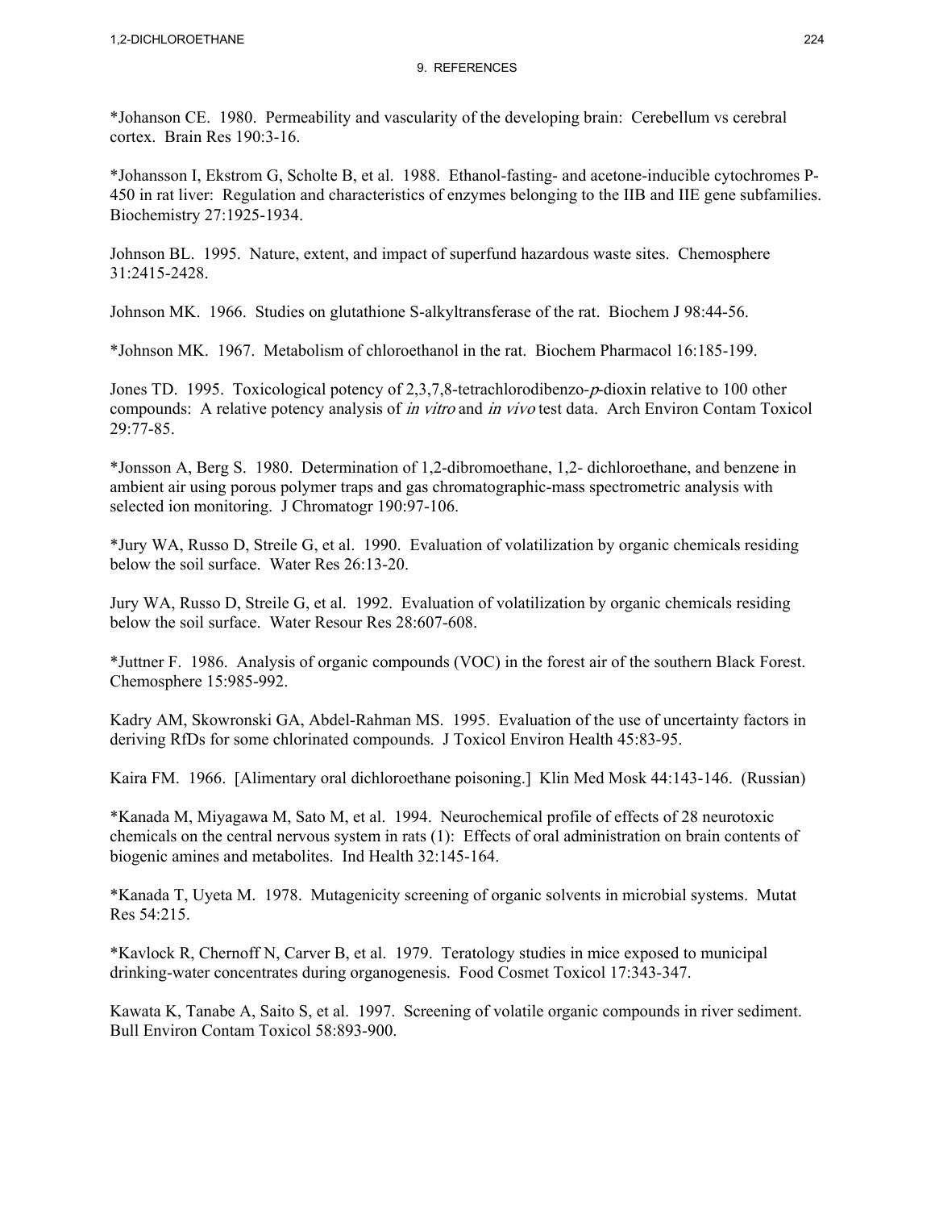# 9. REFERENCES

*Johanson CE. 1980. Permeability and vascularity of the developing brain: Cerebellum vs cerebral cortex. Brain Res 190:3-16.

*Johansson I, Ekstrom G, Scholte B, et al. 1988. Ethanol-fasting- and acetone-inducible cytochromes P-450 in rat liver: Regulation and characteristics of enzymes belonging to the IIB and IIE gene subfamilies. Biochemistry 27:1925-1934.

Johnson BL. 1995. Nature, extent, and impact of superfund hazardous waste sites. Chemosphere 31:2415-2428.

Johnson MK. 1966. Studies on glutathione S-alkyltransferase of the rat. Biochem J 98:44-56.

*Johnson MK. 1967. Metabolism of chloroethanol in the rat. Biochem Pharmacol 16:185-199.

Jones TD. 1995. Toxicological potency of 2,3,7,8-tetrachlorodibenzo-*p*-dioxin relative to 100 other compounds: A relative potency analysis of *in vitro* and *in vivo* test data. Arch Environ Contam Toxicol 29:77-85.

*Jonsson A, Berg S. 1980. Determination of 1,2-dibromoethane, 1,2- dichloroethane, and benzene in ambient air using porous polymer traps and gas chromatographic-mass spectrometric analysis with selected ion monitoring. J Chromatogr 190:97-106.

*Jury WA, Russo D, Streile G, et al. 1990. Evaluation of volatilization by organic chemicals residing below the soil surface. Water Res 26:13-20.

Jury WA, Russo D, Streile G, et al. 1992. Evaluation of volatilization by organic chemicals residing below the soil surface. Water Resour Res 28:607-608.

*Juttner F. 1986. Analysis of organic compounds (VOC) in the forest air of the southern Black Forest. Chemosphere 15:985-992.

Kadry AM, Skowronski GA, Abdel-Rahman MS. 1995. Evaluation of the use of uncertainty factors in deriving RfDs for some chlorinated compounds. J Toxicol Environ Health 45:83-95.

Kaira FM. 1966. [Alimentary oral dichloroethane poisoning.] Klin Med Mosk 44:143-146. (Russian)

*Kanada M, Miyagawa M, Sato M, et al. 1994. Neurochemical profile of effects of 28 neurotoxic chemicals on the central nervous system in rats (1): Effects of oral administration on brain contents of biogenic amines and metabolites. Ind Health 32:145-164.

*Kanada T, Uyeta M. 1978. Mutagenicity screening of organic solvents in microbial systems. Mutat Res 54:215.

*Kavlock R, Chernoff N, Carver B, et al. 1979. Teratology studies in mice exposed to municipal drinking-water concentrates during organogenesis. Food Cosmet Toxicol 17:343-347.

Kawata K, Tanabe A, Saito S, et al. 1997. Screening of volatile organic compounds in river sediment. Bull Environ Contam Toxicol 58:893-900.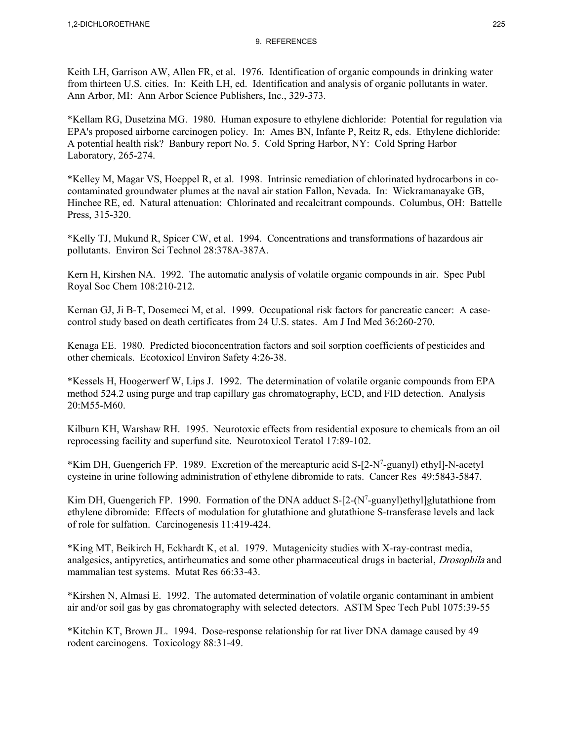Keith LH, Garrison AW, Allen FR, et al. 1976. Identification of organic compounds in drinking water from thirteen U.S. cities. In: Keith LH, ed. Identification and analysis of organic pollutants in water. Ann Arbor, MI: Ann Arbor Science Publishers, Inc., 329-373.

*Kellam RG, Dusetzina MG. 1980. Human exposure to ethylene dichloride: Potential for regulation via EPA's proposed airborne carcinogen policy. In: Ames BN, Infante P, Reitz R, eds. Ethylene dichloride: A potential health risk? Banbury report No. 5. Cold Spring Harbor, NY: Cold Spring Harbor Laboratory, 265-274.

*Kelley M, Magar VS, Hoeppel R, et al. 1998. Intrinsic remediation of chlorinated hydrocarbons in co-contaminated groundwater plumes at the naval air station Fallon, Nevada. In: Wickramanayake GB, Hinchee RE, ed. Natural attenuation: Chlorinated and recalcitrant compounds. Columbus, OH: Battelle Press, 315-320.

*Kelly TJ, Mukund R, Spicer CW, et al. 1994. Concentrations and transformations of hazardous air pollutants. Environ Sci Technol 28:378A-387A.

Kern H, Kirshen NA. 1992. The automatic analysis of volatile organic compounds in air. Spec Publ Royal Soc Chem 108:210-212.

Kernan GJ, Ji B-T, Dosemeci M, et al. 1999. Occupational risk factors for pancreatic cancer: A case-control study based on death certificates from 24 U.S. states. Am J Ind Med 36:260-270.

Kenaga EE. 1980. Predicted bioconcentration factors and soil sorption coefficients of pesticides and other chemicals. Ecotoxicol Environ Safety 4:26-38.

*Kessels H, Hoogerwerf W, Lips J. 1992. The determination of volatile organic compounds from EPA method 524.2 using purge and trap capillary gas chromatography, ECD, and FID detection. Analysis 20:M55-M60.

Kilburn KH, Warshaw RH. 1995. Neurotoxic effects from residential exposure to chemicals from an oil reprocessing facility and superfund site. Neurotoxicol Teratol 17:89-102.

*Kim DH, Guengerich FP. 1989. Excretion of the mercapturic acid S-[2-$N^7$-guanyl) ethyl]-N-acetyl cysteine in urine following administration of ethylene dibromide to rats. Cancer Res 49:5843-5847.

Kim DH, Guengerich FP. 1990. Formation of the DNA adduct S-[2-($N^7$-guanyl)ethyl]glutathione from ethylene dibromide: Effects of modulation for glutathione and glutathione S-transferase levels and lack of role for sulfation. Carcinogenesis 11:419-424.

*King MT, Beikirch H, Eckhardt K, et al. 1979. Mutagenicity studies with X-ray-contrast media, analgesics, antipyretics, antirheumatics and some other pharmaceutical drugs in bacterial, *Drosophila* and mammalian test systems. Mutat Res 66:33-43.

*Kirshen N, Almasi E. 1992. The automated determination of volatile organic contaminant in ambient air and/or soil gas by gas chromatography with selected detectors. ASTM Spec Tech Publ 1075:39-55

*Kitchin KT, Brown JL. 1994. Dose-response relationship for rat liver DNA damage caused by 49 rodent carcinogens. Toxicology 88:31-49.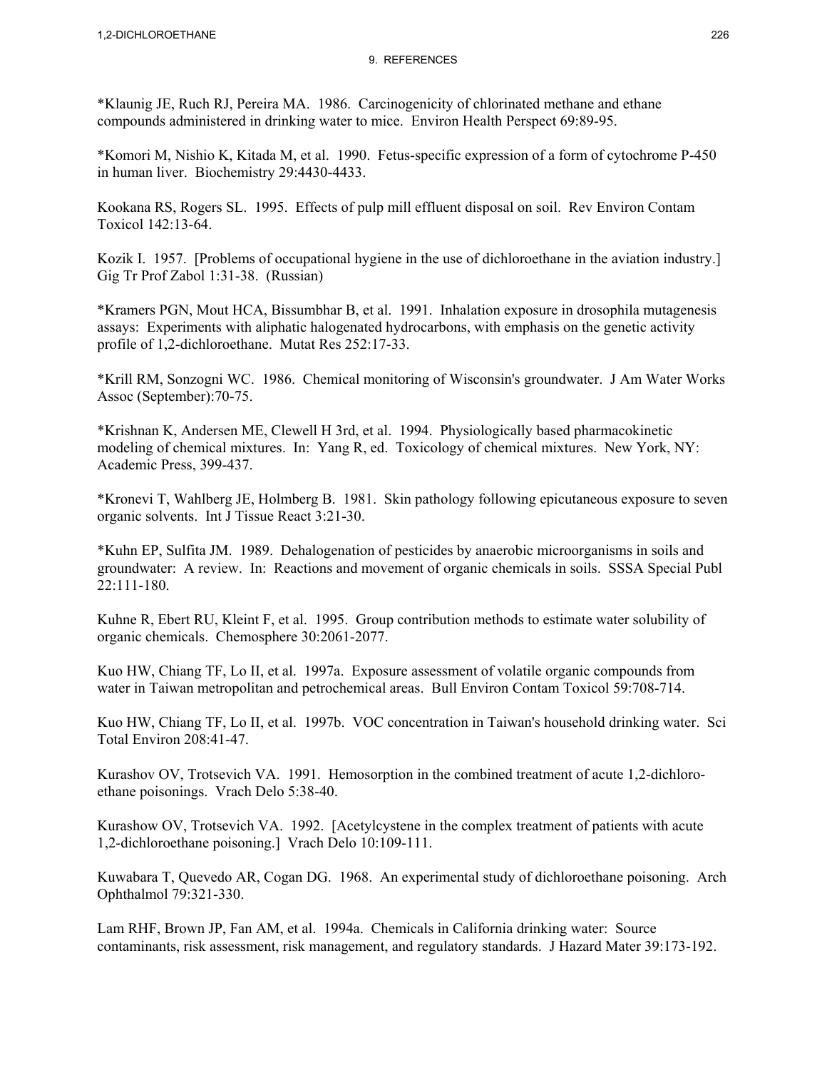*Klaunig JE, Ruch RJ, Pereira MA. 1986. Carcinogenicity of chlorinated methane and ethane compounds administered in drinking water to mice. Environ Health Perspect 69:89-95.

*Komori M, Nishio K, Kitada M, et al. 1990. Fetus-specific expression of a form of cytochrome P-450 in human liver. Biochemistry 29:4430-4433.

Kookana RS, Rogers SL. 1995. Effects of pulp mill effluent disposal on soil. Rev Environ Contam Toxicol 142:13-64.

Kozik I. 1957. [Problems of occupational hygiene in the use of dichloroethane in the aviation industry.] Gig Tr Prof Zabol 1:31-38. (Russian)

*Kramers PGN, Mout HCA, Bissumbhar B, et al. 1991. Inhalation exposure in drosophila mutagenesis assays: Experiments with aliphatic halogenated hydrocarbons, with emphasis on the genetic activity profile of 1,2-dichloroethane. Mutat Res 252:17-33.

*Krill RM, Sonzogni WC. 1986. Chemical monitoring of Wisconsin's groundwater. J Am Water Works Assoc (September):70-75.

*Krishnan K, Andersen ME, Clewell H 3rd, et al. 1994. Physiologically based pharmacokinetic modeling of chemical mixtures. In: Yang R, ed. Toxicology of chemical mixtures. New York, NY: Academic Press, 399-437.

*Kronevi T, Wahlberg JE, Holmberg B. 1981. Skin pathology following epicutaneous exposure to seven organic solvents. Int J Tissue React 3:21-30.

*Kuhn EP, Sulfita JM. 1989. Dehalogenation of pesticides by anaerobic microorganisms in soils and groundwater: A review. In: Reactions and movement of organic chemicals in soils. SSSA Special Publ 22:111-180.

Kuhne R, Ebert RU, Kleint F, et al. 1995. Group contribution methods to estimate water solubility of organic chemicals. Chemosphere 30:2061-2077.

Kuo HW, Chiang TF, Lo II, et al. 1997a. Exposure assessment of volatile organic compounds from water in Taiwan metropolitan and petrochemical areas. Bull Environ Contam Toxicol 59:708-714.

Kuo HW, Chiang TF, Lo II, et al. 1997b. VOC concentration in Taiwan's household drinking water. Sci Total Environ 208:41-47.

Kurashov OV, Trotsevich VA. 1991. Hemosorption in the combined treatment of acute 1,2-dichloroethane poisonings. Vrach Delo 5:38-40.

Kurashow OV, Trotsevich VA. 1992. [Acetylcystene in the complex treatment of patients with acute 1,2-dichloroethane poisoning.] Vrach Delo 10:109-111.

Kuwabara T, Quevedo AR, Cogan DG. 1968. An experimental study of dichloroethane poisoning. Arch Ophthalmol 79:321-330.

Lam RHF, Brown JP, Fan AM, et al. 1994a. Chemicals in California drinking water: Source contaminants, risk assessment, risk management, and regulatory standards. J Hazard Mater 39:173-192.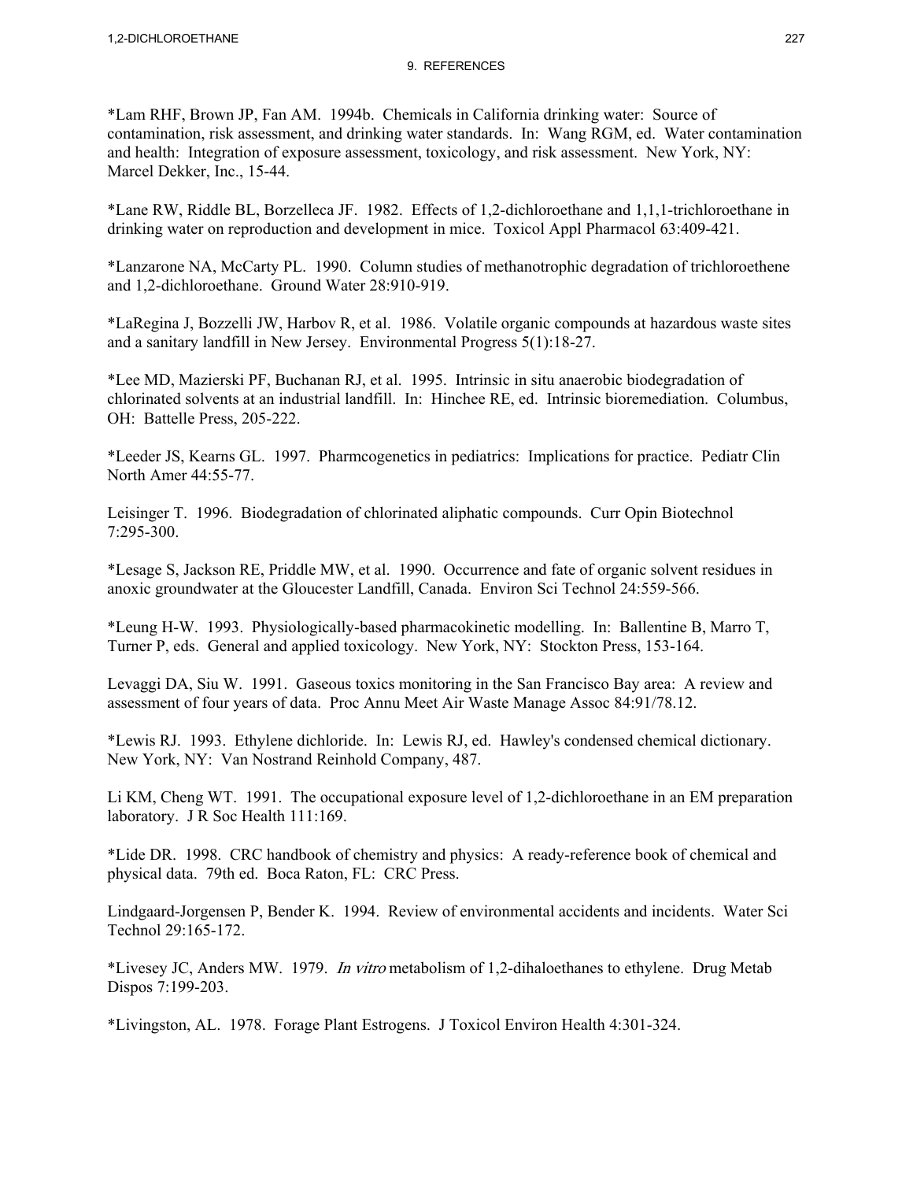## 9. REFERENCES

*Lam RHF, Brown JP, Fan AM. 1994b. Chemicals in California drinking water: Source of contamination, risk assessment, and drinking water standards. In: Wang RGM, ed. Water contamination and health: Integration of exposure assessment, toxicology, and risk assessment. New York, NY: Marcel Dekker, Inc., 15-44.

*Lane RW, Riddle BL, Borzelleca JF. 1982. Effects of 1,2-dichloroethane and 1,1,1-trichloroethane in drinking water on reproduction and development in mice. Toxicol Appl Pharmacol 63:409-421.

*Lanzarone NA, McCarty PL. 1990. Column studies of methanotrophic degradation of trichloroethene and 1,2-dichloroethane. Ground Water 28:910-919.

*LaRegina J, Bozzelli JW, Harbov R, et al. 1986. Volatile organic compounds at hazardous waste sites and a sanitary landfill in New Jersey. Environmental Progress 5(1):18-27.

*Lee MD, Mazierski PF, Buchanan RJ, et al. 1995. Intrinsic in situ anaerobic biodegradation of chlorinated solvents at an industrial landfill. In: Hinchee RE, ed. Intrinsic bioremediation. Columbus, OH: Battelle Press, 205-222.

*Leeder JS, Kearns GL. 1997. Pharmcogenetics in pediatrics: Implications for practice. Pediatr Clin North Amer 44:55-77.

Leisinger T. 1996. Biodegradation of chlorinated aliphatic compounds. Curr Opin Biotechnol 7:295-300.

*Lesage S, Jackson RE, Priddle MW, et al. 1990. Occurrence and fate of organic solvent residues in anoxic groundwater at the Gloucester Landfill, Canada. Environ Sci Technol 24:559-566.

*Leung H-W. 1993. Physiologically-based pharmacokinetic modelling. In: Ballentine B, Marro T, Turner P, eds. General and applied toxicology. New York, NY: Stockton Press, 153-164.

Levaggi DA, Siu W. 1991. Gaseous toxics monitoring in the San Francisco Bay area: A review and assessment of four years of data. Proc Annu Meet Air Waste Manage Assoc 84:91/78.12.

*Lewis RJ. 1993. Ethylene dichloride. In: Lewis RJ, ed. Hawley's condensed chemical dictionary. New York, NY: Van Nostrand Reinhold Company, 487.

Li KM, Cheng WT. 1991. The occupational exposure level of 1,2-dichloroethane in an EM preparation laboratory. J R Soc Health 111:169.

*Lide DR. 1998. CRC handbook of chemistry and physics: A ready-reference book of chemical and physical data. 79th ed. Boca Raton, FL: CRC Press.

Lindgaard-Jorgensen P, Bender K. 1994. Review of environmental accidents and incidents. Water Sci Technol 29:165-172.

*Livesey JC, Anders MW. 1979. *In vitro* metabolism of 1,2-dihaloethanes to ethylene. Drug Metab Dispos 7:199-203.

*Livingston, AL. 1978. Forage Plant Estrogens. J Toxicol Environ Health 4:301-324.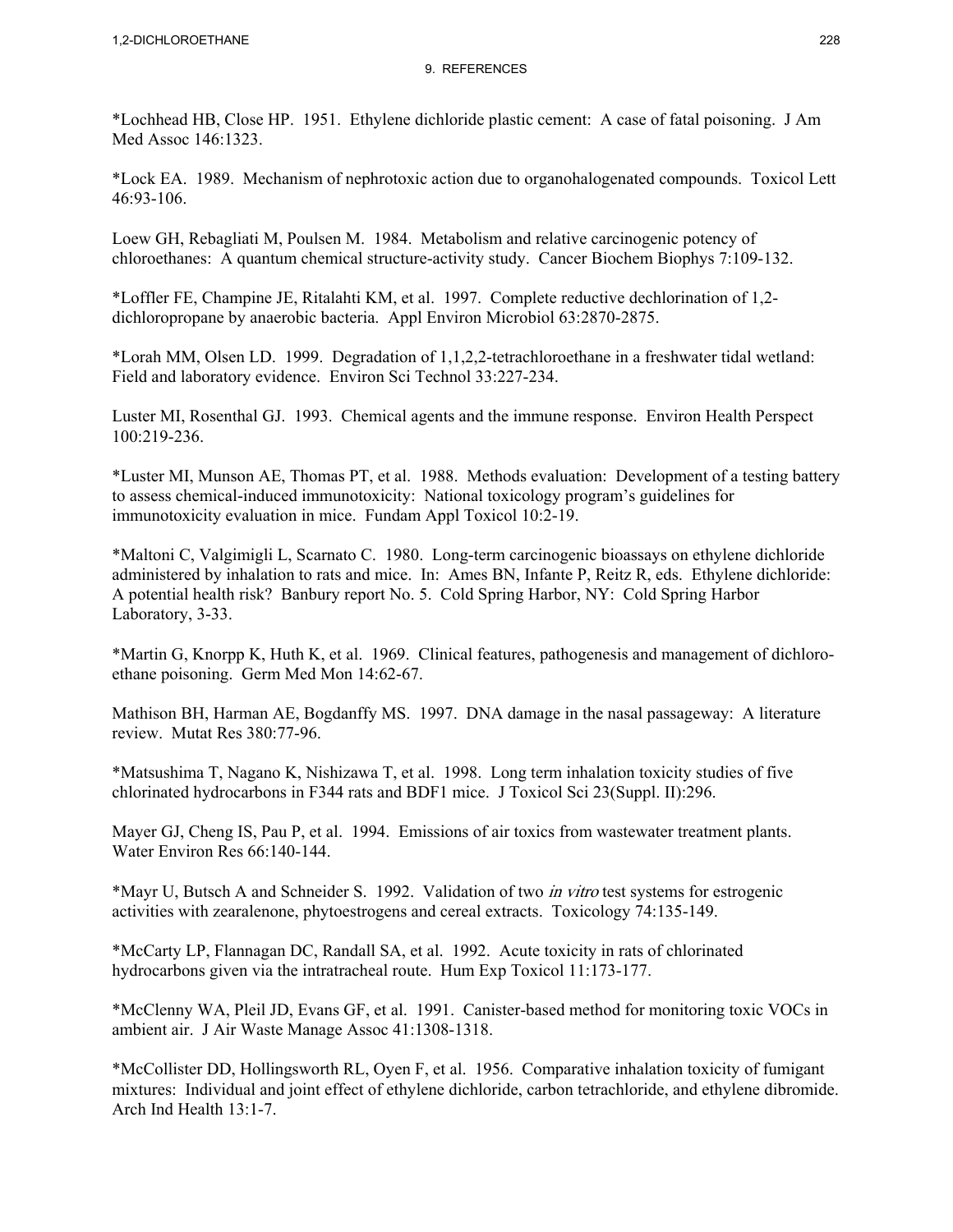*Lochhead HB, Close HP. 1951. Ethylene dichloride plastic cement: A case of fatal poisoning. J Am Med Assoc 146:1323.

*Lock EA. 1989. Mechanism of nephrotoxic action due to organohalogenated compounds. Toxicol Lett 46:93-106.

Loew GH, Rebagliati M, Poulsen M. 1984. Metabolism and relative carcinogenic potency of chloroethanes: A quantum chemical structure-activity study. Cancer Biochem Biophys 7:109-132.

*Loffler FE, Champine JE, Ritalahti KM, et al. 1997. Complete reductive dechlorination of 1,2-dichloropropane by anaerobic bacteria. Appl Environ Microbiol 63:2870-2875.

*Lorah MM, Olsen LD. 1999. Degradation of 1,1,2,2-tetrachloroethane in a freshwater tidal wetland: Field and laboratory evidence. Environ Sci Technol 33:227-234.

Luster MI, Rosenthal GJ. 1993. Chemical agents and the immune response. Environ Health Perspect 100:219-236.

*Luster MI, Munson AE, Thomas PT, et al. 1988. Methods evaluation: Development of a testing battery to assess chemical-induced immunotoxicity: National toxicology program's guidelines for immunotoxicity evaluation in mice. Fundam Appl Toxicol 10:2-19.

*Maltoni C, Valgimigli L, Scarnato C. 1980. Long-term carcinogenic bioassays on ethylene dichloride administered by inhalation to rats and mice. In: Ames BN, Infante P, Reitz R, eds. Ethylene dichloride: A potential health risk? Banbury report No. 5. Cold Spring Harbor, NY: Cold Spring Harbor Laboratory, 3-33.

*Martin G, Knorpp K, Huth K, et al. 1969. Clinical features, pathogenesis and management of dichloro-ethane poisoning. Germ Med Mon 14:62-67.

Mathison BH, Harman AE, Bogdanffy MS. 1997. DNA damage in the nasal passageway: A literature review. Mutat Res 380:77-96.

*Matsushima T, Nagano K, Nishizawa T, et al. 1998. Long term inhalation toxicity studies of five chlorinated hydrocarbons in F344 rats and BDF1 mice. J Toxicol Sci 23(Suppl. II):296.

Mayer GJ, Cheng IS, Pau P, et al. 1994. Emissions of air toxics from wastewater treatment plants. Water Environ Res 66:140-144.

*Mayr U, Butsch A and Schneider S. 1992. Validation of two *in vitro* test systems for estrogenic activities with zearalenone, phytoestrogens and cereal extracts. Toxicology 74:135-149.

*McCarty LP, Flannagan DC, Randall SA, et al. 1992. Acute toxicity in rats of chlorinated hydrocarbons given via the intratracheal route. Hum Exp Toxicol 11:173-177.

*McClenny WA, Pleil JD, Evans GF, et al. 1991. Canister-based method for monitoring toxic VOCs in ambient air. J Air Waste Manage Assoc 41:1308-1318.

*McCollister DD, Hollingsworth RL, Oyen F, et al. 1956. Comparative inhalation toxicity of fumigant mixtures: Individual and joint effect of ethylene dichloride, carbon tetrachloride, and ethylene dibromide. Arch Ind Health 13:1-7.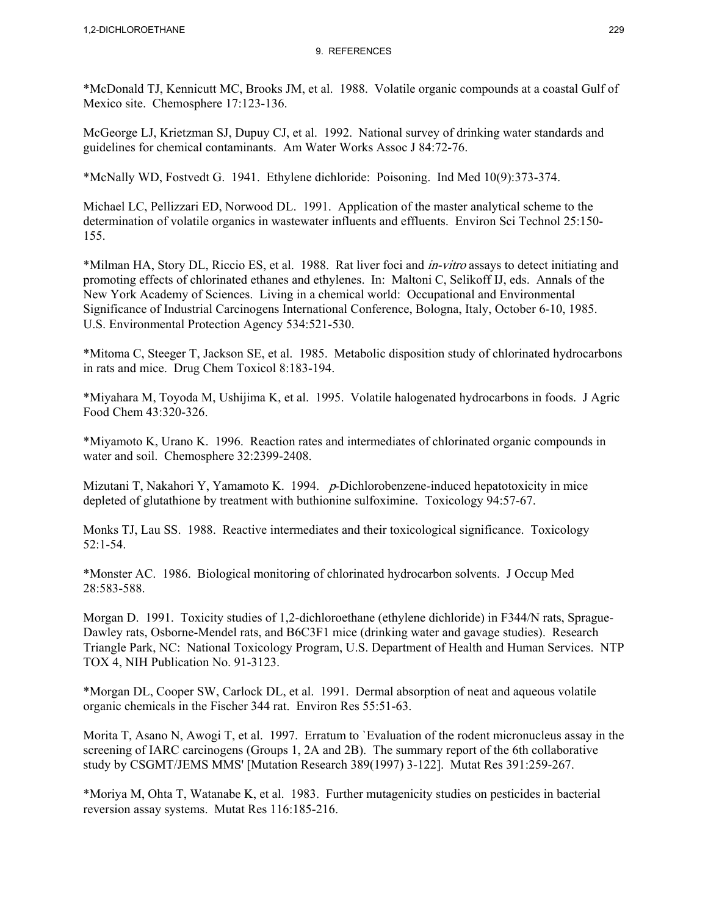*McDonald TJ, Kennicutt MC, Brooks JM, et al. 1988. Volatile organic compounds at a coastal Gulf of Mexico site. Chemosphere 17:123-136.

McGeorge LJ, Krietzman SJ, Dupuy CJ, et al. 1992. National survey of drinking water standards and guidelines for chemical contaminants. Am Water Works Assoc J 84:72-76.

*McNally WD, Fostvedt G. 1941. Ethylene dichloride: Poisoning. Ind Med 10(9):373-374.

Michael LC, Pellizzari ED, Norwood DL. 1991. Application of the master analytical scheme to the determination of volatile organics in wastewater influents and effluents. Environ Sci Technol 25:150-155.

*Milman HA, Story DL, Riccio ES, et al. 1988. Rat liver foci and *in-vitro* assays to detect initiating and promoting effects of chlorinated ethanes and ethylenes. In: Maltoni C, Selikoff IJ, eds. Annals of the New York Academy of Sciences. Living in a chemical world: Occupational and Environmental Significance of Industrial Carcinogens International Conference, Bologna, Italy, October 6-10, 1985. U.S. Environmental Protection Agency 534:521-530.

*Mitoma C, Steeger T, Jackson SE, et al. 1985. Metabolic disposition study of chlorinated hydrocarbons in rats and mice. Drug Chem Toxicol 8:183-194.

*Miyahara M, Toyoda M, Ushijima K, et al. 1995. Volatile halogenated hydrocarbons in foods. J Agric Food Chem 43:320-326.

*Miyamoto K, Urano K. 1996. Reaction rates and intermediates of chlorinated organic compounds in water and soil. Chemosphere 32:2399-2408.

Mizutani T, Nakahori Y, Yamamoto K. 1994. *p*-Dichlorobenzene-induced hepatotoxicity in mice depleted of glutathione by treatment with buthionine sulfoximine. Toxicology 94:57-67.

Monks TJ, Lau SS. 1988. Reactive intermediates and their toxicological significance. Toxicology 52:1-54.

*Monster AC. 1986. Biological monitoring of chlorinated hydrocarbon solvents. J Occup Med 28:583-588.

Morgan D. 1991. Toxicity studies of 1,2-dichloroethane (ethylene dichloride) in F344/N rats, Sprague-Dawley rats, Osborne-Mendel rats, and B6C3F1 mice (drinking water and gavage studies). Research Triangle Park, NC: National Toxicology Program, U.S. Department of Health and Human Services. NTP TOX 4, NIH Publication No. 91-3123.

*Morgan DL, Cooper SW, Carlock DL, et al. 1991. Dermal absorption of neat and aqueous volatile organic chemicals in the Fischer 344 rat. Environ Res 55:51-63.

Morita T, Asano N, Awogi T, et al. 1997. Erratum to `Evaluation of the rodent micronucleus assay in the screening of IARC carcinogens (Groups 1, 2A and 2B). The summary report of the 6th collaborative study by CSGMT/JEMS MMS' [Mutation Research 389(1997) 3-122]. Mutat Res 391:259-267.

*Moriya M, Ohta T, Watanabe K, et al. 1983. Further mutagenicity studies on pesticides in bacterial reversion assay systems. Mutat Res 116:185-216.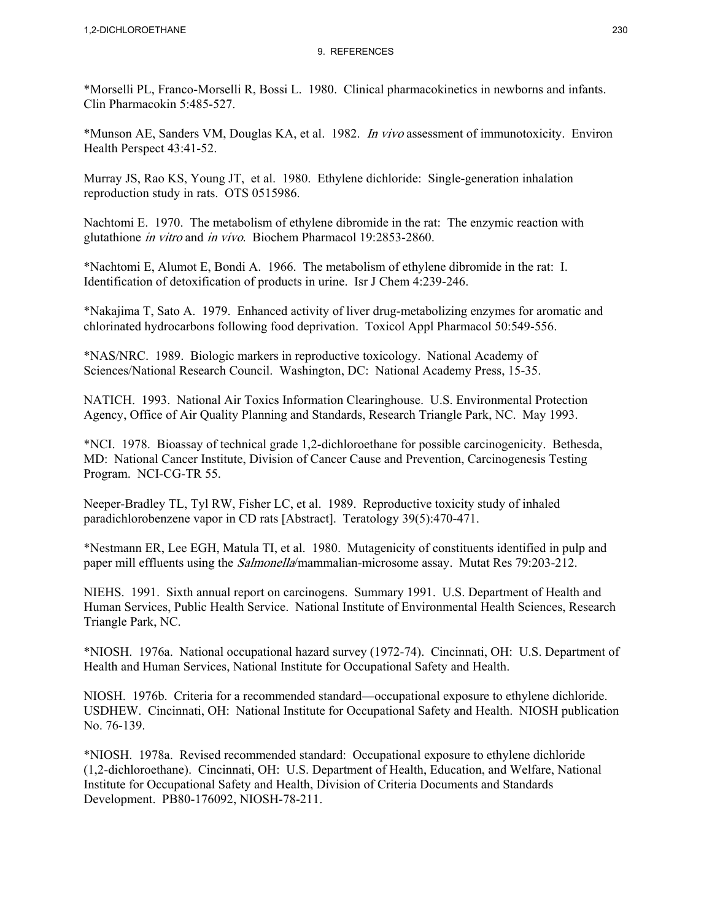## 9. REFERENCES

*Morselli PL, Franco-Morselli R, Bossi L. 1980. Clinical pharmacokinetics in newborns and infants. Clin Pharmacokin 5:485-527.

*Munson AE, Sanders VM, Douglas KA, et al. 1982. *In vivo* assessment of immunotoxicity. Environ Health Perspect 43:41-52.

Murray JS, Rao KS, Young JT, et al. 1980. Ethylene dichloride: Single-generation inhalation reproduction study in rats. OTS 0515986.

Nachtomi E. 1970. The metabolism of ethylene dibromide in the rat: The enzymic reaction with glutathione *in vitro* and *in vivo*. Biochem Pharmacol 19:2853-2860.

*Nachtomi E, Alumot E, Bondi A. 1966. The metabolism of ethylene dibromide in the rat: I. Identification of detoxification of products in urine. Isr J Chem 4:239-246.

*Nakajima T, Sato A. 1979. Enhanced activity of liver drug-metabolizing enzymes for aromatic and chlorinated hydrocarbons following food deprivation. Toxicol Appl Pharmacol 50:549-556.

*NAS/NRC. 1989. Biologic markers in reproductive toxicology. National Academy of Sciences/National Research Council. Washington, DC: National Academy Press, 15-35.

NATICH. 1993. National Air Toxics Information Clearinghouse. U.S. Environmental Protection Agency, Office of Air Quality Planning and Standards, Research Triangle Park, NC. May 1993.

*NCI. 1978. Bioassay of technical grade 1,2-dichloroethane for possible carcinogenicity. Bethesda, MD: National Cancer Institute, Division of Cancer Cause and Prevention, Carcinogenesis Testing Program. NCI-CG-TR 55.

Neeper-Bradley TL, Tyl RW, Fisher LC, et al. 1989. Reproductive toxicity study of inhaled paradichlorobenzene vapor in CD rats [Abstract]. Teratology 39(5):470-471.

*Nestmann ER, Lee EGH, Matula TI, et al. 1980. Mutagenicity of constituents identified in pulp and paper mill effluents using the *Salmonella*/mammalian-microsome assay. Mutat Res 79:203-212.

NIEHS. 1991. Sixth annual report on carcinogens. Summary 1991. U.S. Department of Health and Human Services, Public Health Service. National Institute of Environmental Health Sciences, Research Triangle Park, NC.

*NIOSH. 1976a. National occupational hazard survey (1972-74). Cincinnati, OH: U.S. Department of Health and Human Services, National Institute for Occupational Safety and Health.

NIOSH. 1976b. Criteria for a recommended standard—occupational exposure to ethylene dichloride. USDHEW. Cincinnati, OH: National Institute for Occupational Safety and Health. NIOSH publication No. 76-139.

*NIOSH. 1978a. Revised recommended standard: Occupational exposure to ethylene dichloride (1,2-dichloroethane). Cincinnati, OH: U.S. Department of Health, Education, and Welfare, National Institute for Occupational Safety and Health, Division of Criteria Documents and Standards Development. PB80-176092, NIOSH-78-211.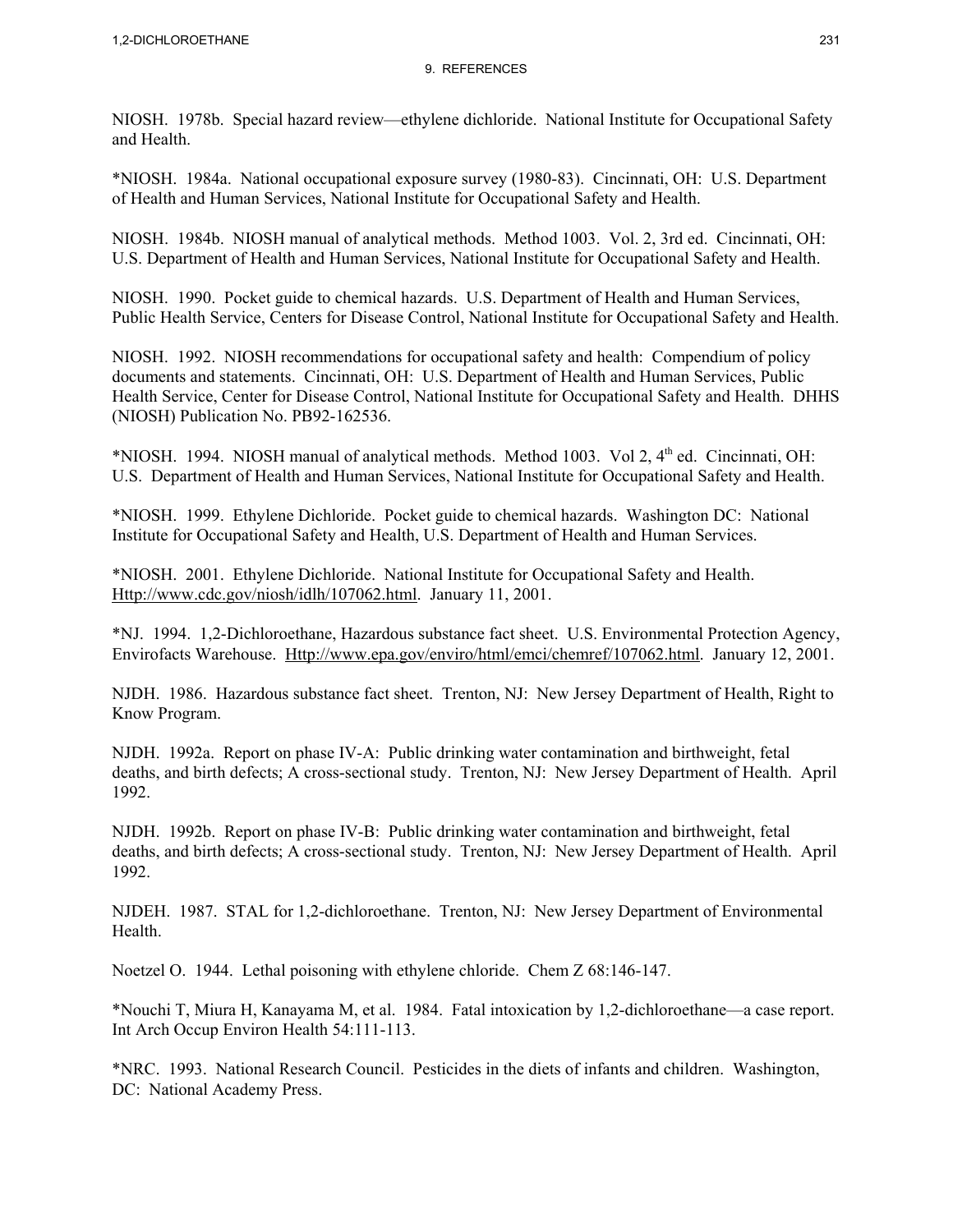# 9. REFERENCES

NIOSH. 1978b. Special hazard review—ethylene dichloride. National Institute for Occupational Safety and Health.

*NIOSH. 1984a. National occupational exposure survey (1980-83). Cincinnati, OH: U.S. Department of Health and Human Services, National Institute for Occupational Safety and Health.

NIOSH. 1984b. NIOSH manual of analytical methods. Method 1003. Vol. 2, 3rd ed. Cincinnati, OH: U.S. Department of Health and Human Services, National Institute for Occupational Safety and Health.

NIOSH. 1990. Pocket guide to chemical hazards. U.S. Department of Health and Human Services, Public Health Service, Centers for Disease Control, National Institute for Occupational Safety and Health.

NIOSH. 1992. NIOSH recommendations for occupational safety and health: Compendium of policy documents and statements. Cincinnati, OH: U.S. Department of Health and Human Services, Public Health Service, Center for Disease Control, National Institute for Occupational Safety and Health. DHHS (NIOSH) Publication No. PB92-162536.

*NIOSH. 1994. NIOSH manual of analytical methods. Method 1003. Vol 2, 4th ed. Cincinnati, OH: U.S. Department of Health and Human Services, National Institute for Occupational Safety and Health.

*NIOSH. 1999. Ethylene Dichloride. Pocket guide to chemical hazards. Washington DC: National Institute for Occupational Safety and Health, U.S. Department of Health and Human Services.

*NIOSH. 2001. Ethylene Dichloride. National Institute for Occupational Safety and Health. Http://www.cdc.gov/niosh/idlh/107062.html. January 11, 2001.

*NJ. 1994. 1,2-Dichloroethane, Hazardous substance fact sheet. U.S. Environmental Protection Agency, Envirofacts Warehouse. Http://www.epa.gov/enviro/html/emci/chemref/107062.html. January 12, 2001.

NJDH. 1986. Hazardous substance fact sheet. Trenton, NJ: New Jersey Department of Health, Right to Know Program.

NJDH. 1992a. Report on phase IV-A: Public drinking water contamination and birthweight, fetal deaths, and birth defects; A cross-sectional study. Trenton, NJ: New Jersey Department of Health. April 1992.

NJDH. 1992b. Report on phase IV-B: Public drinking water contamination and birthweight, fetal deaths, and birth defects; A cross-sectional study. Trenton, NJ: New Jersey Department of Health. April 1992.

NJDEH. 1987. STAL for 1,2-dichloroethane. Trenton, NJ: New Jersey Department of Environmental Health.

Noetzel O. 1944. Lethal poisoning with ethylene chloride. Chem Z 68:146-147.

*Nouchi T, Miura H, Kanayama M, et al. 1984. Fatal intoxication by 1,2-dichloroethane—a case report. Int Arch Occup Environ Health 54:111-113.

*NRC. 1993. National Research Council. Pesticides in the diets of infants and children. Washington, DC: National Academy Press.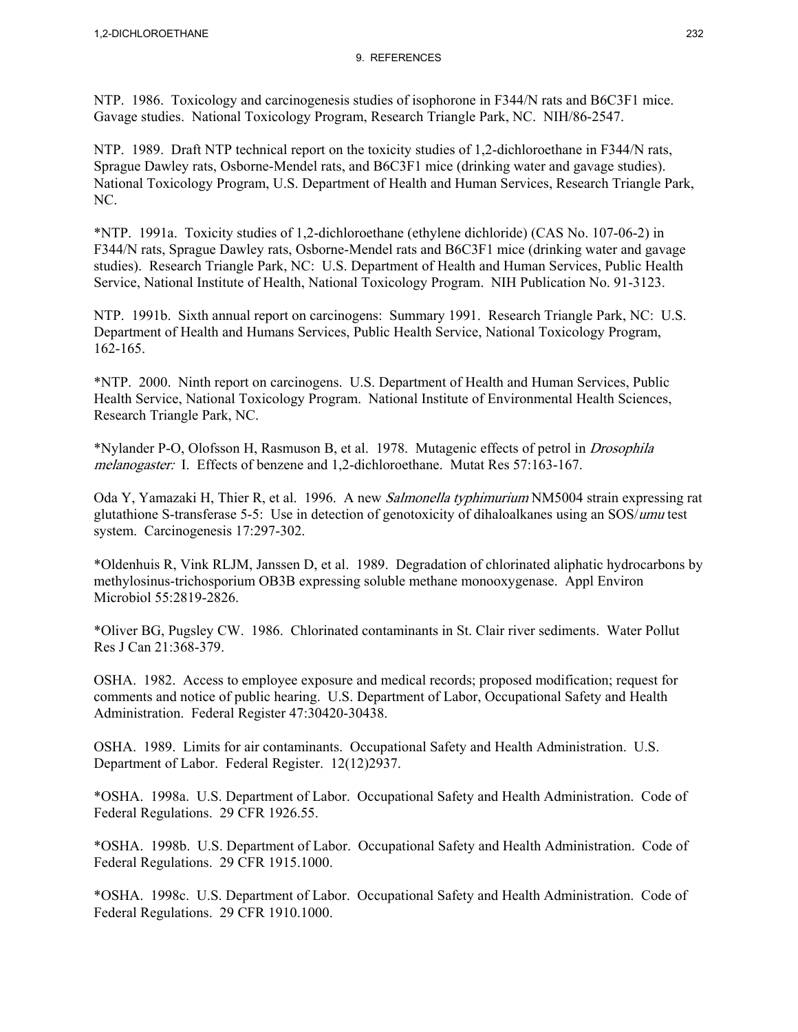## 9. REFERENCES

NTP. 1986. Toxicology and carcinogenesis studies of isophorone in F344/N rats and B6C3F1 mice. Gavage studies. National Toxicology Program, Research Triangle Park, NC. NIH/86-2547.

NTP. 1989. Draft NTP technical report on the toxicity studies of 1,2-dichloroethane in F344/N rats, Sprague Dawley rats, Osborne-Mendel rats, and B6C3F1 mice (drinking water and gavage studies). National Toxicology Program, U.S. Department of Health and Human Services, Research Triangle Park, NC.

*NTP. 1991a. Toxicity studies of 1,2-dichloroethane (ethylene dichloride) (CAS No. 107-06-2) in F344/N rats, Sprague Dawley rats, Osborne-Mendel rats and B6C3F1 mice (drinking water and gavage studies). Research Triangle Park, NC: U.S. Department of Health and Human Services, Public Health Service, National Institute of Health, National Toxicology Program. NIH Publication No. 91-3123.

NTP. 1991b. Sixth annual report on carcinogens: Summary 1991. Research Triangle Park, NC: U.S. Department of Health and Humans Services, Public Health Service, National Toxicology Program, 162-165.

*NTP. 2000. Ninth report on carcinogens. U.S. Department of Health and Human Services, Public Health Service, National Toxicology Program. National Institute of Environmental Health Sciences, Research Triangle Park, NC.

*Nylander P-O, Olofsson H, Rasmuson B, et al. 1978. Mutagenic effects of petrol in *Drosophila melanogaster:* I. Effects of benzene and 1,2-dichloroethane. Mutat Res 57:163-167.

Oda Y, Yamazaki H, Thier R, et al. 1996. A new *Salmonella typhimurium* NM5004 strain expressing rat glutathione S-transferase 5-5: Use in detection of genotoxicity of dihaloalkanes using an SOS/*umu* test system. Carcinogenesis 17:297-302.

*Oldenhuis R, Vink RLJM, Janssen D, et al. 1989. Degradation of chlorinated aliphatic hydrocarbons by methylosinus-trichosporium OB3B expressing soluble methane monooxygenase. Appl Environ Microbiol 55:2819-2826.

*Oliver BG, Pugsley CW. 1986. Chlorinated contaminants in St. Clair river sediments. Water Pollut Res J Can 21:368-379.

OSHA. 1982. Access to employee exposure and medical records; proposed modification; request for comments and notice of public hearing. U.S. Department of Labor, Occupational Safety and Health Administration. Federal Register 47:30420-30438.

OSHA. 1989. Limits for air contaminants. Occupational Safety and Health Administration. U.S. Department of Labor. Federal Register. 12(12)2937.

*OSHA. 1998a. U.S. Department of Labor. Occupational Safety and Health Administration. Code of Federal Regulations. 29 CFR 1926.55.

*OSHA. 1998b. U.S. Department of Labor. Occupational Safety and Health Administration. Code of Federal Regulations. 29 CFR 1915.1000.

*OSHA. 1998c. U.S. Department of Labor. Occupational Safety and Health Administration. Code of Federal Regulations. 29 CFR 1910.1000.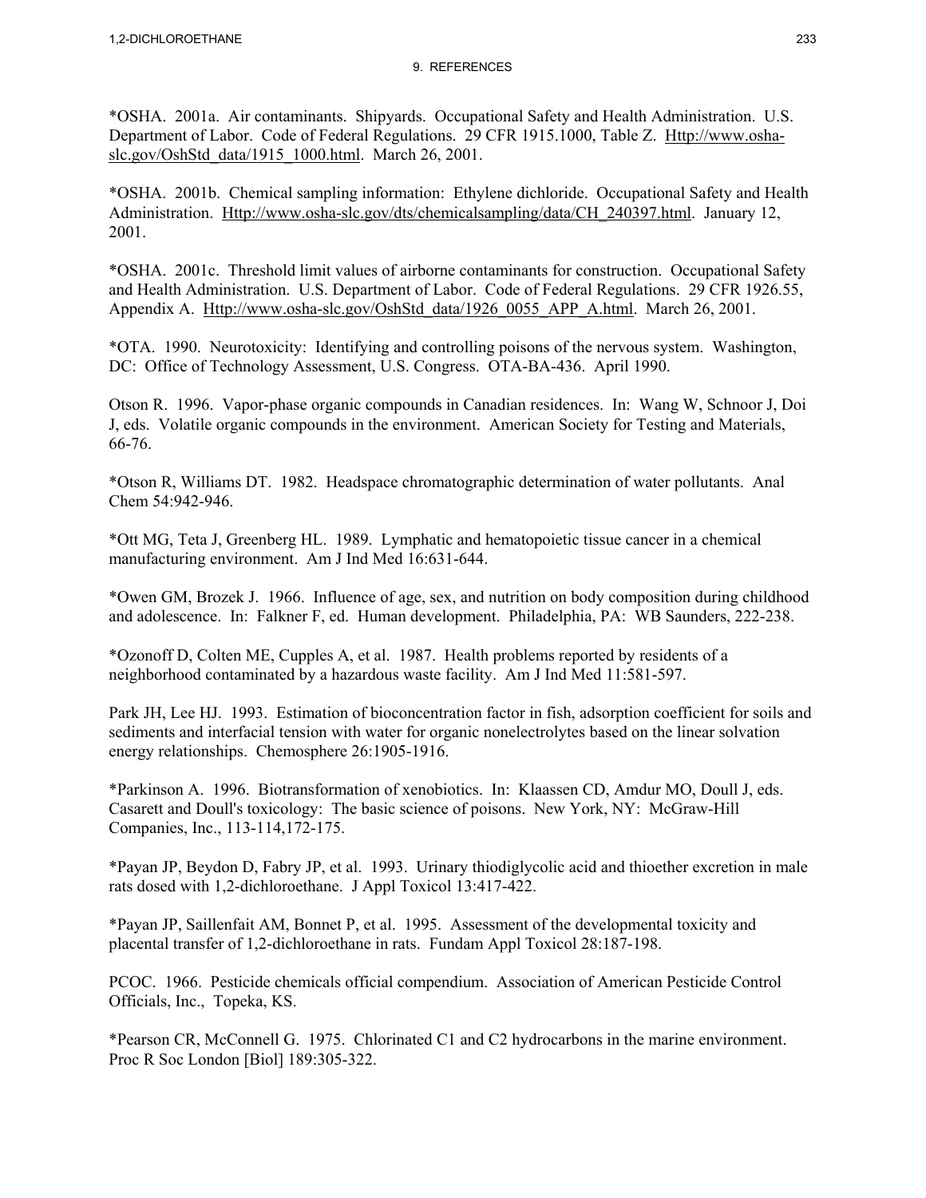*OSHA. 2001a. Air contaminants. Shipyards. Occupational Safety and Health Administration. U.S. Department of Labor. Code of Federal Regulations. 29 CFR 1915.1000, Table Z. Http://www.osha-slc.gov/OshStd_data/1915_1000.html. March 26, 2001.

*OSHA. 2001b. Chemical sampling information: Ethylene dichloride. Occupational Safety and Health Administration. Http://www.osha-slc.gov/dts/chemicalsampling/data/CH_240397.html. January 12, 2001.

*OSHA. 2001c. Threshold limit values of airborne contaminants for construction. Occupational Safety and Health Administration. U.S. Department of Labor. Code of Federal Regulations. 29 CFR 1926.55, Appendix A. Http://www.osha-slc.gov/OshStd_data/1926_0055_APP_A.html. March 26, 2001.

*OTA. 1990. Neurotoxicity: Identifying and controlling poisons of the nervous system. Washington, DC: Office of Technology Assessment, U.S. Congress. OTA-BA-436. April 1990.

Otson R. 1996. Vapor-phase organic compounds in Canadian residences. In: Wang W, Schnoor J, Doi J, eds. Volatile organic compounds in the environment. American Society for Testing and Materials, 66-76.

*Otson R, Williams DT. 1982. Headspace chromatographic determination of water pollutants. Anal Chem 54:942-946.

*Ott MG, Teta J, Greenberg HL. 1989. Lymphatic and hematopoietic tissue cancer in a chemical manufacturing environment. Am J Ind Med 16:631-644.

*Owen GM, Brozek J. 1966. Influence of age, sex, and nutrition on body composition during childhood and adolescence. In: Falkner F, ed. Human development. Philadelphia, PA: WB Saunders, 222-238.

*Ozonoff D, Colten ME, Cupples A, et al. 1987. Health problems reported by residents of a neighborhood contaminated by a hazardous waste facility. Am J Ind Med 11:581-597.

Park JH, Lee HJ. 1993. Estimation of bioconcentration factor in fish, adsorption coefficient for soils and sediments and interfacial tension with water for organic nonelectrolytes based on the linear solvation energy relationships. Chemosphere 26:1905-1916.

*Parkinson A. 1996. Biotransformation of xenobiotics. In: Klaassen CD, Amdur MO, Doull J, eds. Casarett and Doull's toxicology: The basic science of poisons. New York, NY: McGraw-Hill Companies, Inc., 113-114,172-175.

*Payan JP, Beydon D, Fabry JP, et al. 1993. Urinary thiodiglycolic acid and thioether excretion in male rats dosed with 1,2-dichloroethane. J Appl Toxicol 13:417-422.

*Payan JP, Saillenfait AM, Bonnet P, et al. 1995. Assessment of the developmental toxicity and placental transfer of 1,2-dichloroethane in rats. Fundam Appl Toxicol 28:187-198.

PCOC. 1966. Pesticide chemicals official compendium. Association of American Pesticide Control Officials, Inc., Topeka, KS.

*Pearson CR, McConnell G. 1975. Chlorinated C1 and C2 hydrocarbons in the marine environment. Proc R Soc London [Biol] 189:305-322.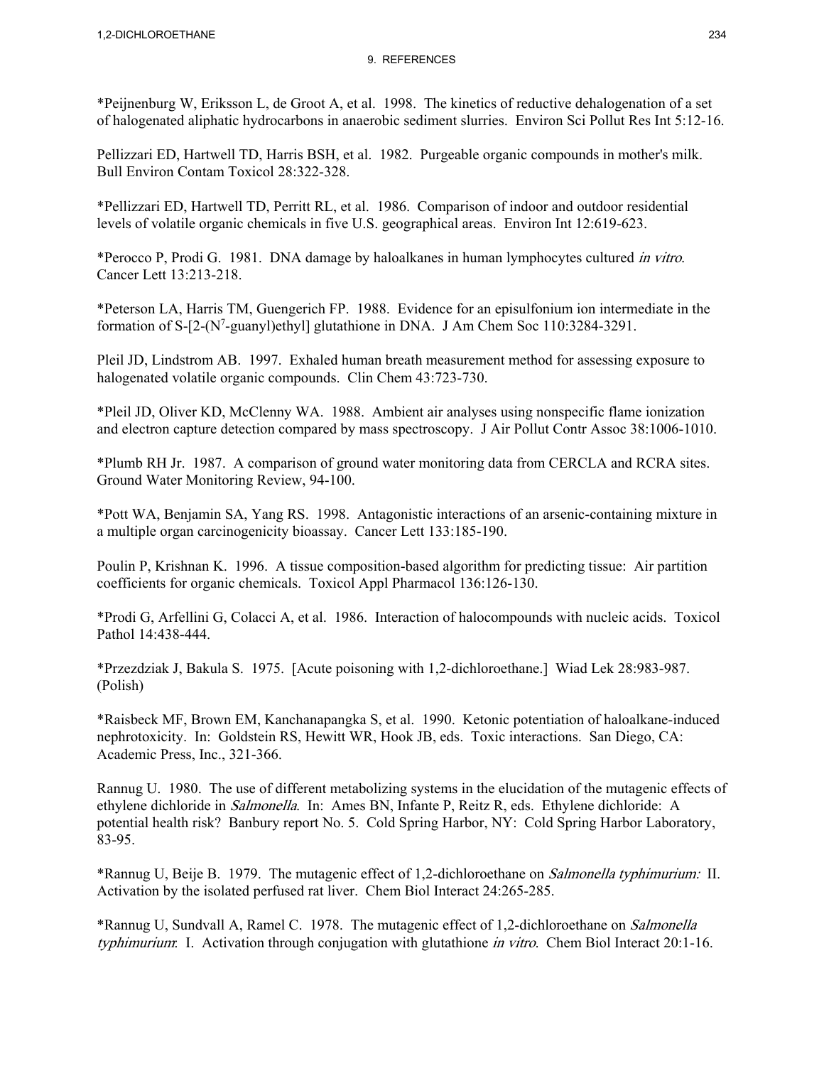## 9. REFERENCES

*Peijnenburg W, Eriksson L, de Groot A, et al. 1998. The kinetics of reductive dehalogenation of a set of halogenated aliphatic hydrocarbons in anaerobic sediment slurries. Environ Sci Pollut Res Int 5:12-16.

Pellizzari ED, Hartwell TD, Harris BSH, et al. 1982. Purgeable organic compounds in mother's milk. Bull Environ Contam Toxicol 28:322-328.

*Pellizzari ED, Hartwell TD, Perritt RL, et al. 1986. Comparison of indoor and outdoor residential levels of volatile organic chemicals in five U.S. geographical areas. Environ Int 12:619-623.

*Perocco P, Prodi G. 1981. DNA damage by haloalkanes in human lymphocytes cultured *in vitro*. Cancer Lett 13:213-218.

*Peterson LA, Harris TM, Guengerich FP. 1988. Evidence for an episulfonium ion intermediate in the formation of S-[2-($N^7$-guanyl)ethyl] glutathione in DNA. J Am Chem Soc 110:3284-3291.

Pleil JD, Lindstrom AB. 1997. Exhaled human breath measurement method for assessing exposure to halogenated volatile organic compounds. Clin Chem 43:723-730.

*Pleil JD, Oliver KD, McClenny WA. 1988. Ambient air analyses using nonspecific flame ionization and electron capture detection compared by mass spectroscopy. J Air Pollut Contr Assoc 38:1006-1010.

*Plumb RH Jr. 1987. A comparison of ground water monitoring data from CERCLA and RCRA sites. Ground Water Monitoring Review, 94-100.

*Pott WA, Benjamin SA, Yang RS. 1998. Antagonistic interactions of an arsenic-containing mixture in a multiple organ carcinogenicity bioassay. Cancer Lett 133:185-190.

Poulin P, Krishnan K. 1996. A tissue composition-based algorithm for predicting tissue: Air partition coefficients for organic chemicals. Toxicol Appl Pharmacol 136:126-130.

*Prodi G, Arfellini G, Colacci A, et al. 1986. Interaction of halocompounds with nucleic acids. Toxicol Pathol 14:438-444.

*Przezdziak J, Bakula S. 1975. [Acute poisoning with 1,2-dichloroethane.] Wiad Lek 28:983-987. (Polish)

*Raisbeck MF, Brown EM, Kanchanapangka S, et al. 1990. Ketonic potentiation of haloalkane-induced nephrotoxicity. In: Goldstein RS, Hewitt WR, Hook JB, eds. Toxic interactions. San Diego, CA: Academic Press, Inc., 321-366.

Rannug U. 1980. The use of different metabolizing systems in the elucidation of the mutagenic effects of ethylene dichloride in *Salmonella*. In: Ames BN, Infante P, Reitz R, eds. Ethylene dichloride: A potential health risk? Banbury report No. 5. Cold Spring Harbor, NY: Cold Spring Harbor Laboratory, 83-95.

*Rannug U, Beije B. 1979. The mutagenic effect of 1,2-dichloroethane on *Salmonella typhimurium:* II. Activation by the isolated perfused rat liver. Chem Biol Interact 24:265-285.

*Rannug U, Sundvall A, Ramel C. 1978. The mutagenic effect of 1,2-dichloroethane on *Salmonella typhimurium*: I. Activation through conjugation with glutathione *in vitro*. Chem Biol Interact 20:1-16.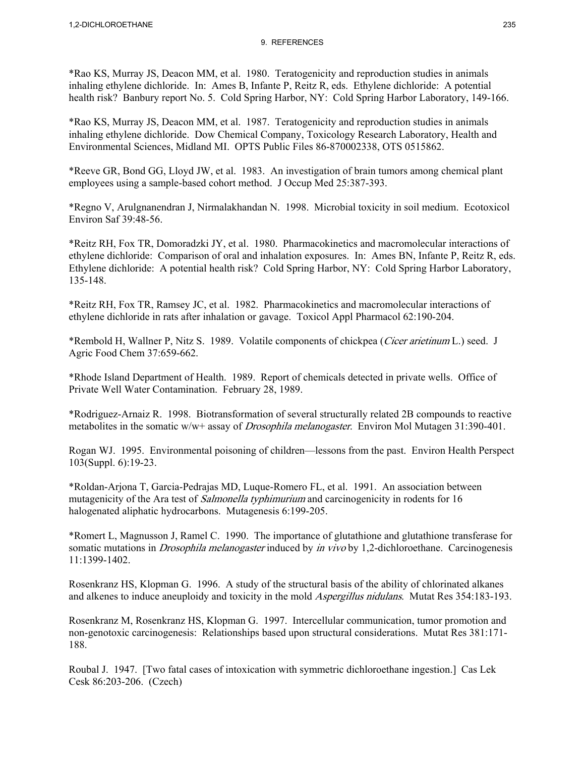## 9. REFERENCES

*Rao KS, Murray JS, Deacon MM, et al. 1980. Teratogenicity and reproduction studies in animals inhaling ethylene dichloride. In: Ames B, Infante P, Reitz R, eds. Ethylene dichloride: A potential health risk? Banbury report No. 5. Cold Spring Harbor, NY: Cold Spring Harbor Laboratory, 149-166.

*Rao KS, Murray JS, Deacon MM, et al. 1987. Teratogenicity and reproduction studies in animals inhaling ethylene dichloride. Dow Chemical Company, Toxicology Research Laboratory, Health and Environmental Sciences, Midland MI. OPTS Public Files 86-870002338, OTS 0515862.

*Reeve GR, Bond GG, Lloyd JW, et al. 1983. An investigation of brain tumors among chemical plant employees using a sample-based cohort method. J Occup Med 25:387-393.

*Regno V, Arulgnanendran J, Nirmalakhandan N. 1998. Microbial toxicity in soil medium. Ecotoxicol Environ Saf 39:48-56.

*Reitz RH, Fox TR, Domoradzki JY, et al. 1980. Pharmacokinetics and macromolecular interactions of ethylene dichloride: Comparison of oral and inhalation exposures. In: Ames BN, Infante P, Reitz R, eds. Ethylene dichloride: A potential health risk? Cold Spring Harbor, NY: Cold Spring Harbor Laboratory, 135-148.

*Reitz RH, Fox TR, Ramsey JC, et al. 1982. Pharmacokinetics and macromolecular interactions of ethylene dichloride in rats after inhalation or gavage. Toxicol Appl Pharmacol 62:190-204.

*Rembold H, Wallner P, Nitz S. 1989. Volatile components of chickpea (*Cicer arietinum* L.) seed. J Agric Food Chem 37:659-662.

*Rhode Island Department of Health. 1989. Report of chemicals detected in private wells. Office of Private Well Water Contamination. February 28, 1989.

*Rodriguez-Arnaiz R. 1998. Biotransformation of several structurally related 2B compounds to reactive metabolites in the somatic w/w+ assay of *Drosophila melanogaster*. Environ Mol Mutagen 31:390-401.

Rogan WJ. 1995. Environmental poisoning of children—lessons from the past. Environ Health Perspect 103(Suppl. 6):19-23.

*Roldan-Arjona T, Garcia-Pedrajas MD, Luque-Romero FL, et al. 1991. An association between mutagenicity of the Ara test of *Salmonella typhimurium* and carcinogenicity in rodents for 16 halogenated aliphatic hydrocarbons. Mutagenesis 6:199-205.

*Romert L, Magnusson J, Ramel C. 1990. The importance of glutathione and glutathione transferase for somatic mutations in *Drosophila melanogaster* induced by *in vivo* by 1,2-dichloroethane. Carcinogenesis 11:1399-1402.

Rosenkranz HS, Klopman G. 1996. A study of the structural basis of the ability of chlorinated alkanes and alkenes to induce aneuploidy and toxicity in the mold *Aspergillus nidulans*. Mutat Res 354:183-193.

Rosenkranz M, Rosenkranz HS, Klopman G. 1997. Intercellular communication, tumor promotion and non-genotoxic carcinogenesis: Relationships based upon structural considerations. Mutat Res 381:171-188.

Roubal J. 1947. [Two fatal cases of intoxication with symmetric dichloroethane ingestion.] Cas Lek Cesk 86:203-206. (Czech)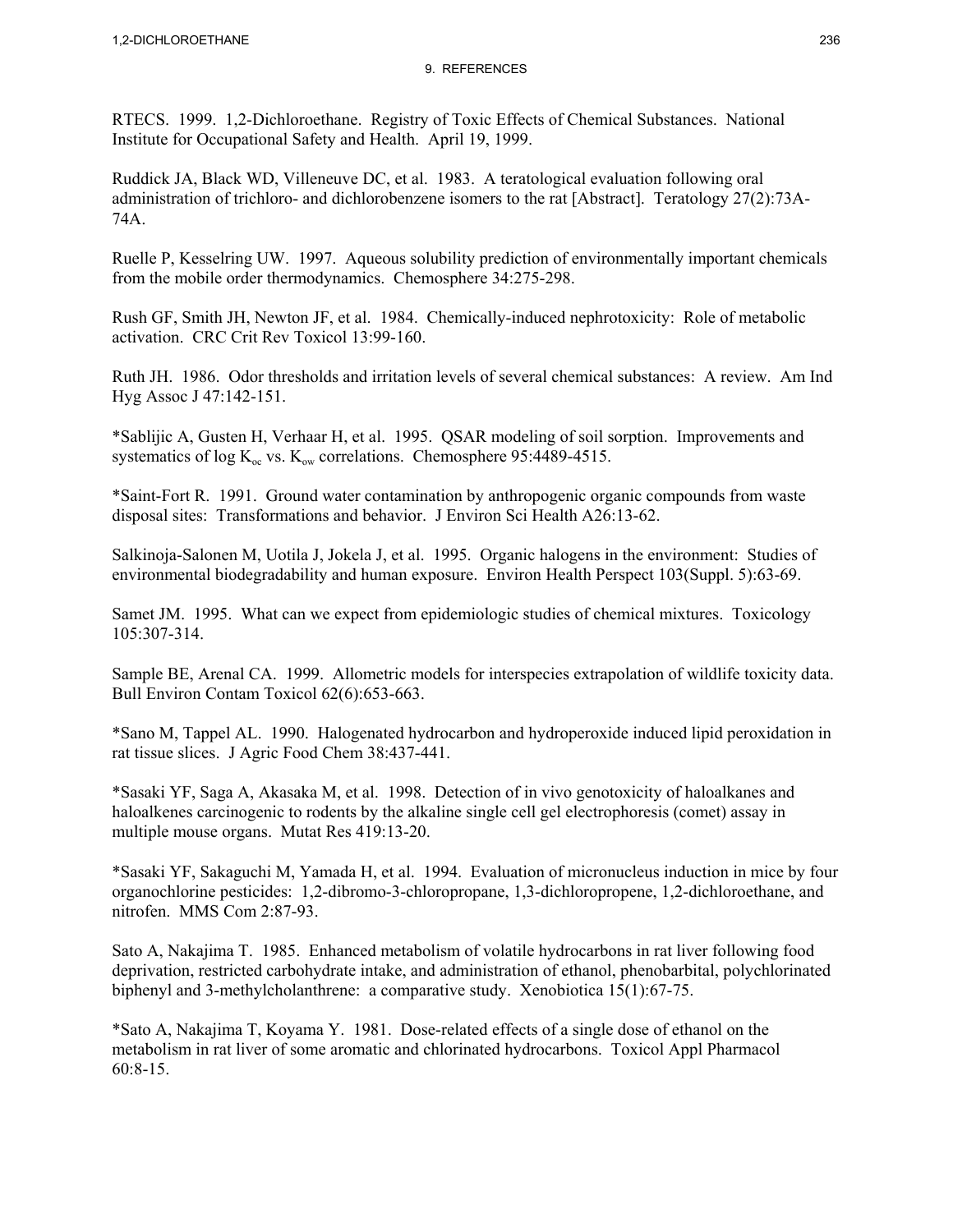# 9. REFERENCES

RTECS. 1999. 1,2-Dichloroethane. Registry of Toxic Effects of Chemical Substances. National Institute for Occupational Safety and Health. April 19, 1999.

Ruddick JA, Black WD, Villeneuve DC, et al. 1983. A teratological evaluation following oral administration of trichloro- and dichlorobenzene isomers to the rat [Abstract]. Teratology 27(2):73A-74A.

Ruelle P, Kesselring UW. 1997. Aqueous solubility prediction of environmentally important chemicals from the mobile order thermodynamics. Chemosphere 34:275-298.

Rush GF, Smith JH, Newton JF, et al. 1984. Chemically-induced nephrotoxicity: Role of metabolic activation. CRC Crit Rev Toxicol 13:99-160.

Ruth JH. 1986. Odor thresholds and irritation levels of several chemical substances: A review. Am Ind Hyg Assoc J 47:142-151.

*Sablijic A, Gusten H, Verhaar H, et al. 1995. QSAR modeling of soil sorption. Improvements and systematics of log $K_{oc}$ vs. $K_{ow}$ correlations. Chemosphere 95:4489-4515.

*Saint-Fort R. 1991. Ground water contamination by anthropogenic organic compounds from waste disposal sites: Transformations and behavior. J Environ Sci Health A26:13-62.

Salkinoja-Salonen M, Uotila J, Jokela J, et al. 1995. Organic halogens in the environment: Studies of environmental biodegradability and human exposure. Environ Health Perspect 103(Suppl. 5):63-69.

Samet JM. 1995. What can we expect from epidemiologic studies of chemical mixtures. Toxicology 105:307-314.

Sample BE, Arenal CA. 1999. Allometric models for interspecies extrapolation of wildlife toxicity data. Bull Environ Contam Toxicol 62(6):653-663.

*Sano M, Tappel AL. 1990. Halogenated hydrocarbon and hydroperoxide induced lipid peroxidation in rat tissue slices. J Agric Food Chem 38:437-441.

*Sasaki YF, Saga A, Akasaka M, et al. 1998. Detection of in vivo genotoxicity of haloalkanes and haloalkenes carcinogenic to rodents by the alkaline single cell gel electrophoresis (comet) assay in multiple mouse organs. Mutat Res 419:13-20.

*Sasaki YF, Sakaguchi M, Yamada H, et al. 1994. Evaluation of micronucleus induction in mice by four organochlorine pesticides: 1,2-dibromo-3-chloropropane, 1,3-dichloropropene, 1,2-dichloroethane, and nitrofen. MMS Com 2:87-93.

Sato A, Nakajima T. 1985. Enhanced metabolism of volatile hydrocarbons in rat liver following food deprivation, restricted carbohydrate intake, and administration of ethanol, phenobarbital, polychlorinated biphenyl and 3-methylcholanthrene: a comparative study. Xenobiotica 15(1):67-75.

*Sato A, Nakajima T, Koyama Y. 1981. Dose-related effects of a single dose of ethanol on the metabolism in rat liver of some aromatic and chlorinated hydrocarbons. Toxicol Appl Pharmacol 60:8-15.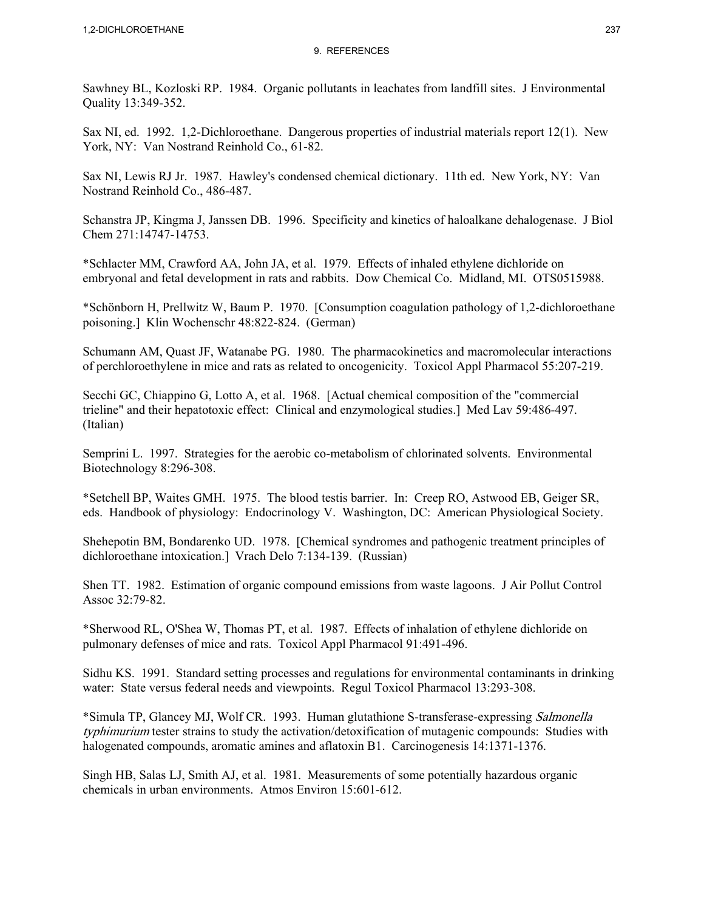Sawhney BL, Kozloski RP. 1984. Organic pollutants in leachates from landfill sites. J Environmental Quality 13:349-352.

Sax NI, ed. 1992. 1,2-Dichloroethane. Dangerous properties of industrial materials report 12(1). New York, NY: Van Nostrand Reinhold Co., 61-82.

Sax NI, Lewis RJ Jr. 1987. Hawley's condensed chemical dictionary. 11th ed. New York, NY: Van Nostrand Reinhold Co., 486-487.

Schanstra JP, Kingma J, Janssen DB. 1996. Specificity and kinetics of haloalkane dehalogenase. J Biol Chem 271:14747-14753.

*Schlacter MM, Crawford AA, John JA, et al. 1979. Effects of inhaled ethylene dichloride on embryonal and fetal development in rats and rabbits. Dow Chemical Co. Midland, MI. OTS0515988.

*Schönborn H, Prellwitz W, Baum P. 1970. [Consumption coagulation pathology of 1,2-dichloroethane poisoning.] Klin Wochenschr 48:822-824. (German)

Schumann AM, Quast JF, Watanabe PG. 1980. The pharmacokinetics and macromolecular interactions of perchloroethylene in mice and rats as related to oncogenicity. Toxicol Appl Pharmacol 55:207-219.

Secchi GC, Chiappino G, Lotto A, et al. 1968. [Actual chemical composition of the "commercial trieline" and their hepatotoxic effect: Clinical and enzymological studies.] Med Lav 59:486-497. (Italian)

Semprini L. 1997. Strategies for the aerobic co-metabolism of chlorinated solvents. Environmental Biotechnology 8:296-308.

*Setchell BP, Waites GMH. 1975. The blood testis barrier. In: Creep RO, Astwood EB, Geiger SR, eds. Handbook of physiology: Endocrinology V. Washington, DC: American Physiological Society.

Shehepotin BM, Bondarenko UD. 1978. [Chemical syndromes and pathogenic treatment principles of dichloroethane intoxication.] Vrach Delo 7:134-139. (Russian)

Shen TT. 1982. Estimation of organic compound emissions from waste lagoons. J Air Pollut Control Assoc 32:79-82.

*Sherwood RL, O'Shea W, Thomas PT, et al. 1987. Effects of inhalation of ethylene dichloride on pulmonary defenses of mice and rats. Toxicol Appl Pharmacol 91:491-496.

Sidhu KS. 1991. Standard setting processes and regulations for environmental contaminants in drinking water: State versus federal needs and viewpoints. Regul Toxicol Pharmacol 13:293-308.

*Simula TP, Glancey MJ, Wolf CR. 1993. Human glutathione S-transferase-expressing *Salmonella typhimurium* tester strains to study the activation/detoxification of mutagenic compounds: Studies with halogenated compounds, aromatic amines and aflatoxin B1. Carcinogenesis 14:1371-1376.

Singh HB, Salas LJ, Smith AJ, et al. 1981. Measurements of some potentially hazardous organic chemicals in urban environments. Atmos Environ 15:601-612.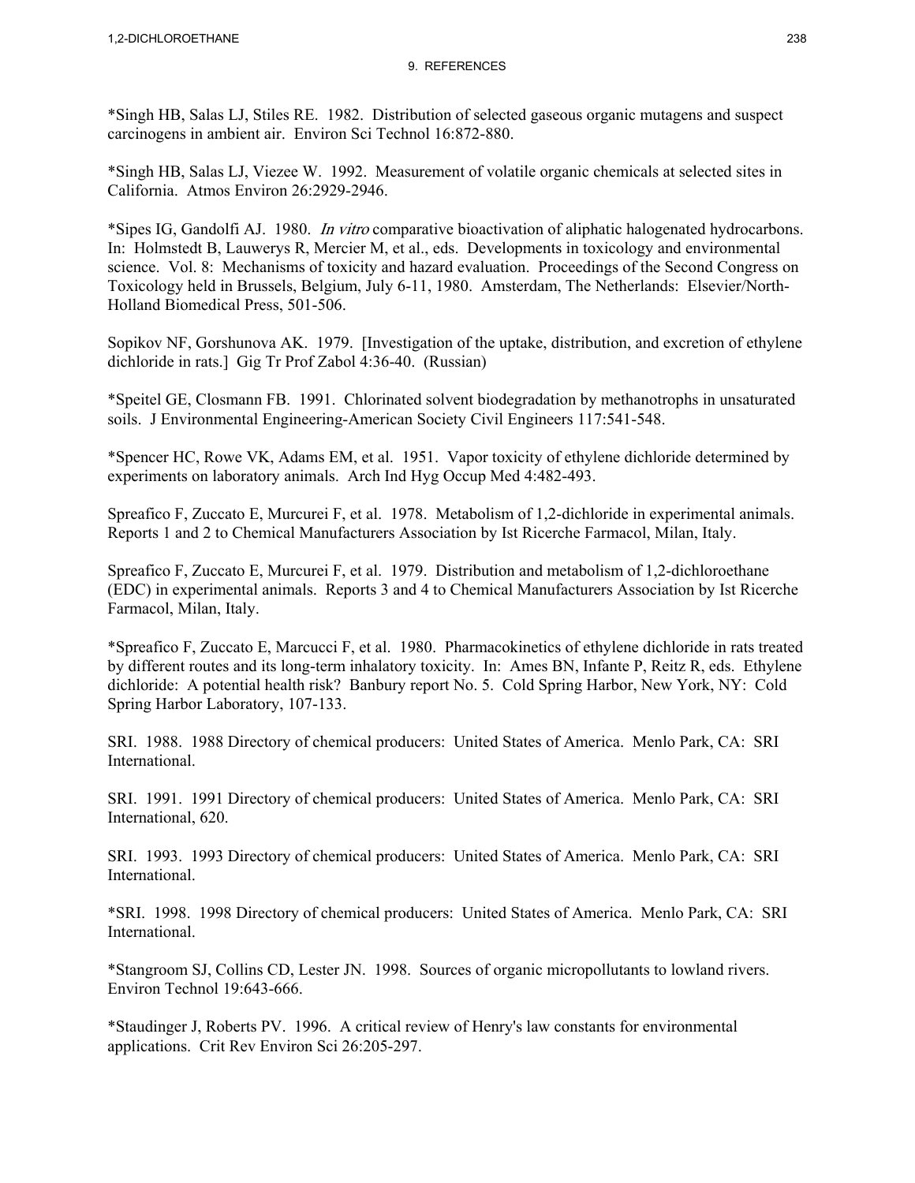*Singh HB, Salas LJ, Stiles RE. 1982. Distribution of selected gaseous organic mutagens and suspect carcinogens in ambient air. Environ Sci Technol 16:872-880.

*Singh HB, Salas LJ, Viezee W. 1992. Measurement of volatile organic chemicals at selected sites in California. Atmos Environ 26:2929-2946.

*Sipes IG, Gandolfi AJ. 1980. *In vitro* comparative bioactivation of aliphatic halogenated hydrocarbons. In: Holmstedt B, Lauwerys R, Mercier M, et al., eds. Developments in toxicology and environmental science. Vol. 8: Mechanisms of toxicity and hazard evaluation. Proceedings of the Second Congress on Toxicology held in Brussels, Belgium, July 6-11, 1980. Amsterdam, The Netherlands: Elsevier/North-Holland Biomedical Press, 501-506.

Sopikov NF, Gorshunova AK. 1979. [Investigation of the uptake, distribution, and excretion of ethylene dichloride in rats.] Gig Tr Prof Zabol 4:36-40. (Russian)

*Speitel GE, Closmann FB. 1991. Chlorinated solvent biodegradation by methanotrophs in unsaturated soils. J Environmental Engineering-American Society Civil Engineers 117:541-548.

*Spencer HC, Rowe VK, Adams EM, et al. 1951. Vapor toxicity of ethylene dichloride determined by experiments on laboratory animals. Arch Ind Hyg Occup Med 4:482-493.

Spreafico F, Zuccato E, Murcurei F, et al. 1978. Metabolism of 1,2-dichloride in experimental animals. Reports 1 and 2 to Chemical Manufacturers Association by Ist Ricerche Farmacol, Milan, Italy.

Spreafico F, Zuccato E, Murcurei F, et al. 1979. Distribution and metabolism of 1,2-dichloroethane (EDC) in experimental animals. Reports 3 and 4 to Chemical Manufacturers Association by Ist Ricerche Farmacol, Milan, Italy.

*Spreafico F, Zuccato E, Marcucci F, et al. 1980. Pharmacokinetics of ethylene dichloride in rats treated by different routes and its long-term inhalatory toxicity. In: Ames BN, Infante P, Reitz R, eds. Ethylene dichloride: A potential health risk? Banbury report No. 5. Cold Spring Harbor, New York, NY: Cold Spring Harbor Laboratory, 107-133.

SRI. 1988. 1988 Directory of chemical producers: United States of America. Menlo Park, CA: SRI International.

SRI. 1991. 1991 Directory of chemical producers: United States of America. Menlo Park, CA: SRI International, 620.

SRI. 1993. 1993 Directory of chemical producers: United States of America. Menlo Park, CA: SRI International.

*SRI. 1998. 1998 Directory of chemical producers: United States of America. Menlo Park, CA: SRI International.

*Stangroom SJ, Collins CD, Lester JN. 1998. Sources of organic micropollutants to lowland rivers. Environ Technol 19:643-666.

*Staudinger J, Roberts PV. 1996. A critical review of Henry's law constants for environmental applications. Crit Rev Environ Sci 26:205-297.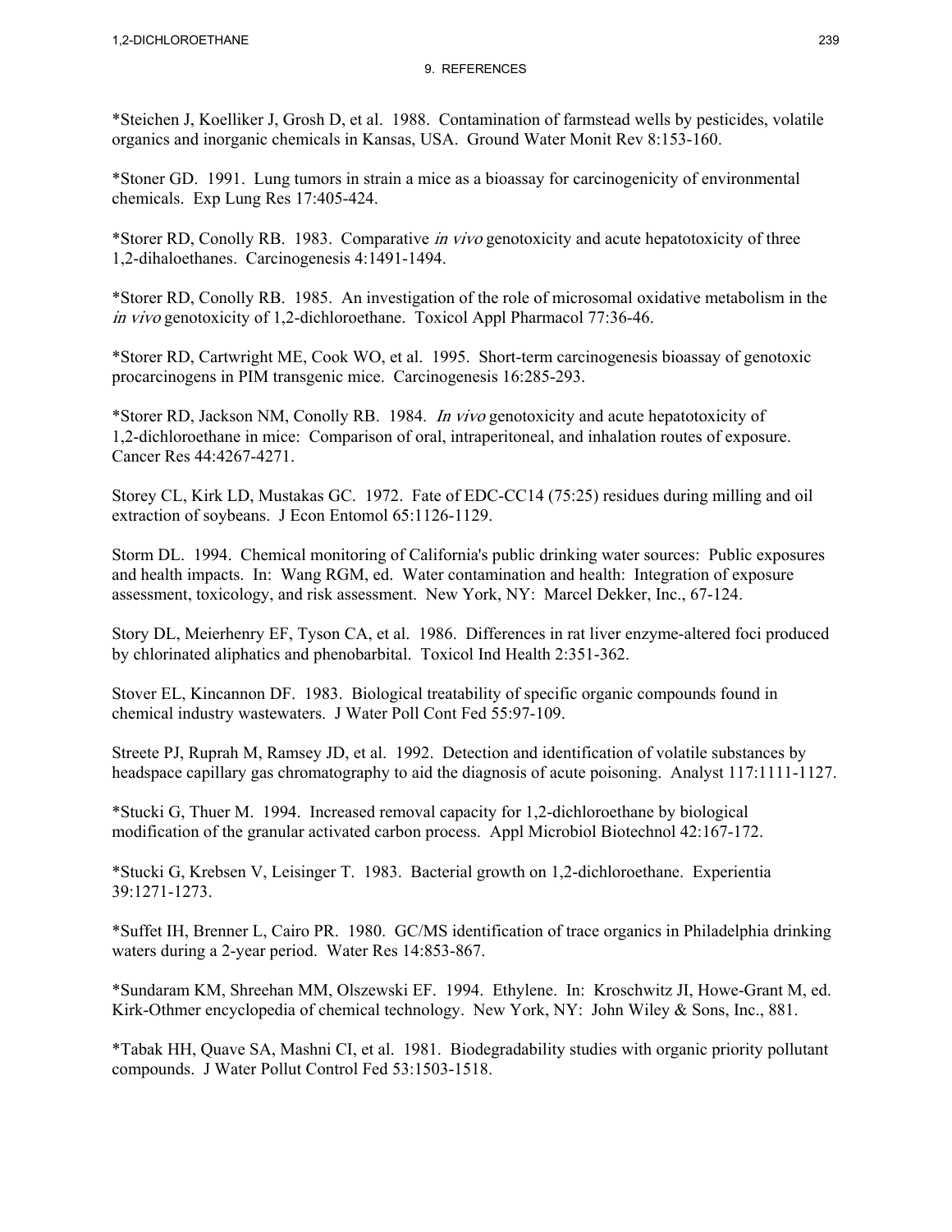*Steichen J, Koelliker J, Grosh D, et al. 1988. Contamination of farmstead wells by pesticides, volatile organics and inorganic chemicals in Kansas, USA. Ground Water Monit Rev 8:153-160.

*Stoner GD. 1991. Lung tumors in strain a mice as a bioassay for carcinogenicity of environmental chemicals. Exp Lung Res 17:405-424.

*Storer RD, Conolly RB. 1983. Comparative *in vivo* genotoxicity and acute hepatotoxicity of three 1,2-dihaloethanes. Carcinogenesis 4:1491-1494.

*Storer RD, Conolly RB. 1985. An investigation of the role of microsomal oxidative metabolism in the *in vivo* genotoxicity of 1,2-dichloroethane. Toxicol Appl Pharmacol 77:36-46.

*Storer RD, Cartwright ME, Cook WO, et al. 1995. Short-term carcinogenesis bioassay of genotoxic procarcinogens in PIM transgenic mice. Carcinogenesis 16:285-293.

*Storer RD, Jackson NM, Conolly RB. 1984. *In vivo* genotoxicity and acute hepatotoxicity of 1,2-dichloroethane in mice: Comparison of oral, intraperitoneal, and inhalation routes of exposure. Cancer Res 44:4267-4271.

Storey CL, Kirk LD, Mustakas GC. 1972. Fate of EDC-CC14 (75:25) residues during milling and oil extraction of soybeans. J Econ Entomol 65:1126-1129.

Storm DL. 1994. Chemical monitoring of California's public drinking water sources: Public exposures and health impacts. In: Wang RGM, ed. Water contamination and health: Integration of exposure assessment, toxicology, and risk assessment. New York, NY: Marcel Dekker, Inc., 67-124.

Story DL, Meierhenry EF, Tyson CA, et al. 1986. Differences in rat liver enzyme-altered foci produced by chlorinated aliphatics and phenobarbital. Toxicol Ind Health 2:351-362.

Stover EL, Kincannon DF. 1983. Biological treatability of specific organic compounds found in chemical industry wastewaters. J Water Poll Cont Fed 55:97-109.

Streete PJ, Ruprah M, Ramsey JD, et al. 1992. Detection and identification of volatile substances by headspace capillary gas chromatography to aid the diagnosis of acute poisoning. Analyst 117:1111-1127.

*Stucki G, Thuer M. 1994. Increased removal capacity for 1,2-dichloroethane by biological modification of the granular activated carbon process. Appl Microbiol Biotechnol 42:167-172.

*Stucki G, Krebsen V, Leisinger T. 1983. Bacterial growth on 1,2-dichloroethane. Experientia 39:1271-1273.

*Suffet IH, Brenner L, Cairo PR. 1980. GC/MS identification of trace organics in Philadelphia drinking waters during a 2-year period. Water Res 14:853-867.

*Sundaram KM, Shreehan MM, Olszewski EF. 1994. Ethylene. In: Kroschwitz JI, Howe-Grant M, ed. Kirk-Othmer encyclopedia of chemical technology. New York, NY: John Wiley & Sons, Inc., 881.

*Tabak HH, Quave SA, Mashni CI, et al. 1981. Biodegradability studies with organic priority pollutant compounds. J Water Pollut Control Fed 53:1503-1518.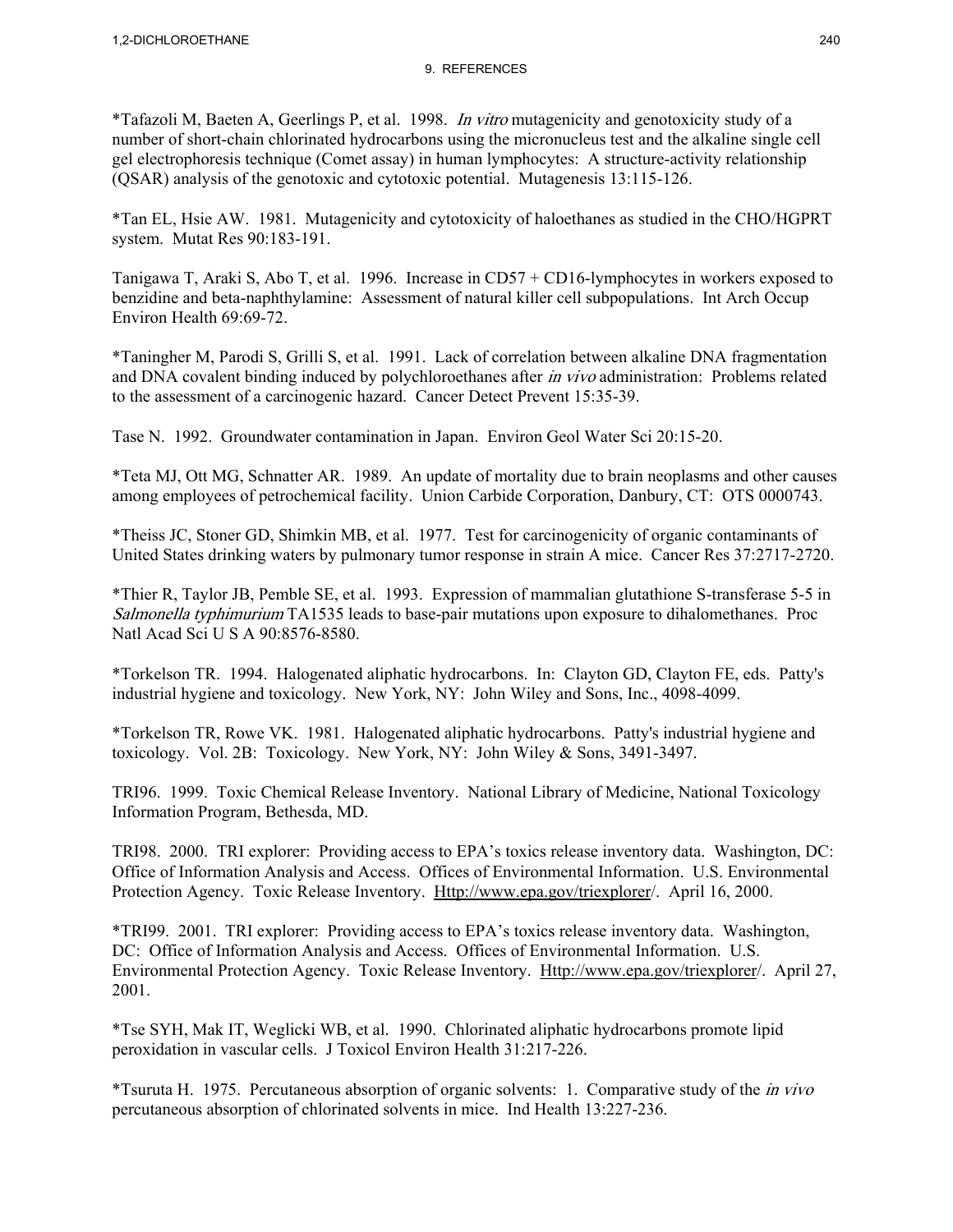*Tafazoli M, Baeten A, Geerlings P, et al. 1998. *In vitro* mutagenicity and genotoxicity study of a number of short-chain chlorinated hydrocarbons using the micronucleus test and the alkaline single cell gel electrophoresis technique (Comet assay) in human lymphocytes: A structure-activity relationship (QSAR) analysis of the genotoxic and cytotoxic potential. Mutagenesis 13:115-126.

*Tan EL, Hsie AW. 1981. Mutagenicity and cytotoxicity of haloethanes as studied in the CHO/HGPRT system. Mutat Res 90:183-191.

Tanigawa T, Araki S, Abo T, et al. 1996. Increase in CD57 + CD16-lymphocytes in workers exposed to benzidine and beta-naphthylamine: Assessment of natural killer cell subpopulations. Int Arch Occup Environ Health 69:69-72.

*Taningher M, Parodi S, Grilli S, et al. 1991. Lack of correlation between alkaline DNA fragmentation and DNA covalent binding induced by polychloroethanes after *in vivo* administration: Problems related to the assessment of a carcinogenic hazard. Cancer Detect Prevent 15:35-39.

Tase N. 1992. Groundwater contamination in Japan. Environ Geol Water Sci 20:15-20.

*Teta MJ, Ott MG, Schnatter AR. 1989. An update of mortality due to brain neoplasms and other causes among employees of petrochemical facility. Union Carbide Corporation, Danbury, CT: OTS 0000743.

*Theiss JC, Stoner GD, Shimkin MB, et al. 1977. Test for carcinogenicity of organic contaminants of United States drinking waters by pulmonary tumor response in strain A mice. Cancer Res 37:2717-2720.

*Thier R, Taylor JB, Pemble SE, et al. 1993. Expression of mammalian glutathione S-transferase 5-5 in *Salmonella typhimurium* TA1535 leads to base-pair mutations upon exposure to dihalomethanes. Proc Natl Acad Sci U S A 90:8576-8580.

*Torkelson TR. 1994. Halogenated aliphatic hydrocarbons. In: Clayton GD, Clayton FE, eds. Patty's industrial hygiene and toxicology. New York, NY: John Wiley and Sons, Inc., 4098-4099.

*Torkelson TR, Rowe VK. 1981. Halogenated aliphatic hydrocarbons. Patty's industrial hygiene and toxicology. Vol. 2B: Toxicology. New York, NY: John Wiley & Sons, 3491-3497.

TRI96. 1999. Toxic Chemical Release Inventory. National Library of Medicine, National Toxicology Information Program, Bethesda, MD.

TRI98. 2000. TRI explorer: Providing access to EPA's toxics release inventory data. Washington, DC: Office of Information Analysis and Access. Offices of Environmental Information. U.S. Environmental Protection Agency. Toxic Release Inventory. Http://www.epa.gov/triexplorer/. April 16, 2000.

*TRI99. 2001. TRI explorer: Providing access to EPA's toxics release inventory data. Washington, DC: Office of Information Analysis and Access. Offices of Environmental Information. U.S. Environmental Protection Agency. Toxic Release Inventory. Http://www.epa.gov/triexplorer/. April 27, 2001.

*Tse SYH, Mak IT, Weglicki WB, et al. 1990. Chlorinated aliphatic hydrocarbons promote lipid peroxidation in vascular cells. J Toxicol Environ Health 31:217-226.

*Tsuruta H. 1975. Percutaneous absorption of organic solvents: 1. Comparative study of the *in vivo* percutaneous absorption of chlorinated solvents in mice. Ind Health 13:227-236.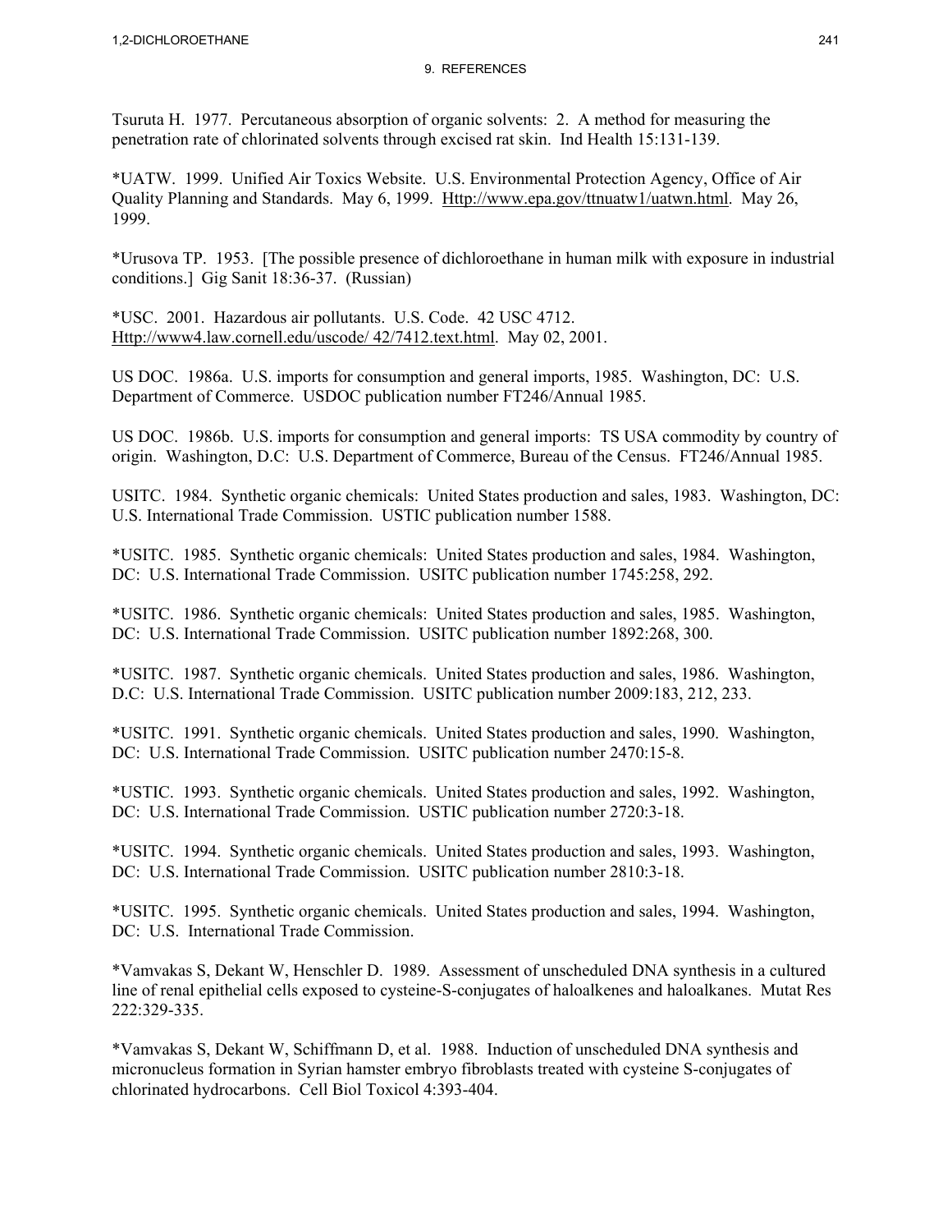## 9. REFERENCES

Tsuruta H. 1977. Percutaneous absorption of organic solvents: 2. A method for measuring the penetration rate of chlorinated solvents through excised rat skin. Ind Health 15:131-139.

*UATW. 1999. Unified Air Toxics Website. U.S. Environmental Protection Agency, Office of Air Quality Planning and Standards. May 6, 1999. Http://www.epa.gov/ttnuatw1/uatwn.html. May 26, 1999.

*Urusova TP. 1953. [The possible presence of dichloroethane in human milk with exposure in industrial conditions.] Gig Sanit 18:36-37. (Russian)

*USC. 2001. Hazardous air pollutants. U.S. Code. 42 USC 4712. Http://www4.law.cornell.edu/uscode/ 42/7412.text.html. May 02, 2001.

US DOC. 1986a. U.S. imports for consumption and general imports, 1985. Washington, DC: U.S. Department of Commerce. USDOC publication number FT246/Annual 1985.

US DOC. 1986b. U.S. imports for consumption and general imports: TS USA commodity by country of origin. Washington, D.C: U.S. Department of Commerce, Bureau of the Census. FT246/Annual 1985.

USITC. 1984. Synthetic organic chemicals: United States production and sales, 1983. Washington, DC: U.S. International Trade Commission. USTIC publication number 1588.

*USITC. 1985. Synthetic organic chemicals: United States production and sales, 1984. Washington, DC: U.S. International Trade Commission. USITC publication number 1745:258, 292.

*USITC. 1986. Synthetic organic chemicals: United States production and sales, 1985. Washington, DC: U.S. International Trade Commission. USITC publication number 1892:268, 300.

*USITC. 1987. Synthetic organic chemicals. United States production and sales, 1986. Washington, D.C: U.S. International Trade Commission. USITC publication number 2009:183, 212, 233.

*USITC. 1991. Synthetic organic chemicals. United States production and sales, 1990. Washington, DC: U.S. International Trade Commission. USITC publication number 2470:15-8.

*USTIC. 1993. Synthetic organic chemicals. United States production and sales, 1992. Washington, DC: U.S. International Trade Commission. USTIC publication number 2720:3-18.

*USITC. 1994. Synthetic organic chemicals. United States production and sales, 1993. Washington, DC: U.S. International Trade Commission. USITC publication number 2810:3-18.

*USITC. 1995. Synthetic organic chemicals. United States production and sales, 1994. Washington, DC: U.S. International Trade Commission.

*Vamvakas S, Dekant W, Henschler D. 1989. Assessment of unscheduled DNA synthesis in a cultured line of renal epithelial cells exposed to cysteine-S-conjugates of haloalkenes and haloalkanes. Mutat Res 222:329-335.

*Vamvakas S, Dekant W, Schiffmann D, et al. 1988. Induction of unscheduled DNA synthesis and micronucleus formation in Syrian hamster embryo fibroblasts treated with cysteine S-conjugates of chlorinated hydrocarbons. Cell Biol Toxicol 4:393-404.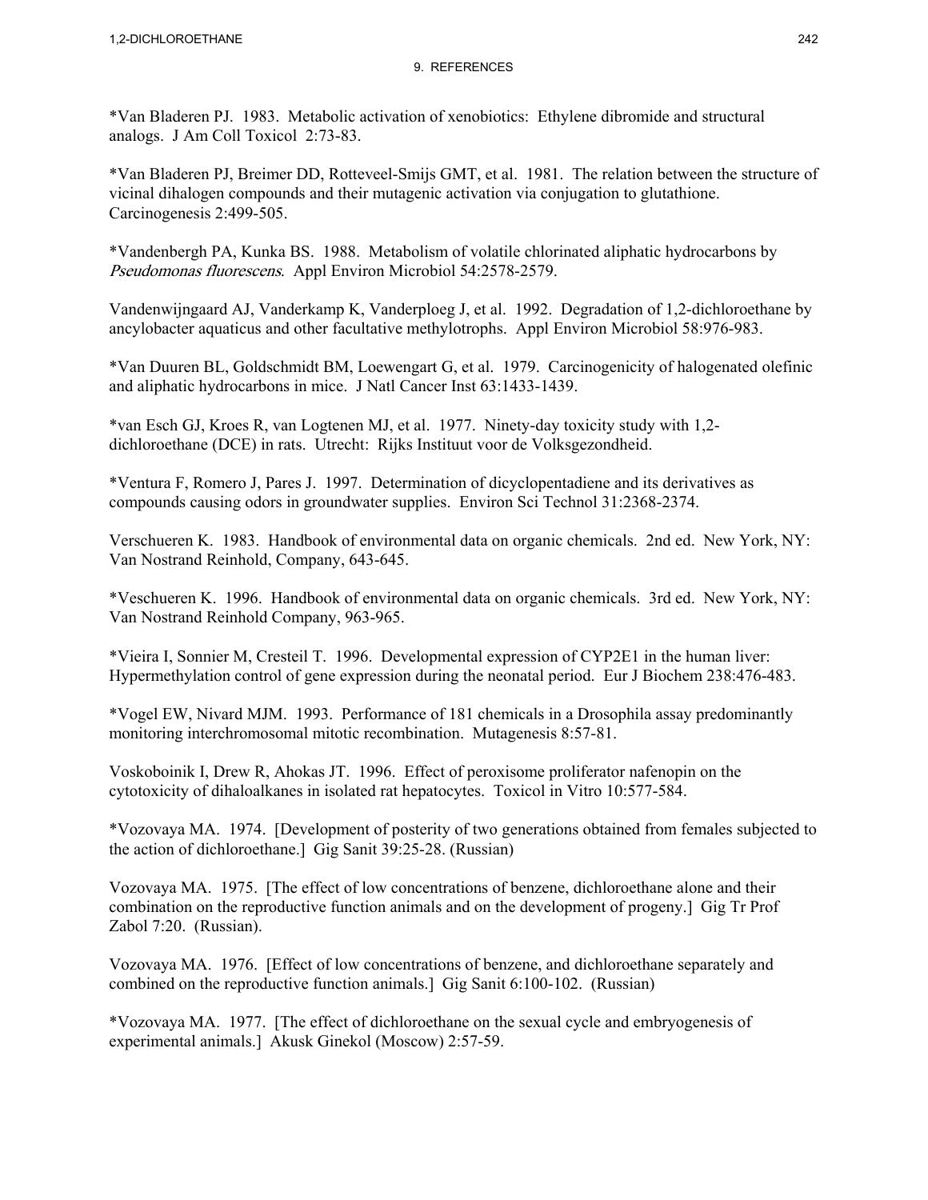## 9. REFERENCES

*Van Bladeren PJ. 1983. Metabolic activation of xenobiotics: Ethylene dibromide and structural analogs. J Am Coll Toxicol 2:73-83.

*Van Bladeren PJ, Breimer DD, Rotteveel-Smijs GMT, et al. 1981. The relation between the structure of vicinal dihalogen compounds and their mutagenic activation via conjugation to glutathione. Carcinogenesis 2:499-505.

*Vandenbergh PA, Kunka BS. 1988. Metabolism of volatile chlorinated aliphatic hydrocarbons by *Pseudomonas fluorescens*. Appl Environ Microbiol 54:2578-2579.

Vandenwijngaard AJ, Vanderkamp K, Vanderploeg J, et al. 1992. Degradation of 1,2-dichloroethane by ancylobacter aquaticus and other facultative methylotrophs. Appl Environ Microbiol 58:976-983.

*Van Duuren BL, Goldschmidt BM, Loewengart G, et al. 1979. Carcinogenicity of halogenated olefinic and aliphatic hydrocarbons in mice. J Natl Cancer Inst 63:1433-1439.

*van Esch GJ, Kroes R, van Logtenen MJ, et al. 1977. Ninety-day toxicity study with 1,2-dichloroethane (DCE) in rats. Utrecht: Rijks Instituut voor de Volksgezondheid.

*Ventura F, Romero J, Pares J. 1997. Determination of dicyclopentadiene and its derivatives as compounds causing odors in groundwater supplies. Environ Sci Technol 31:2368-2374.

Verschueren K. 1983. Handbook of environmental data on organic chemicals. 2nd ed. New York, NY: Van Nostrand Reinhold, Company, 643-645.

*Veschueren K. 1996. Handbook of environmental data on organic chemicals. 3rd ed. New York, NY: Van Nostrand Reinhold Company, 963-965.

*Vieira I, Sonnier M, Cresteil T. 1996. Developmental expression of CYP2E1 in the human liver: Hypermethylation control of gene expression during the neonatal period. Eur J Biochem 238:476-483.

*Vogel EW, Nivard MJM. 1993. Performance of 181 chemicals in a Drosophila assay predominantly monitoring interchromosomal mitotic recombination. Mutagenesis 8:57-81.

Voskoboinik I, Drew R, Ahokas JT. 1996. Effect of peroxisome proliferator nafenopin on the cytotoxicity of dihaloalkanes in isolated rat hepatocytes. Toxicol in Vitro 10:577-584.

*Vozovaya MA. 1974. [Development of posterity of two generations obtained from females subjected to the action of dichloroethane.] Gig Sanit 39:25-28. (Russian)

Vozovaya MA. 1975. [The effect of low concentrations of benzene, dichloroethane alone and their combination on the reproductive function animals and on the development of progeny.] Gig Tr Prof Zabol 7:20. (Russian).

Vozovaya MA. 1976. [Effect of low concentrations of benzene, and dichloroethane separately and combined on the reproductive function animals.] Gig Sanit 6:100-102. (Russian)

*Vozovaya MA. 1977. [The effect of dichloroethane on the sexual cycle and embryogenesis of experimental animals.] Akusk Ginekol (Moscow) 2:57-59.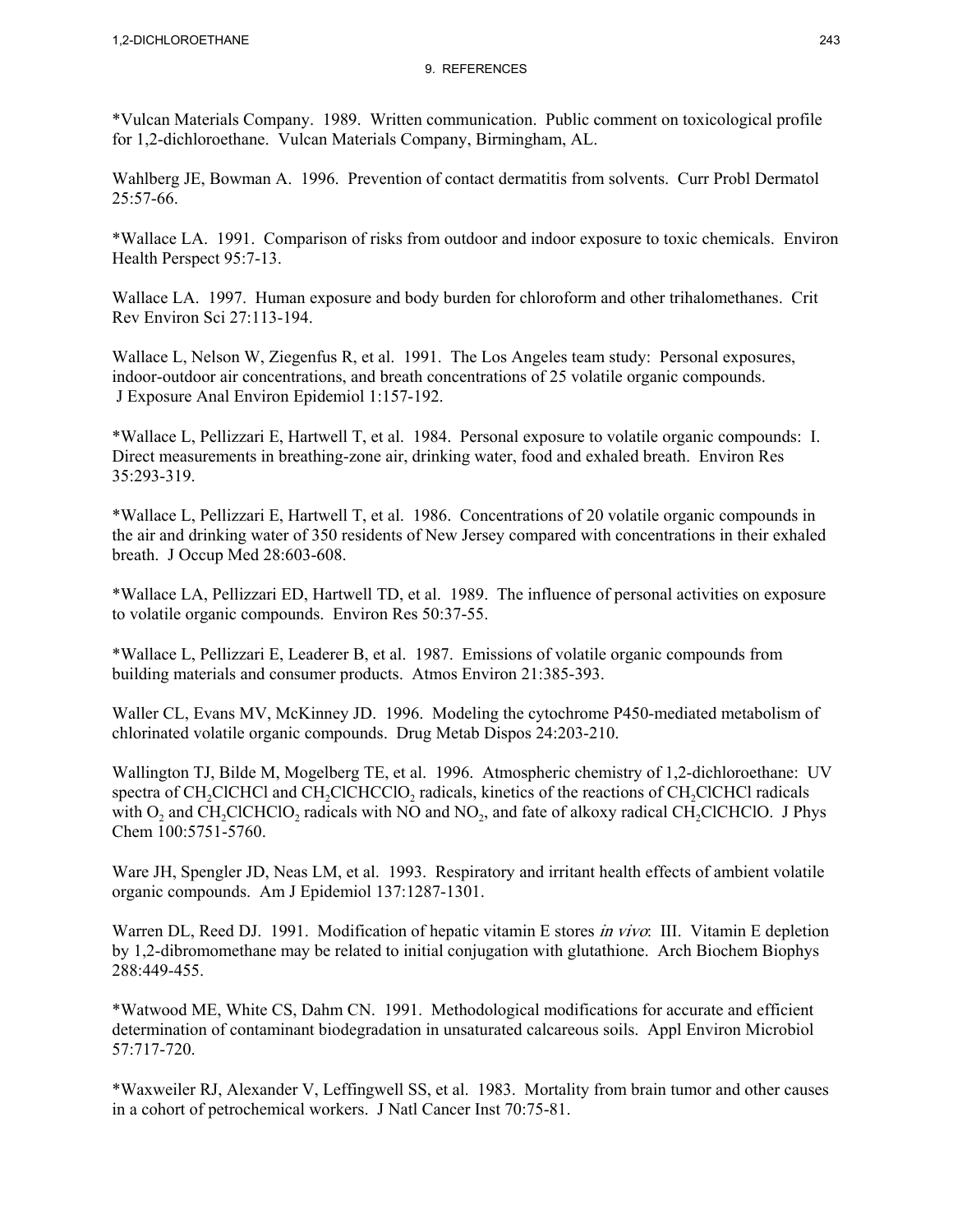*Vulcan Materials Company. 1989. Written communication. Public comment on toxicological profile for 1,2-dichloroethane. Vulcan Materials Company, Birmingham, AL.

Wahlberg JE, Bowman A. 1996. Prevention of contact dermatitis from solvents. Curr Probl Dermatol 25:57-66.

*Wallace LA. 1991. Comparison of risks from outdoor and indoor exposure to toxic chemicals. Environ Health Perspect 95:7-13.

Wallace LA. 1997. Human exposure and body burden for chloroform and other trihalomethanes. Crit Rev Environ Sci 27:113-194.

Wallace L, Nelson W, Ziegenfus R, et al. 1991. The Los Angeles team study: Personal exposures, indoor-outdoor air concentrations, and breath concentrations of 25 volatile organic compounds. J Exposure Anal Environ Epidemiol 1:157-192.

*Wallace L, Pellizzari E, Hartwell T, et al. 1984. Personal exposure to volatile organic compounds: I. Direct measurements in breathing-zone air, drinking water, food and exhaled breath. Environ Res 35:293-319.

*Wallace L, Pellizzari E, Hartwell T, et al. 1986. Concentrations of 20 volatile organic compounds in the air and drinking water of 350 residents of New Jersey compared with concentrations in their exhaled breath. J Occup Med 28:603-608.

*Wallace LA, Pellizzari ED, Hartwell TD, et al. 1989. The influence of personal activities on exposure to volatile organic compounds. Environ Res 50:37-55.

*Wallace L, Pellizzari E, Leaderer B, et al. 1987. Emissions of volatile organic compounds from building materials and consumer products. Atmos Environ 21:385-393.

Waller CL, Evans MV, McKinney JD. 1996. Modeling the cytochrome P450-mediated metabolism of chlorinated volatile organic compounds. Drug Metab Dispos 24:203-210.

Wallington TJ, Bilde M, Mogelberg TE, et al. 1996. Atmospheric chemistry of 1,2-dichloroethane: UV spectra of $CH_2ClCHCl$ and $CH_2ClCHCClO_2$ radicals, kinetics of the reactions of $CH_2ClCHCl$ radicals with $O_2$ and $CH_2ClCHClO_2$ radicals with NO and $NO_2$, and fate of alkoxy radical $CH_2ClCHClO$. J Phys Chem 100:5751-5760.

Ware JH, Spengler JD, Neas LM, et al. 1993. Respiratory and irritant health effects of ambient volatile organic compounds. Am J Epidemiol 137:1287-1301.

Warren DL, Reed DJ. 1991. Modification of hepatic vitamin E stores *in vivo*: III. Vitamin E depletion by 1,2-dibromomethane may be related to initial conjugation with glutathione. Arch Biochem Biophys 288:449-455.

*Watwood ME, White CS, Dahm CN. 1991. Methodological modifications for accurate and efficient determination of contaminant biodegradation in unsaturated calcareous soils. Appl Environ Microbiol 57:717-720.

*Waxweiler RJ, Alexander V, Leffingwell SS, et al. 1983. Mortality from brain tumor and other causes in a cohort of petrochemical workers. J Natl Cancer Inst 70:75-81.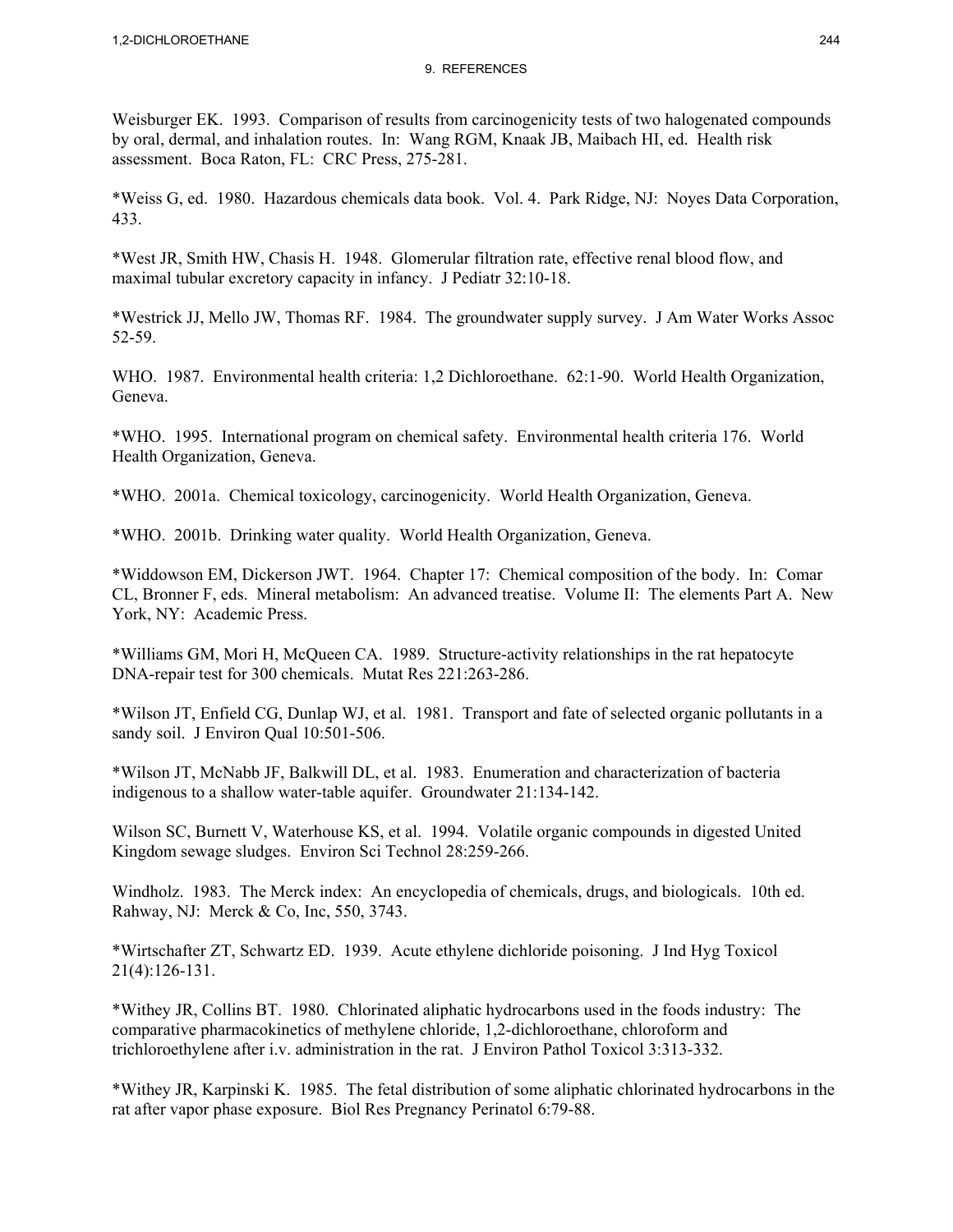Weisburger EK. 1993. Comparison of results from carcinogenicity tests of two halogenated compounds by oral, dermal, and inhalation routes. In: Wang RGM, Knaak JB, Maibach HI, ed. Health risk assessment. Boca Raton, FL: CRC Press, 275-281.

*Weiss G, ed. 1980. Hazardous chemicals data book. Vol. 4. Park Ridge, NJ: Noyes Data Corporation, 433.

*West JR, Smith HW, Chasis H. 1948. Glomerular filtration rate, effective renal blood flow, and maximal tubular excretory capacity in infancy. J Pediatr 32:10-18.

*Westrick JJ, Mello JW, Thomas RF. 1984. The groundwater supply survey. J Am Water Works Assoc 52-59.

WHO. 1987. Environmental health criteria: 1,2 Dichloroethane. 62:1-90. World Health Organization, Geneva.

*WHO. 1995. International program on chemical safety. Environmental health criteria 176. World Health Organization, Geneva.

*WHO. 2001a. Chemical toxicology, carcinogenicity. World Health Organization, Geneva.

*WHO. 2001b. Drinking water quality. World Health Organization, Geneva.

*Widdowson EM, Dickerson JWT. 1964. Chapter 17: Chemical composition of the body. In: Comar CL, Bronner F, eds. Mineral metabolism: An advanced treatise. Volume II: The elements Part A. New York, NY: Academic Press.

*Williams GM, Mori H, McQueen CA. 1989. Structure-activity relationships in the rat hepatocyte DNA-repair test for 300 chemicals. Mutat Res 221:263-286.

*Wilson JT, Enfield CG, Dunlap WJ, et al. 1981. Transport and fate of selected organic pollutants in a sandy soil. J Environ Qual 10:501-506.

*Wilson JT, McNabb JF, Balkwill DL, et al. 1983. Enumeration and characterization of bacteria indigenous to a shallow water-table aquifer. Groundwater 21:134-142.

Wilson SC, Burnett V, Waterhouse KS, et al. 1994. Volatile organic compounds in digested United Kingdom sewage sludges. Environ Sci Technol 28:259-266.

Windholz. 1983. The Merck index: An encyclopedia of chemicals, drugs, and biologicals. 10th ed. Rahway, NJ: Merck & Co, Inc, 550, 3743.

*Wirtschafter ZT, Schwartz ED. 1939. Acute ethylene dichloride poisoning. J Ind Hyg Toxicol 21(4):126-131.

*Withey JR, Collins BT. 1980. Chlorinated aliphatic hydrocarbons used in the foods industry: The comparative pharmacokinetics of methylene chloride, 1,2-dichloroethane, chloroform and trichloroethylene after i.v. administration in the rat. J Environ Pathol Toxicol 3:313-332.

*Withey JR, Karpinski K. 1985. The fetal distribution of some aliphatic chlorinated hydrocarbons in the rat after vapor phase exposure. Biol Res Pregnancy Perinatol 6:79-88.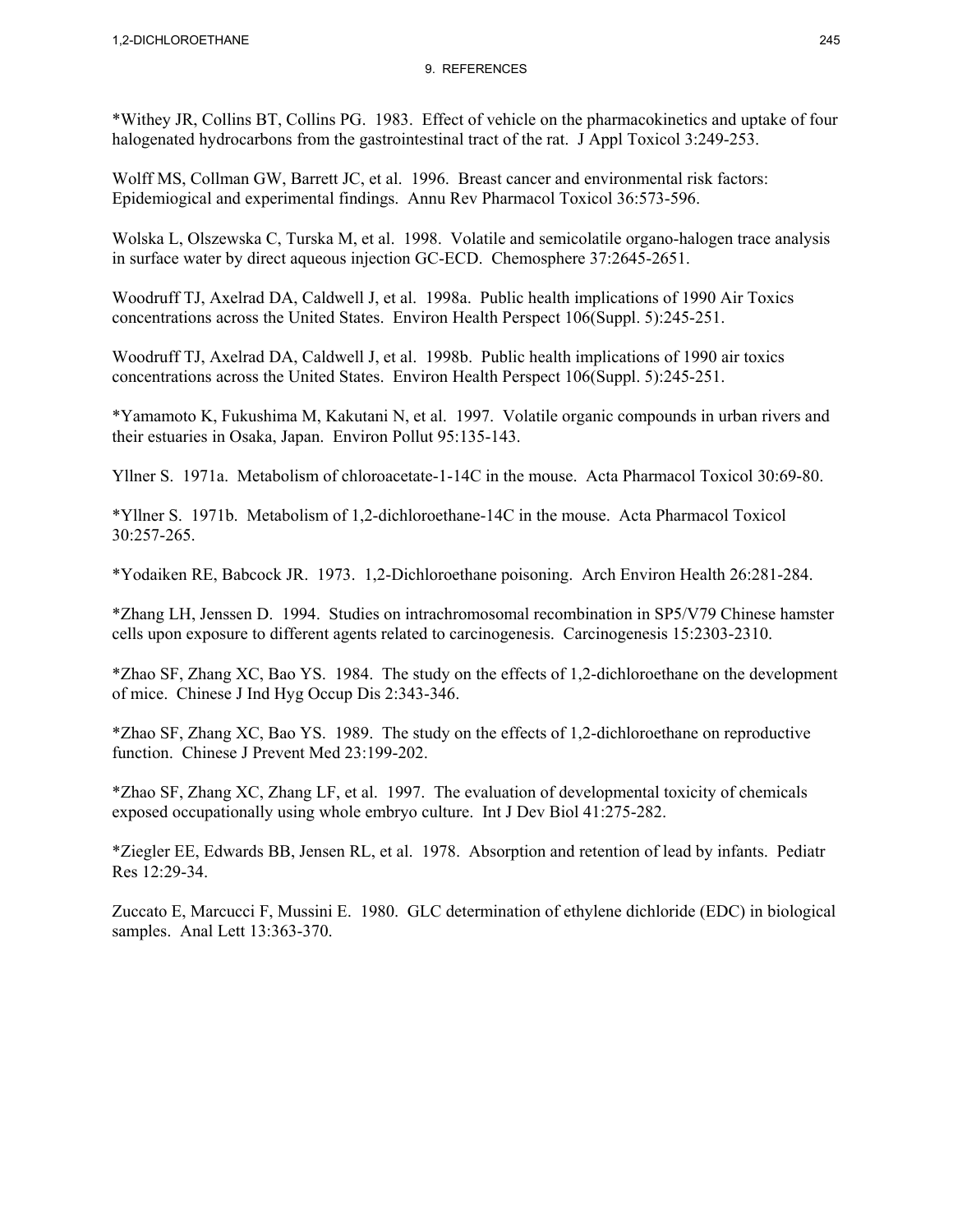*Withey JR, Collins BT, Collins PG. 1983. Effect of vehicle on the pharmacokinetics and uptake of four halogenated hydrocarbons from the gastrointestinal tract of the rat. J Appl Toxicol 3:249-253.

Wolff MS, Collman GW, Barrett JC, et al. 1996. Breast cancer and environmental risk factors: Epidemiogical and experimental findings. Annu Rev Pharmacol Toxicol 36:573-596.

Wolska L, Olszewska C, Turska M, et al. 1998. Volatile and semicolatile organo-halogen trace analysis in surface water by direct aqueous injection GC-ECD. Chemosphere 37:2645-2651.

Woodruff TJ, Axelrad DA, Caldwell J, et al. 1998a. Public health implications of 1990 Air Toxics concentrations across the United States. Environ Health Perspect 106(Suppl. 5):245-251.

Woodruff TJ, Axelrad DA, Caldwell J, et al. 1998b. Public health implications of 1990 air toxics concentrations across the United States. Environ Health Perspect 106(Suppl. 5):245-251.

*Yamamoto K, Fukushima M, Kakutani N, et al. 1997. Volatile organic compounds in urban rivers and their estuaries in Osaka, Japan. Environ Pollut 95:135-143.

Yllner S. 1971a. Metabolism of chloroacetate-1-14C in the mouse. Acta Pharmacol Toxicol 30:69-80.

*Yllner S. 1971b. Metabolism of 1,2-dichloroethane-14C in the mouse. Acta Pharmacol Toxicol 30:257-265.

*Yodaiken RE, Babcock JR. 1973. 1,2-Dichloroethane poisoning. Arch Environ Health 26:281-284.

*Zhang LH, Jenssen D. 1994. Studies on intrachromosomal recombination in SP5/V79 Chinese hamster cells upon exposure to different agents related to carcinogenesis. Carcinogenesis 15:2303-2310.

*Zhao SF, Zhang XC, Bao YS. 1984. The study on the effects of 1,2-dichloroethane on the development of mice. Chinese J Ind Hyg Occup Dis 2:343-346.

*Zhao SF, Zhang XC, Bao YS. 1989. The study on the effects of 1,2-dichloroethane on reproductive function. Chinese J Prevent Med 23:199-202.

*Zhao SF, Zhang XC, Zhang LF, et al. 1997. The evaluation of developmental toxicity of chemicals exposed occupationally using whole embryo culture. Int J Dev Biol 41:275-282.

*Ziegler EE, Edwards BB, Jensen RL, et al. 1978. Absorption and retention of lead by infants. Pediatr Res 12:29-34.

Zuccato E, Marcucci F, Mussini E. 1980. GLC determination of ethylene dichloride (EDC) in biological samples. Anal Lett 13:363-370.